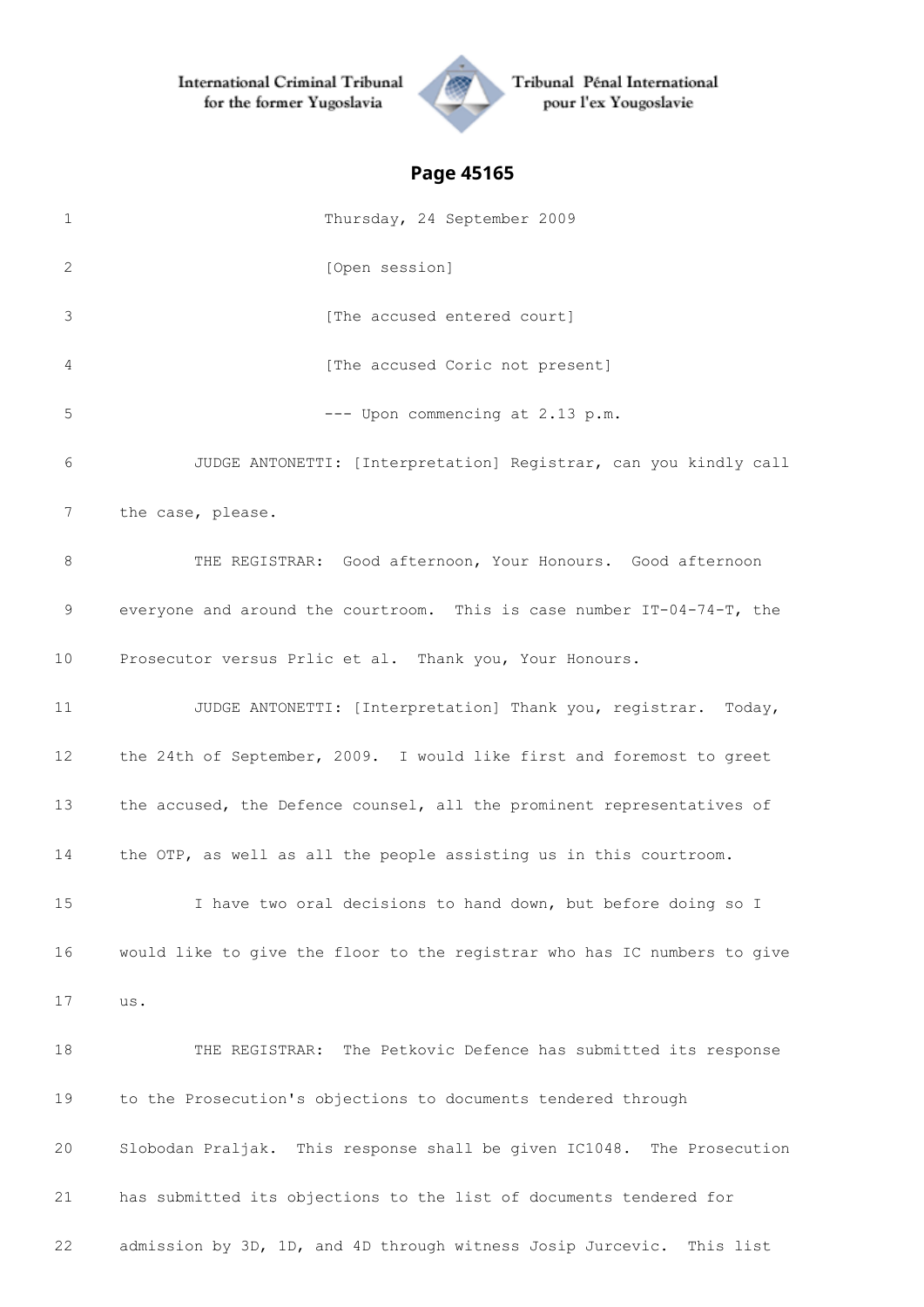**Page 45165**

1 Thursday, 24 September 2009

2 [Open session]

3 [The accused entered court]

4 [The accused Coric not present]

5 --- Upon commencing at 2.13 p.m.

6 JUDGE ANTONETTI: [Interpretation] Registrar, can you kindly call

7 the case, please.

8 THE REGISTRAR: Good afternoon, Your Honours. Good afternoon

9 everyone and around the courtroom. This is case number IT-04-74-T, the

10 Prosecutor versus Prlic et al. Thank you, Your Honours.

11 JUDGE ANTONETTI: [Interpretation] Thank you, registrar. Today,

12 the 24th of September, 2009. I would like first and foremost to greet

13 the accused, the Defence counsel, all the prominent representatives of

14 the OTP, as well as all the people assisting us in this courtroom.

15 I have two oral decisions to hand down, but before doing so I

16 would like to give the floor to the registrar who has IC numbers to give

17 us.

18 THE REGISTRAR: The Petkovic Defence has submitted its response

19 to the Prosecution's objections to documents tendered through

20 Slobodan Praljak. This response shall be given IC1048. The Prosecution

21 has submitted its objections to the list of documents tendered for

22 admission by 3D, 1D, and 4D through witness Josip Jurcevic. This list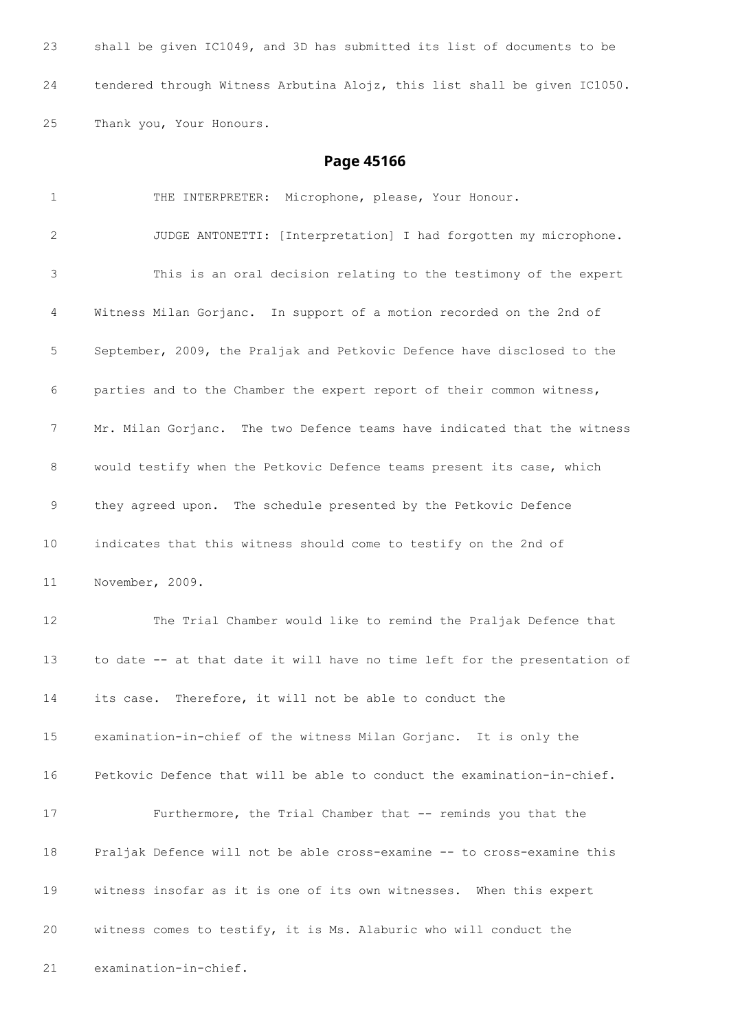23 shall be given IC1049, and 3D has submitted its list of documents to be

24 tendered through Witness Arbutina Alojz, this list shall be given IC1050.

25 Thank you, Your Honours.

## Page 45166

1 THE INTERPRETER: Microphone, please, Your Honour.

2 JUDGE ANTONETTI: [Interpretation] I had forgotten my microphone.

3 This is an oral decision relating to the testimony of the expert

4 Witness Milan Gorjanc. In support of a motion recorded on the 2nd of

5 September, 2009, the Praljak and Petkovic Defence have disclosed to the

6 parties and to the Chamber the expert report of their common witness,

7 Mr. Milan Gorjanc. The two Defence teams have indicated that the witness

8 would testify when the Petkovic Defence teams present its case, which

9 they agreed upon. The schedule presented by the Petkovic Defence

10 indicates that this witness should come to testify on the 2nd of

11 November, 2009.

12 The Trial Chamber would like to remind the Praljak Defence that

13 to date -- at that date it will have no time left for the presentation of

14 its case. Therefore, it will not be able to conduct the

15 examination-in-chief of the witness Milan Gorjanc. It is only the

16 Petkovic Defence that will be able to conduct the examination-in-chief.

17 Furthermore, the Trial Chamber that -- reminds you that the

18 Praljak Defence will not be able cross-examine -- to cross-examine this

19 witness insofar as it is one of its own witnesses. When this expert

20 witness comes to testify, it is Ms. Alaburic who will conduct the

21 examination-in-chief.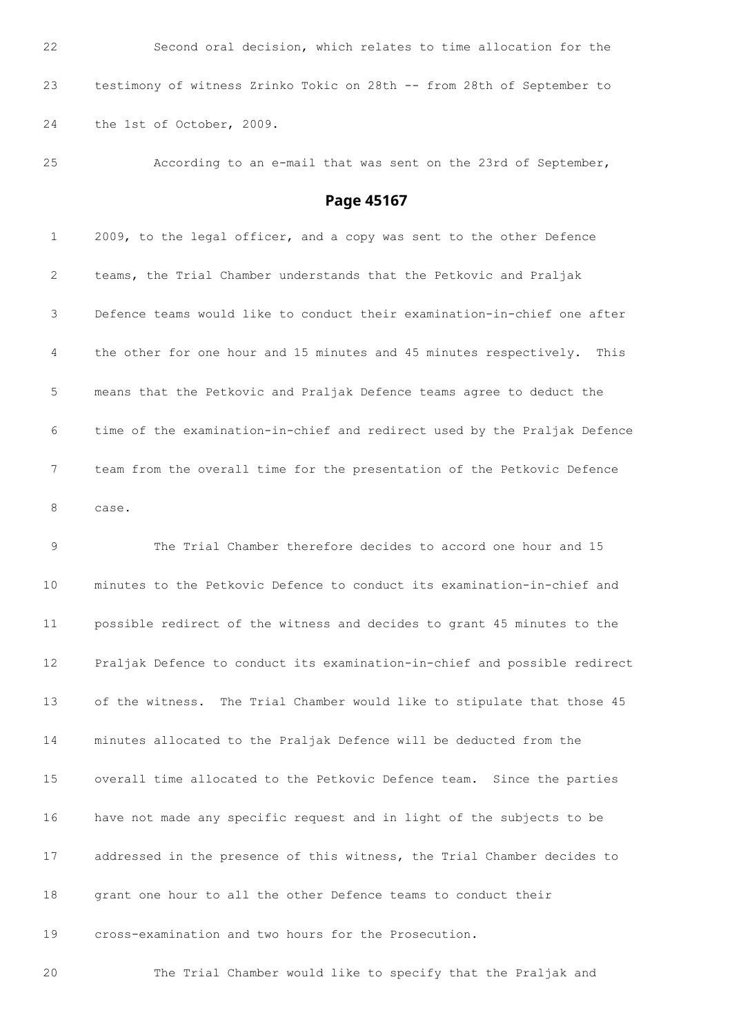22 Second oral decision, which relates to time allocation for the

23 testimony of witness Zrinko Tokic on 28th -- from 28th of September to

24 the 1st of October, 2009.

25 According to an e-mail that was sent on the 23rd of September,

## Page 45167

1 2009, to the legal officer, and a copy was sent to the other Defence

2 teams, the Trial Chamber understands that the Petkovic and Praljak

3 Defence teams would like to conduct their examination-in-chief one after

4 the other for one hour and 15 minutes and 45 minutes respectively. This

5 means that the Petkovic and Praljak Defence teams agree to deduct the

6 time of the examination-in-chief and redirect used by the Praljak Defence

7 team from the overall time for the presentation of the Petkovic Defence

8 case.

9 The Trial Chamber therefore decides to accord one hour and 15

10 minutes to the Petkovic Defence to conduct its examination-in-chief and

11 possible redirect of the witness and decides to grant 45 minutes to the

12 Praljak Defence to conduct its examination-in-chief and possible redirect

13 of the witness. The Trial Chamber would like to stipulate that those 45

14 minutes allocated to the Praljak Defence will be deducted from the

15 overall time allocated to the Petkovic Defence team. Since the parties

16 have not made any specific request and in light of the subjects to be

17 addressed in the presence of this witness, the Trial Chamber decides to

18 grant one hour to all the other Defence teams to conduct their

19 cross-examination and two hours for the Prosecution.

20 The Trial Chamber would like to specify that the Praljak and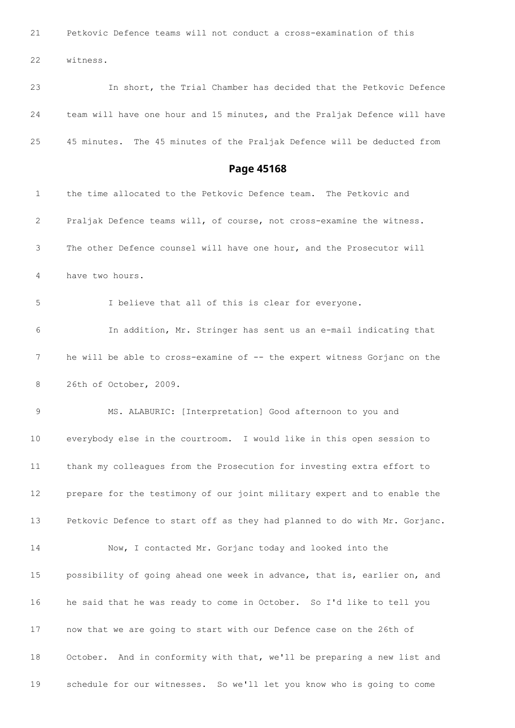21 Petkovic Defence teams will not conduct a cross-examination of this

22 witness.

23 In short, the Trial Chamber has decided that the Petkovic Defence

24 team will have one hour and 15 minutes, and the Praljak Defence will have

25 45 minutes. The 45 minutes of the Praljak Defence will be deducted from

## Page 45168

1 the time allocated to the Petkovic Defence team. The Petkovic and

2 Praljak Defence teams will, of course, not cross-examine the witness.

3 The other Defence counsel will have one hour, and the Prosecutor will

4 have two hours.

5 I believe that all of this is clear for everyone.

6 In addition, Mr. Stringer has sent us an e-mail indicating that

7 he will be able to cross-examine of -- the expert witness Gorjanc on the

8 26th of October, 2009.

9 MS. ALABURIC: [Interpretation] Good afternoon to you and

10 everybody else in the courtroom. I would like in this open session to

11 thank my colleagues from the Prosecution for investing extra effort to

12 prepare for the testimony of our joint military expert and to enable the

13 Petkovic Defence to start off as they had planned to do with Mr. Gorjanc.

14 Now, I contacted Mr. Gorjanc today and looked into the

15 possibility of going ahead one week in advance, that is, earlier on, and

16 he said that he was ready to come in October. So I'd like to tell you

17 now that we are going to start with our Defence case on the 26th of

18 October. And in conformity with that, we'll be preparing a new list and

19 schedule for our witnesses. So we'll let you know who is going to come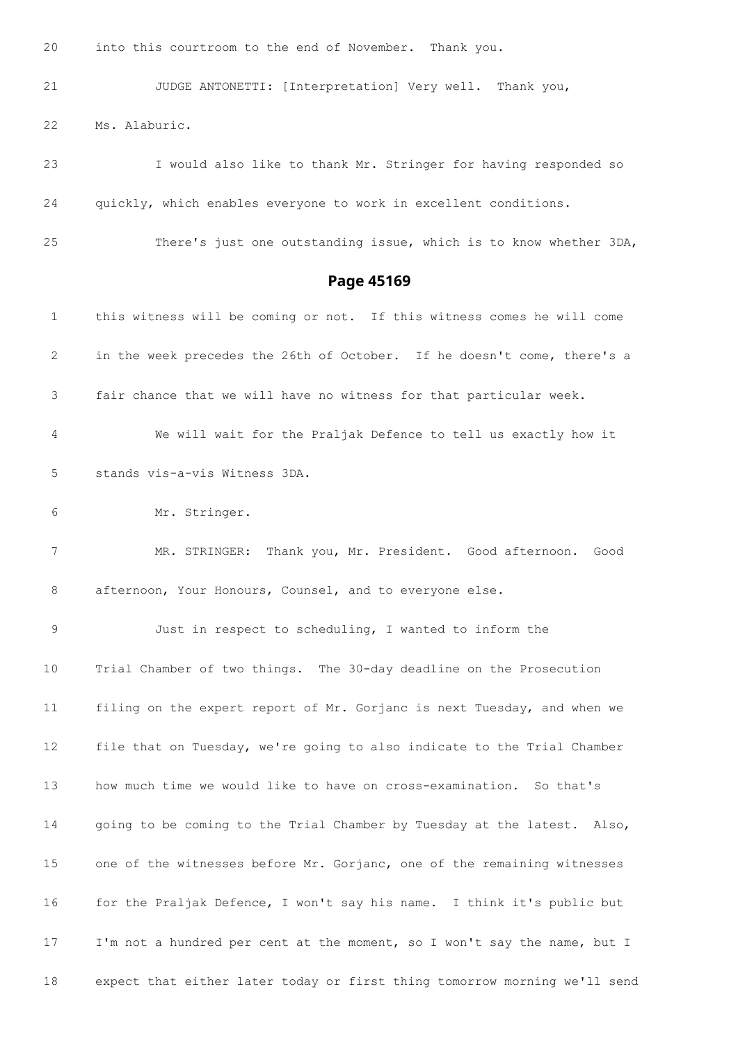20 into this courtroom to the end of November. Thank you.

21 JUDGE ANTONETTI: [Interpretation] Very well. Thank you,

22 Ms. Alaburic.

23 I would also like to thank Mr. Stringer for having responded so

24 quickly, which enables everyone to work in excellent conditions.

25 There's just one outstanding issue, which is to know whether 3DA,

## Page 45169

1 this witness will be coming or not. If this witness comes he will come

2 in the week precedes the 26th of October. If he doesn't come, there's a

3 fair chance that we will have no witness for that particular week.

4 We will wait for the Praljak Defence to tell us exactly how it

5 stands vis-a-vis Witness 3DA.

6 Mr. Stringer.

7 MR. STRINGER: Thank you, Mr. President. Good afternoon. Good

8 afternoon, Your Honours, Counsel, and to everyone else.

9 Just in respect to scheduling, I wanted to inform the

10 Trial Chamber of two things. The 30-day deadline on the Prosecution

11 filing on the expert report of Mr. Gorjanc is next Tuesday, and when we

12 file that on Tuesday, we're going to also indicate to the Trial Chamber

13 how much time we would like to have on cross-examination. So that's

14 going to be coming to the Trial Chamber by Tuesday at the latest. Also,

15 one of the witnesses before Mr. Gorjanc, one of the remaining witnesses

16 for the Praljak Defence, I won't say his name. I think it's public but

17 I'm not a hundred per cent at the moment, so I won't say the name, but I

18 expect that either later today or first thing tomorrow morning we'll send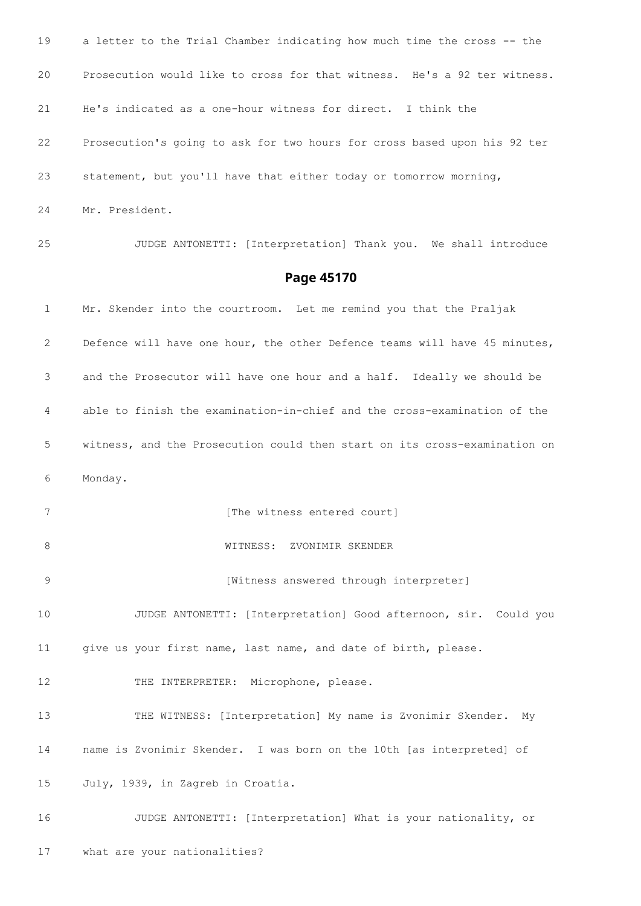19 a letter to the Trial Chamber indicating how much time the cross -- the

20 Prosecution would like to cross for that witness. He's a 92 ter witness.

21 He's indicated as a one-hour witness for direct. I think the

22 Prosecution's going to ask for two hours for cross based upon his 92 ter

23 statement, but you'll have that either today or tomorrow morning,

24 Mr. President.

25 JUDGE ANTONETTI: [Interpretation] Thank you. We shall introduce

## Page 45170

1 Mr. Skender into the courtroom. Let me remind you that the Praljak

2 Defence will have one hour, the other Defence teams will have 45 minutes,

3 and the Prosecutor will have one hour and a half. Ideally we should be

4 able to finish the examination-in-chief and the cross-examination of the

5 witness, and the Prosecution could then start on its cross-examination on

6 Monday.

7 [The witness entered court]

8 WITNESS: ZVONIMIR SKENDER

9 [Witness answered through interpreter]

10 JUDGE ANTONETTI: [Interpretation] Good afternoon, sir. Could you

11 give us your first name, last name, and date of birth, please.

12 THE INTERPRETER: Microphone, please.

13 THE WITNESS: [Interpretation] My name is Zvonimir Skender. My

14 name is Zvonimir Skender. I was born on the 10th [as interpreted] of

15 July, 1939, in Zagreb in Croatia.

16 JUDGE ANTONETTI: [Interpretation] What is your nationality, or

17 what are your nationalities?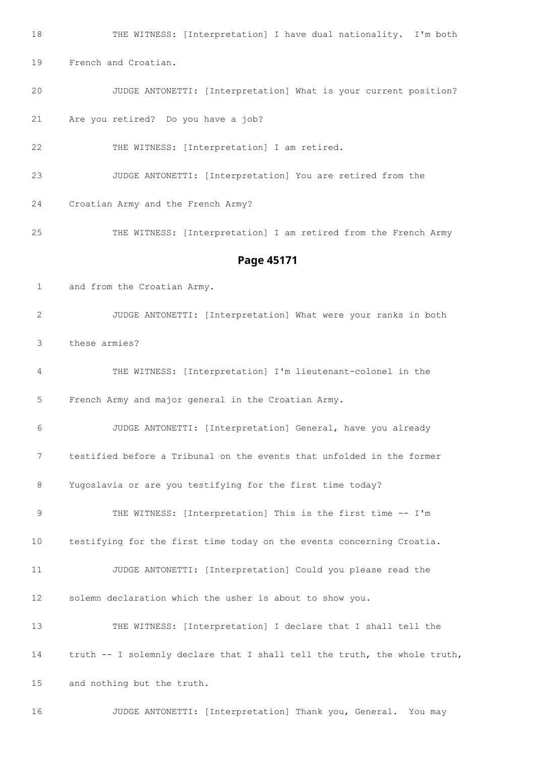18 THE WITNESS: [Interpretation] I have dual nationality. I'm both

19 French and Croatian.

20 JUDGE ANTONETTI: [Interpretation] What is your current position?

21 Are you retired? Do you have a job?

22 THE WITNESS: [Interpretation] I am retired.

23 JUDGE ANTONETTI: [Interpretation] You are retired from the

24 Croatian Army and the French Army?

25 THE WITNESS: [Interpretation] I am retired from the French Army

## Page 45171

1 and from the Croatian Army.

2 JUDGE ANTONETTI: [Interpretation] What were your ranks in both

3 these armies?

4 THE WITNESS: [Interpretation] I'm lieutenant-colonel in the

5 French Army and major general in the Croatian Army.

6 JUDGE ANTONETTI: [Interpretation] General, have you already

7 testified before a Tribunal on the events that unfolded in the former

8 Yugoslavia or are you testifying for the first time today?

9 THE WITNESS: [Interpretation] This is the first time -- I'm

10 testifying for the first time today on the events concerning Croatia.

11 JUDGE ANTONETTI: [Interpretation] Could you please read the

12 solemn declaration which the usher is about to show you.

13 THE WITNESS: [Interpretation] I declare that I shall tell the

14 truth -- I solemnly declare that I shall tell the truth, the whole truth,

15 and nothing but the truth.

16 JUDGE ANTONETTI: [Interpretation] Thank you, General. You may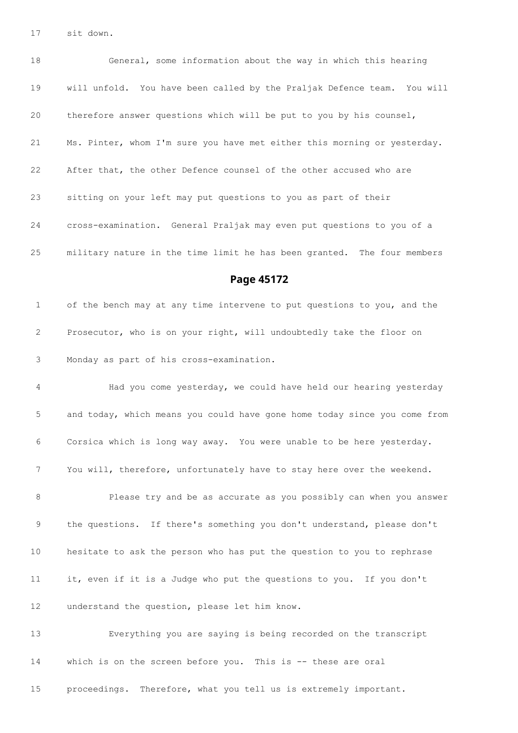17 sit down.

18 General, some information about the way in which this hearing

19 will unfold. You have been called by the Praljak Defence team. You will

20 therefore answer questions which will be put to you by his counsel,

21 Ms. Pinter, whom I'm sure you have met either this morning or yesterday.

22 After that, the other Defence counsel of the other accused who are

23 sitting on your left may put questions to you as part of their

24 cross-examination. General Praljak may even put questions to you of a

25 military nature in the time limit he has been granted. The four members

## Page 45172

1 of the bench may at any time intervene to put questions to you, and the

2 Prosecutor, who is on your right, will undoubtedly take the floor on

3 Monday as part of his cross-examination.

4 Had you come yesterday, we could have held our hearing yesterday

5 and today, which means you could have gone home today since you come from

6 Corsica which is long way away. You were unable to be here yesterday.

7 You will, therefore, unfortunately have to stay here over the weekend.

8 Please try and be as accurate as you possibly can when you answer

9 the questions. If there's something you don't understand, please don't

10 hesitate to ask the person who has put the question to you to rephrase

11 it, even if it is a Judge who put the questions to you. If you don't

12 understand the question, please let him know.

13 Everything you are saying is being recorded on the transcript

14 which is on the screen before you. This is -- these are oral

15 proceedings. Therefore, what you tell us is extremely important.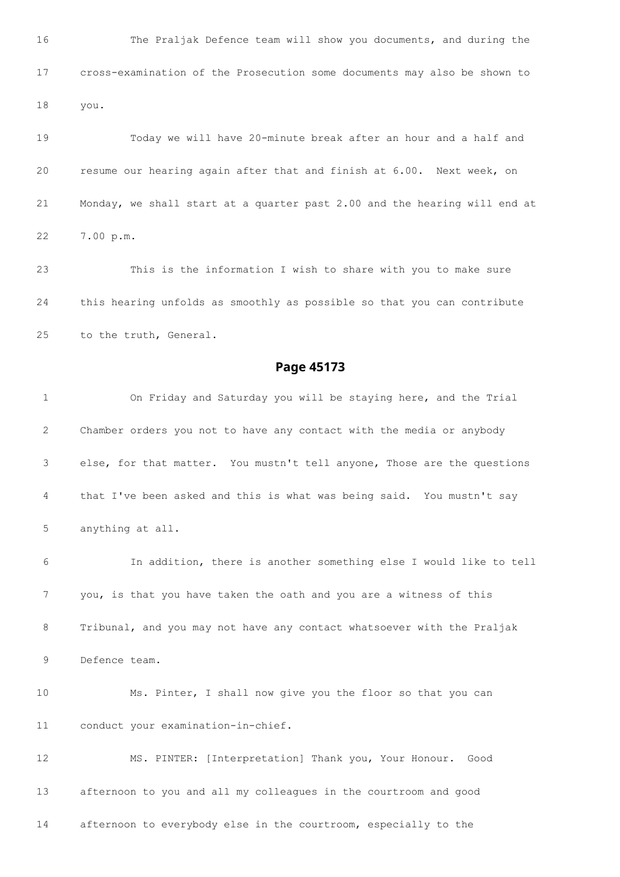16 The Praljak Defence team will show you documents, and during the

17 cross-examination of the Prosecution some documents may also be shown to

18 you.

19 Today we will have 20-minute break after an hour and a half and

20 resume our hearing again after that and finish at 6.00. Next week, on

21 Monday, we shall start at a quarter past 2.00 and the hearing will end at

22 7.00 p.m.

23 This is the information I wish to share with you to make sure

24 this hearing unfolds as smoothly as possible so that you can contribute

25 to the truth, General.

## Page 45173

1 On Friday and Saturday you will be staying here, and the Trial

2 Chamber orders you not to have any contact with the media or anybody

3 else, for that matter. You mustn't tell anyone, Those are the questions

4 that I've been asked and this is what was being said. You mustn't say

5 anything at all.

6 In addition, there is another something else I would like to tell

7 you, is that you have taken the oath and you are a witness of this

8 Tribunal, and you may not have any contact whatsoever with the Praljak

9 Defence team.

10 Ms. Pinter, I shall now give you the floor so that you can

11 conduct your examination-in-chief.

12 MS. PINTER: [Interpretation] Thank you, Your Honour. Good

13 afternoon to you and all my colleagues in the courtroom and good

14 afternoon to everybody else in the courtroom, especially to the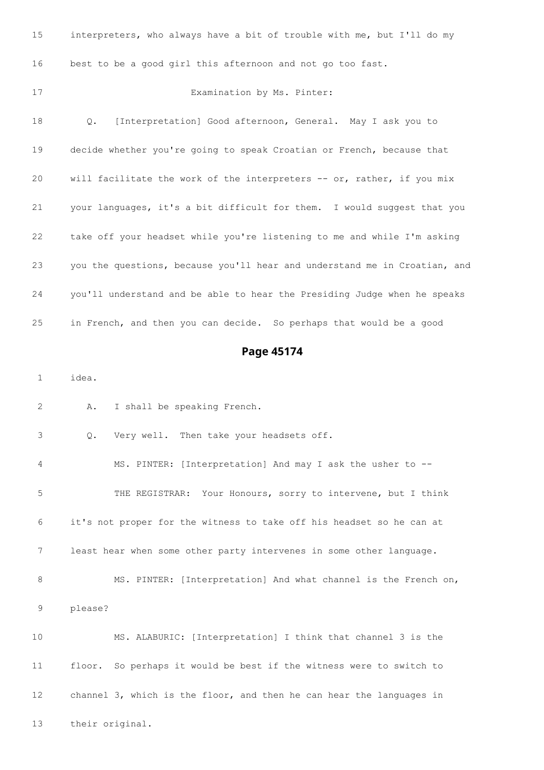15 interpreters, who always have a bit of trouble with me, but I'll do my

16 best to be a good girl this afternoon and not go too fast.

17 Examination by Ms. Pinter:

18 Q. [Interpretation] Good afternoon, General. May I ask you to

19 decide whether you're going to speak Croatian or French, because that

20 will facilitate the work of the interpreters -- or, rather, if you mix

21 your languages, it's a bit difficult for them. I would suggest that you

22 take off your headset while you're listening to me and while I'm asking

23 you the questions, because you'll hear and understand me in Croatian, and

24 you'll understand and be able to hear the Presiding Judge when he speaks

25 in French, and then you can decide. So perhaps that would be a good

## Page 45174

1 idea.

2 A. I shall be speaking French.

3 Q. Very well. Then take your headsets off.

4 MS. PINTER: [Interpretation] And may I ask the usher to --

5 THE REGISTRAR: Your Honours, sorry to intervene, but I think

6 it's not proper for the witness to take off his headset so he can at

7 least hear when some other party intervenes in some other language.

8 MS. PINTER: [Interpretation] And what channel is the French on,

9 please?

10 MS. ALABURIC: [Interpretation] I think that channel 3 is the

11 floor. So perhaps it would be best if the witness were to switch to

12 channel 3, which is the floor, and then he can hear the languages in

13 their original.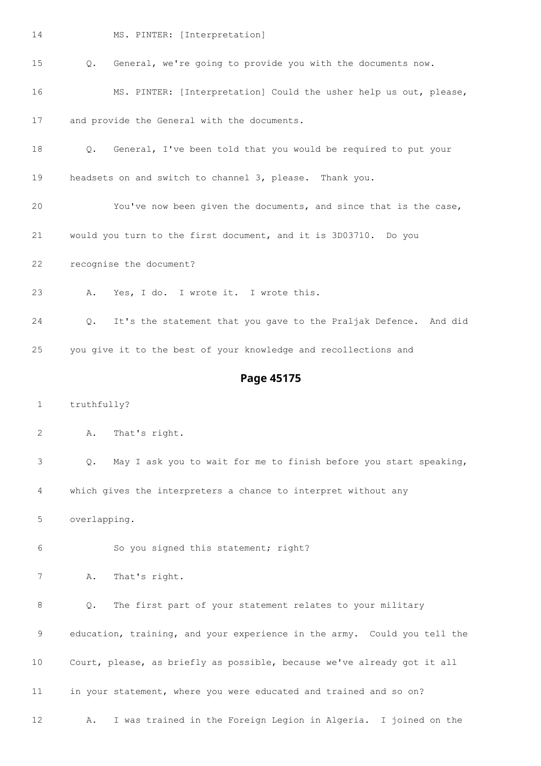14 MS. PINTER: [Interpretation]

15 Q. General, we're going to provide you with the documents now.

16 MS. PINTER: [Interpretation] Could the usher help us out, please,

17 and provide the General with the documents.

18 Q. General, I've been told that you would be required to put your

19 headsets on and switch to channel 3, please. Thank you.

20 You've now been given the documents, and since that is the case,

21 would you turn to the first document, and it is 3D03710. Do you

22 recognise the document?

23 A. Yes, I do. I wrote it. I wrote this.

24 Q. It's the statement that you gave to the Praljak Defence. And did

25 you give it to the best of your knowledge and recollections and

## Page 45175

1 truthfully?

2 A. That's right.

3 Q. May I ask you to wait for me to finish before you start speaking,

4 which gives the interpreters a chance to interpret without any

5 overlapping.

6 So you signed this statement; right?

7 A. That's right.

8 Q. The first part of your statement relates to your military

9 education, training, and your experience in the army. Could you tell the

10 Court, please, as briefly as possible, because we've already got it all

11 in your statement, where you were educated and trained and so on?

12 A. I was trained in the Foreign Legion in Algeria. I joined on the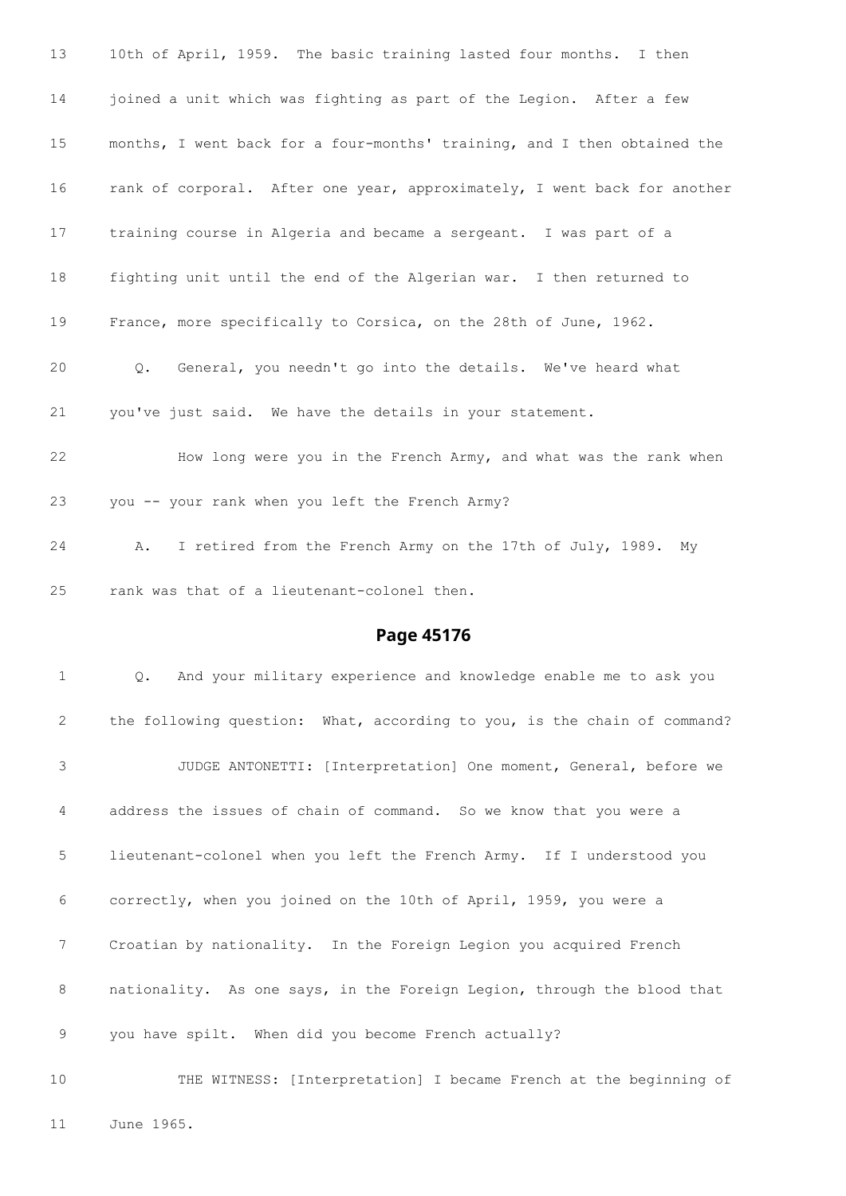13 10th of April, 1959. The basic training lasted four months. I then

14 joined a unit which was fighting as part of the Legion. After a few

15 months, I went back for a four-months' training, and I then obtained the

16 rank of corporal. After one year, approximately, I went back for another

17 training course in Algeria and became a sergeant. I was part of a

18 fighting unit until the end of the Algerian war. I then returned to

19 France, more specifically to Corsica, on the 28th of June, 1962.

20 Q. General, you needn't go into the details. We've heard what

21 you've just said. We have the details in your statement.

22 How long were you in the French Army, and what was the rank when

23 you -- your rank when you left the French Army?

24 A. I retired from the French Army on the 17th of July, 1989. My

25 rank was that of a lieutenant-colonel then.

## Page 45176

1 Q. And your military experience and knowledge enable me to ask you

2 the following question: What, according to you, is the chain of command?

3 JUDGE ANTONETTI: [Interpretation] One moment, General, before we

4 address the issues of chain of command. So we know that you were a

5 lieutenant-colonel when you left the French Army. If I understood you

6 correctly, when you joined on the 10th of April, 1959, you were a

7 Croatian by nationality. In the Foreign Legion you acquired French

8 nationality. As one says, in the Foreign Legion, through the blood that

9 you have spilt. When did you become French actually?

10 THE WITNESS: [Interpretation] I became French at the beginning of

11 June 1965.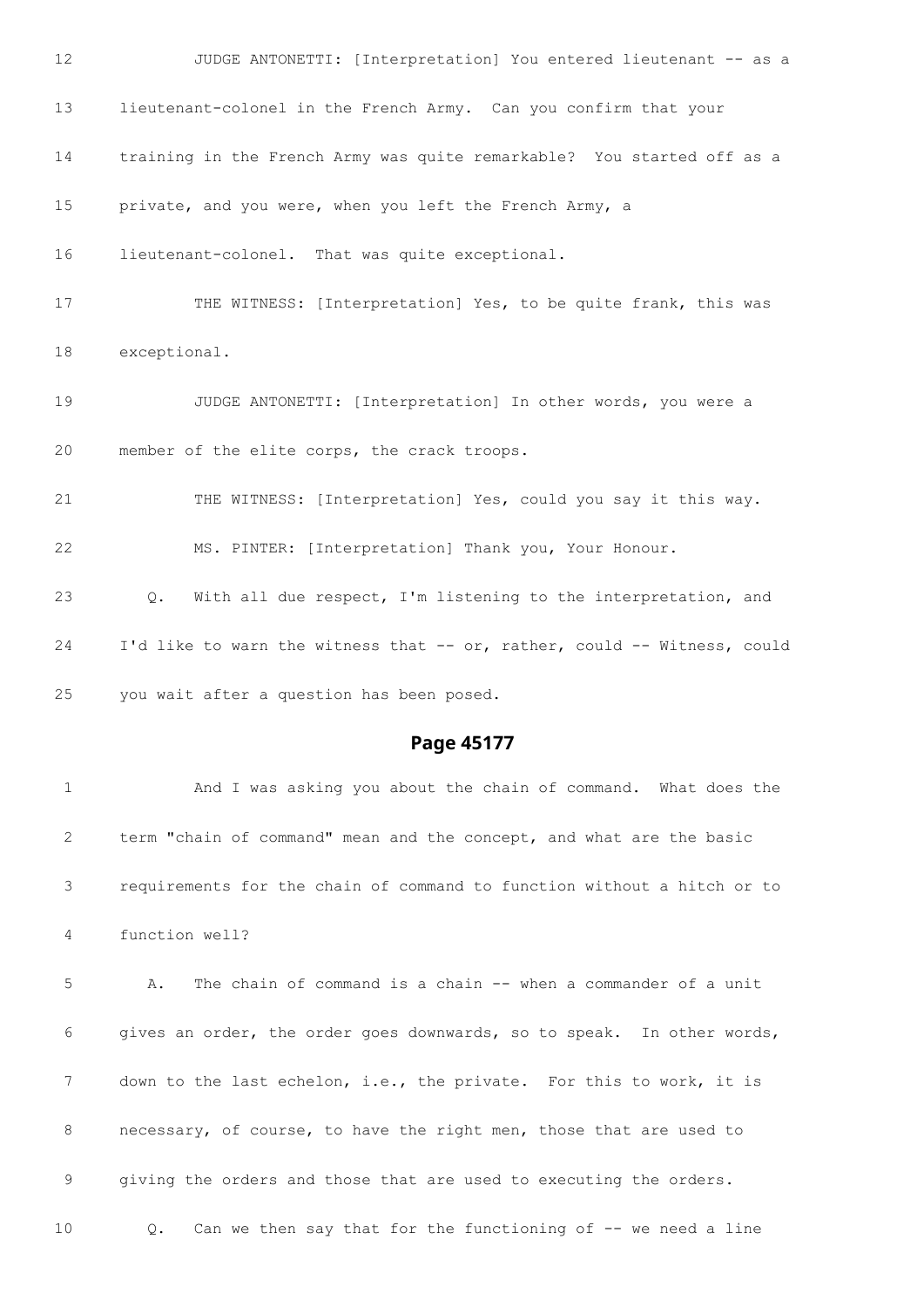12 JUDGE ANTONETTI: [Interpretation] You entered lieutenant -- as a

13 lieutenant-colonel in the French Army. Can you confirm that your

14 training in the French Army was quite remarkable? You started off as a

15 private, and you were, when you left the French Army, a

16 lieutenant-colonel. That was quite exceptional.

17 THE WITNESS: [Interpretation] Yes, to be quite frank, this was

18 exceptional.

19 JUDGE ANTONETTI: [Interpretation] In other words, you were a

20 member of the elite corps, the crack troops.

21 THE WITNESS: [Interpretation] Yes, could you say it this way.

22 MS. PINTER: [Interpretation] Thank you, Your Honour.

23 Q. With all due respect, I'm listening to the interpretation, and

24 I'd like to warn the witness that -- or, rather, could -- Witness, could

25 you wait after a question has been posed.

## Page 45177

1 And I was asking you about the chain of command. What does the

2 term "chain of command" mean and the concept, and what are the basic

3 requirements for the chain of command to function without a hitch or to

4 function well?

5 A. The chain of command is a chain -- when a commander of a unit

6 gives an order, the order goes downwards, so to speak. In other words,

7 down to the last echelon, i.e., the private. For this to work, it is

8 necessary, of course, to have the right men, those that are used to

9 giving the orders and those that are used to executing the orders.

10 Q. Can we then say that for the functioning of -- we need a line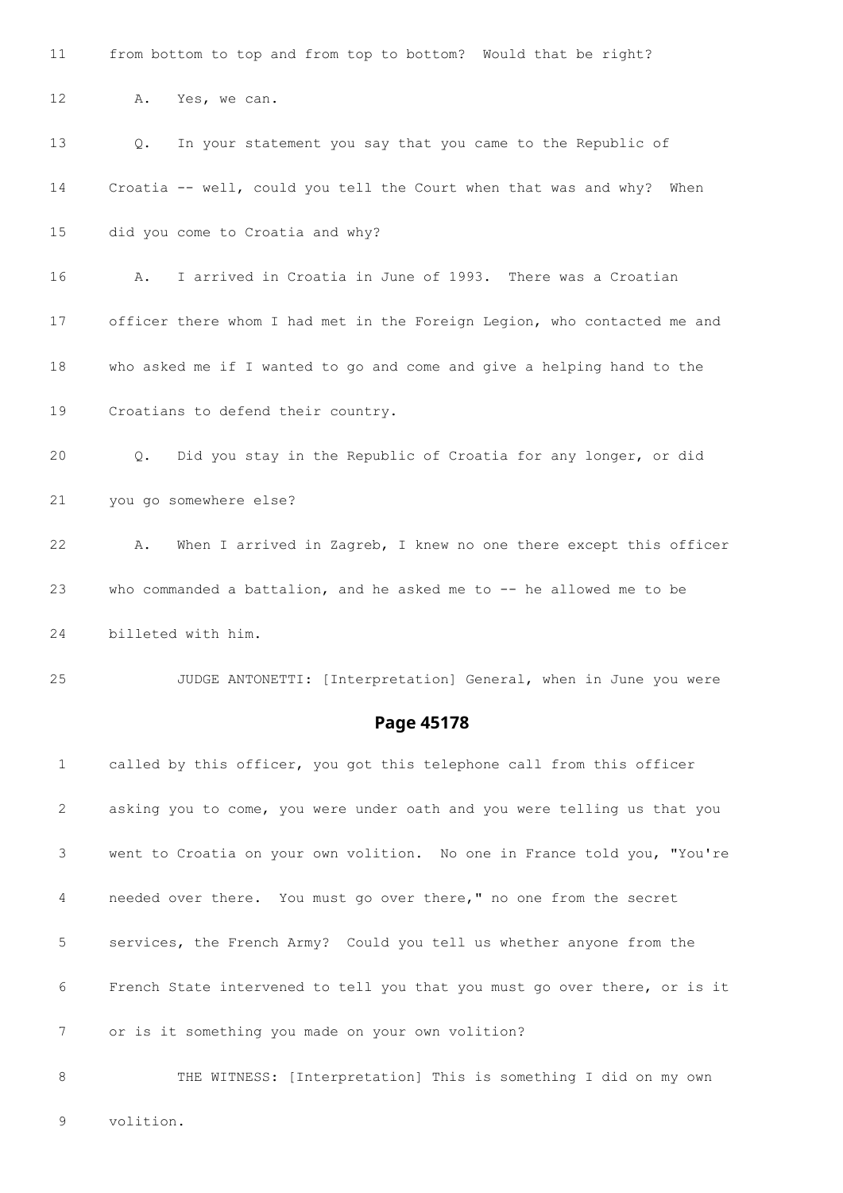11 from bottom to top and from top to bottom? Would that be right?

12 A. Yes, we can.

13 Q. In your statement you say that you came to the Republic of

14 Croatia -- well, could you tell the Court when that was and why? When

15 did you come to Croatia and why?

16 A. I arrived in Croatia in June of 1993. There was a Croatian

17 officer there whom I had met in the Foreign Legion, who contacted me and

18 who asked me if I wanted to go and come and give a helping hand to the

19 Croatians to defend their country.

20 Q. Did you stay in the Republic of Croatia for any longer, or did

21 you go somewhere else?

22 A. When I arrived in Zagreb, I knew no one there except this officer

23 who commanded a battalion, and he asked me to -- he allowed me to be

24 billeted with him.

25 JUDGE ANTONETTI: [Interpretation] General, when in June you were

## Page 45178

1 called by this officer, you got this telephone call from this officer

2 asking you to come, you were under oath and you were telling us that you

3 went to Croatia on your own volition. No one in France told you, "You're

4 needed over there. You must go over there," no one from the secret

5 services, the French Army? Could you tell us whether anyone from the

6 French State intervened to tell you that you must go over there, or is it

7 or is it something you made on your own volition?

8 THE WITNESS: [Interpretation] This is something I did on my own

9 volition.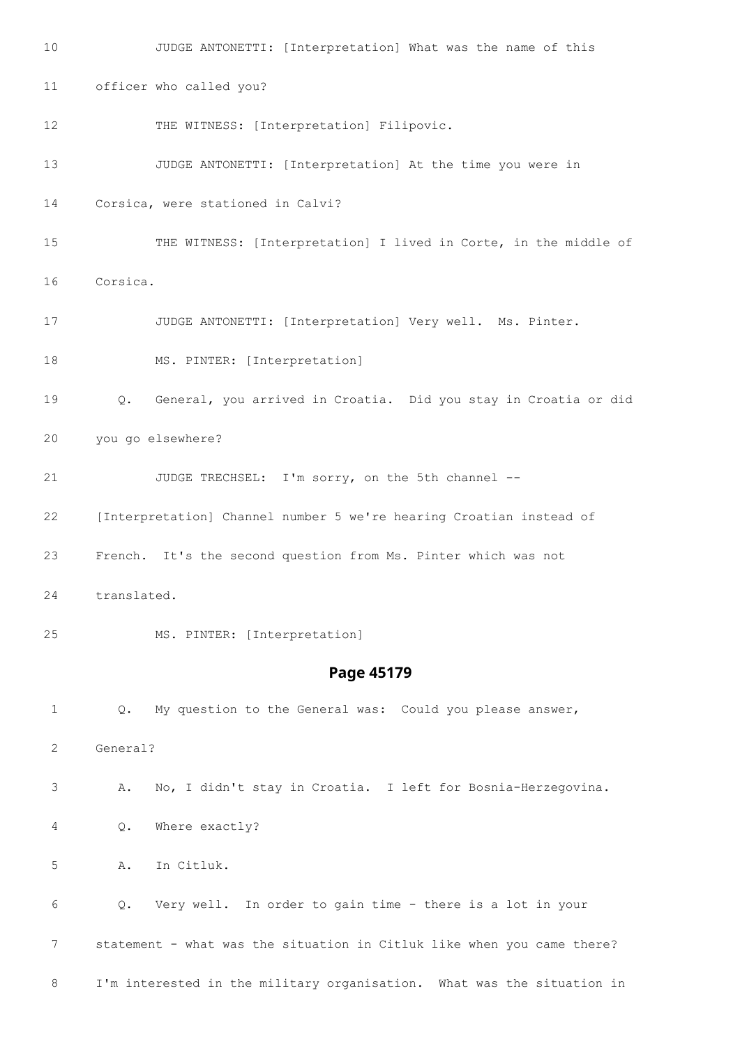10 JUDGE ANTONETTI: [Interpretation] What was the name of this

11 officer who called you?

12 THE WITNESS: [Interpretation] Filipovic.

13 JUDGE ANTONETTI: [Interpretation] At the time you were in

14 Corsica, were stationed in Calvi?

15 THE WITNESS: [Interpretation] I lived in Corte, in the middle of

16 Corsica.

17 JUDGE ANTONETTI: [Interpretation] Very well. Ms. Pinter.

18 MS. PINTER: [Interpretation]

19 Q. General, you arrived in Croatia. Did you stay in Croatia or did

20 you go elsewhere?

21 JUDGE TRECHSEL: I'm sorry, on the 5th channel --

22 [Interpretation] Channel number 5 we're hearing Croatian instead of

23 French. It's the second question from Ms. Pinter which was not

24 translated.

25 MS. PINTER: [Interpretation]

## Page 45179

1 Q. My question to the General was: Could you please answer,

2 General?

3 A. No, I didn't stay in Croatia. I left for Bosnia-Herzegovina.

4 Q. Where exactly?

5 A. In Citluk.

6 Q. Very well. In order to gain time - there is a lot in your

7 statement - what was the situation in Citluk like when you came there?

8 I'm interested in the military organisation. What was the situation in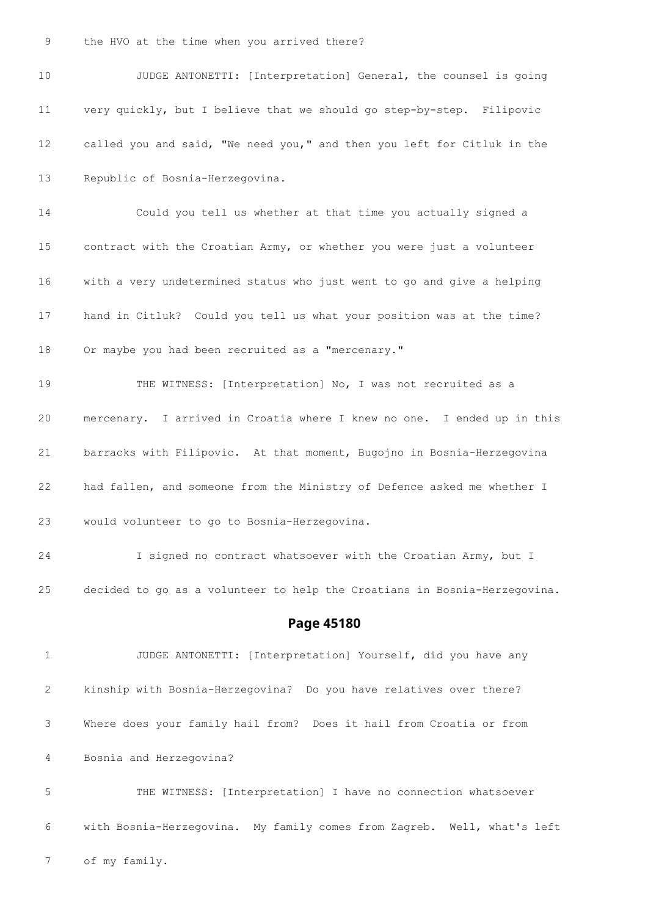9 the HVO at the time when you arrived there?

10 JUDGE ANTONETTI: [Interpretation] General, the counsel is going

11 very quickly, but I believe that we should go step-by-step. Filipovic

12 called you and said, "We need you," and then you left for Citluk in the

13 Republic of Bosnia-Herzegovina.

14 Could you tell us whether at that time you actually signed a

15 contract with the Croatian Army, or whether you were just a volunteer

16 with a very undetermined status who just went to go and give a helping

17 hand in Citluk? Could you tell us what your position was at the time?

18 Or maybe you had been recruited as a "mercenary."

19 THE WITNESS: [Interpretation] No, I was not recruited as a

20 mercenary. I arrived in Croatia where I knew no one. I ended up in this

21 barracks with Filipovic. At that moment, Bugojno in Bosnia-Herzegovina

22 had fallen, and someone from the Ministry of Defence asked me whether I

23 would volunteer to go to Bosnia-Herzegovina.

24 I signed no contract whatsoever with the Croatian Army, but I

25 decided to go as a volunteer to help the Croatians in Bosnia-Herzegovina.

## Page 45180

1 JUDGE ANTONETTI: [Interpretation] Yourself, did you have any

2 kinship with Bosnia-Herzegovina? Do you have relatives over there?

3 Where does your family hail from? Does it hail from Croatia or from

4 Bosnia and Herzegovina?

5 THE WITNESS: [Interpretation] I have no connection whatsoever

6 with Bosnia-Herzegovina. My family comes from Zagreb. Well, what's left

7 of my family.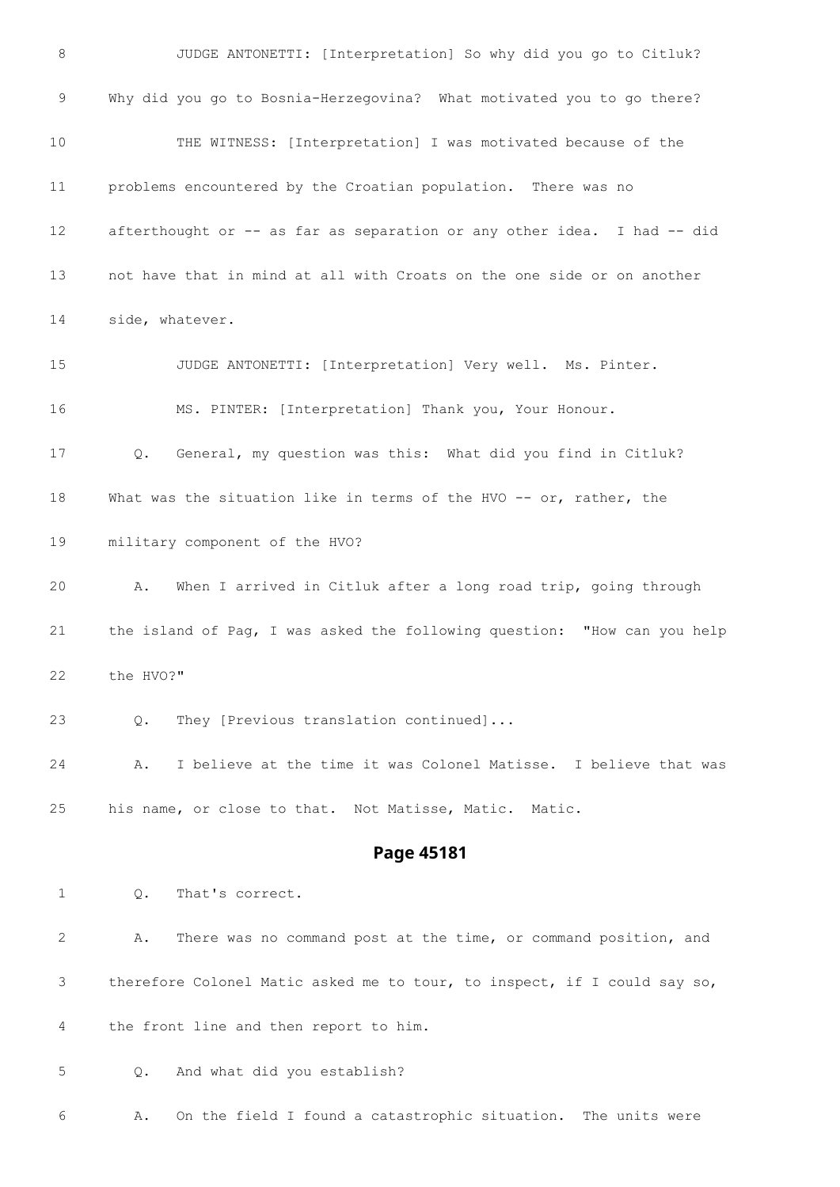8 JUDGE ANTONETTI: [Interpretation] So why did you go to Citluk?

9 Why did you go to Bosnia-Herzegovina? What motivated you to go there?

10 THE WITNESS: [Interpretation] I was motivated because of the

11 problems encountered by the Croatian population. There was no

12 afterthought or -- as far as separation or any other idea. I had -- did

13 not have that in mind at all with Croats on the one side or on another

14 side, whatever.

15 JUDGE ANTONETTI: [Interpretation] Very well. Ms. Pinter.

16 MS. PINTER: [Interpretation] Thank you, Your Honour.

17 Q. General, my question was this: What did you find in Citluk?

18 What was the situation like in terms of the HVO -- or, rather, the

19 military component of the HVO?

20 A. When I arrived in Citluk after a long road trip, going through

21 the island of Pag, I was asked the following question: "How can you help

22 the HVO?"

23 Q. They [Previous translation continued]...

24 A. I believe at the time it was Colonel Matisse. I believe that was

25 his name, or close to that. Not Matisse, Matic. Matic.

## Page 45181

1 Q. That's correct.

2 A. There was no command post at the time, or command position, and

3 therefore Colonel Matic asked me to tour, to inspect, if I could say so,

4 the front line and then report to him.

5 Q. And what did you establish?

6 A. On the field I found a catastrophic situation. The units were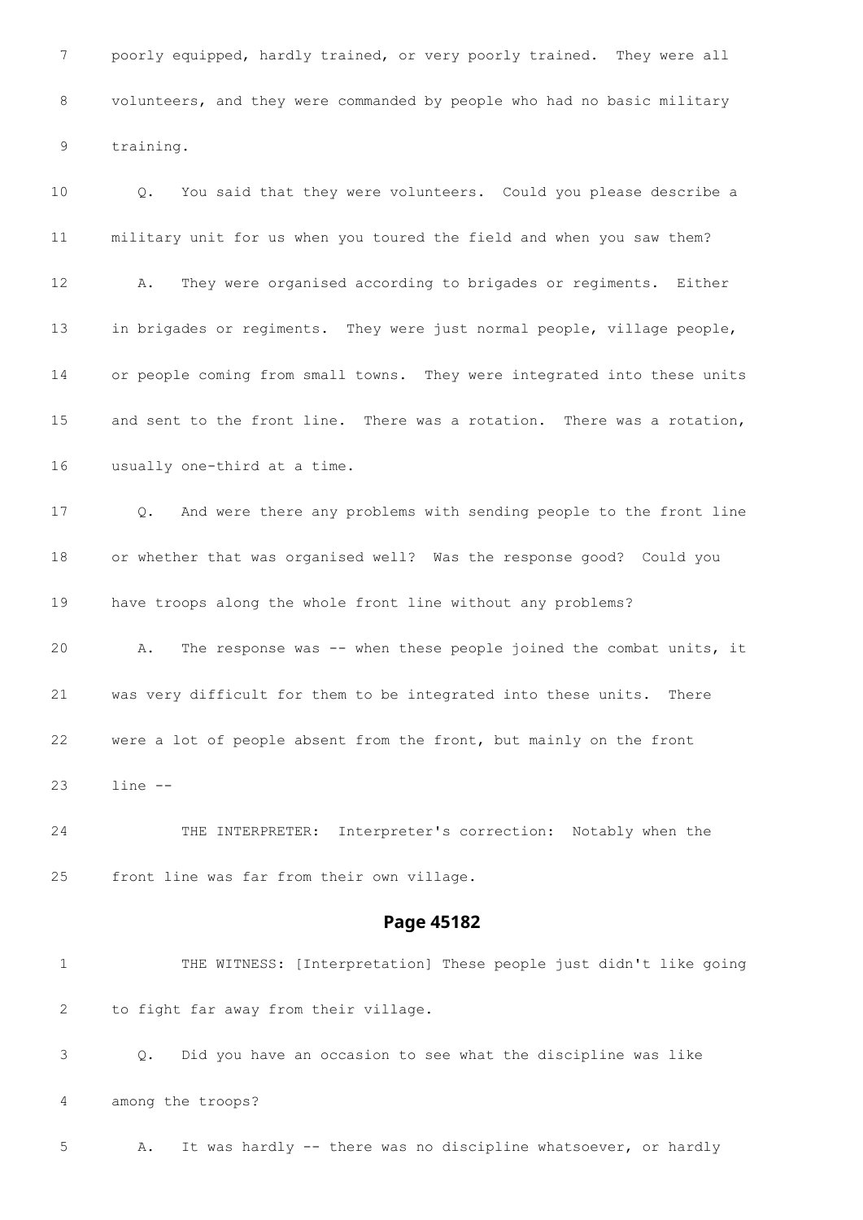7 poorly equipped, hardly trained, or very poorly trained. They were all

8 volunteers, and they were commanded by people who had no basic military

9 training.

10 Q. You said that they were volunteers. Could you please describe a

11 military unit for us when you toured the field and when you saw them?

12 A. They were organised according to brigades or regiments. Either

13 in brigades or regiments. They were just normal people, village people,

14 or people coming from small towns. They were integrated into these units

15 and sent to the front line. There was a rotation. There was a rotation,

16 usually one-third at a time.

17 Q. And were there any problems with sending people to the front line

18 or whether that was organised well? Was the response good? Could you

19 have troops along the whole front line without any problems?

20 A. The response was -- when these people joined the combat units, it

21 was very difficult for them to be integrated into these units. There

22 were a lot of people absent from the front, but mainly on the front

23 line --

24 THE INTERPRETER: Interpreter's correction: Notably when the

25 front line was far from their own village.

## Page 45182

1 THE WITNESS: [Interpretation] These people just didn't like going

2 to fight far away from their village.

3 Q. Did you have an occasion to see what the discipline was like

4 among the troops?

5 A. It was hardly -- there was no discipline whatsoever, or hardly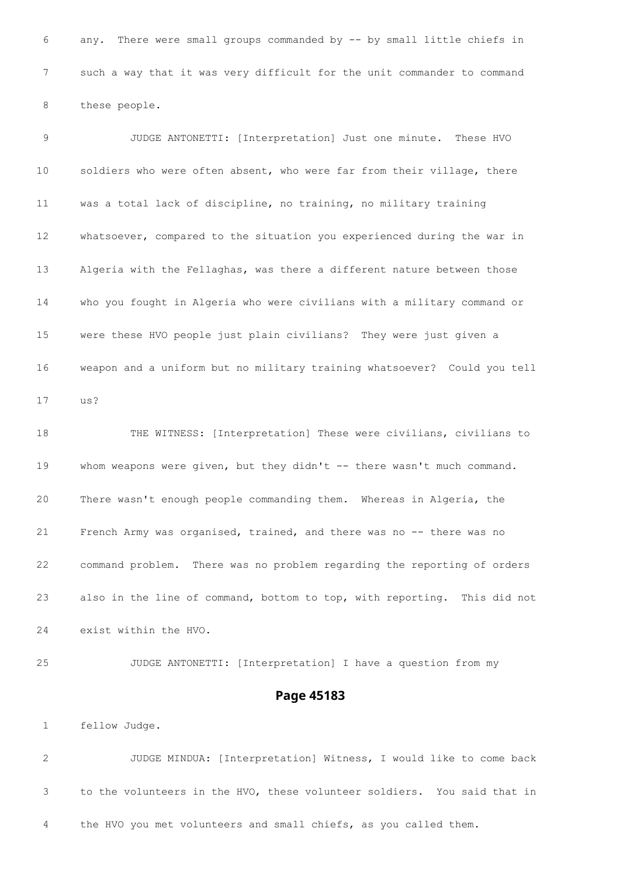any. There were small groups commanded by -- by small little chiefs in such a way that it was very difficult for the unit commander to command these people.

JUDGE ANTONETTI: [Interpretation] Just one minute. These HVO soldiers who were often absent, who were far from their village, there was a total lack of discipline, no training, no military training whatsoever, compared to the situation you experienced during the war in Algeria with the Fellaghas, was there a different nature between those who you fought in Algeria who were civilians with a military command or were these HVO people just plain civilians? They were just given a weapon and a uniform but no military training whatsoever? Could you tell us?

THE WITNESS: [Interpretation] These were civilians, civilians to whom weapons were given, but they didn't -- there wasn't much command. There wasn't enough people commanding them. Whereas in Algeria, the French Army was organised, trained, and there was no -- there was no command problem. There was no problem regarding the reporting of orders also in the line of command, bottom to top, with reporting. This did not exist within the HVO.

JUDGE ANTONETTI: [Interpretation] I have a question from my

## Page 45183

fellow Judge.

JUDGE MINDUA: [Interpretation] Witness, I would like to come back to the volunteers in the HVO, these volunteer soldiers. You said that in the HVO you met volunteers and small chiefs, as you called them.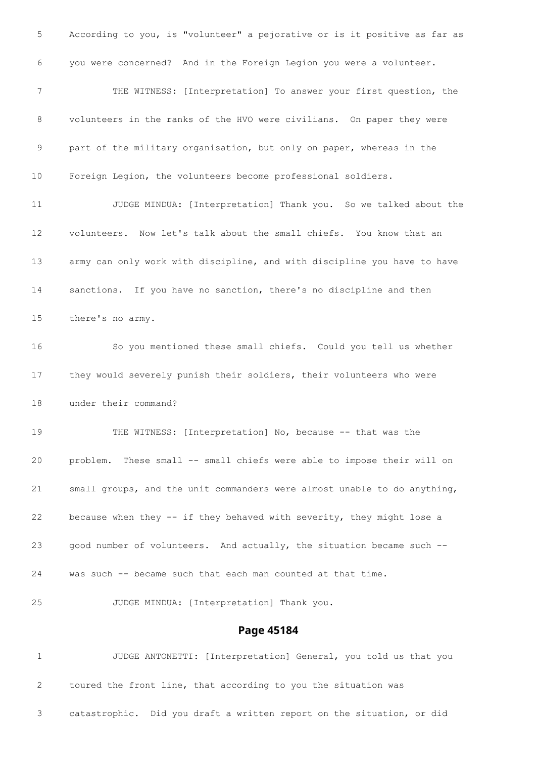5 According to you, is "volunteer" a pejorative or is it positive as far as

6 you were concerned? And in the Foreign Legion you were a volunteer.

7 THE WITNESS: [Interpretation] To answer your first question, the

8 volunteers in the ranks of the HVO were civilians. On paper they were

9 part of the military organisation, but only on paper, whereas in the

10 Foreign Legion, the volunteers become professional soldiers.

11 JUDGE MINDUA: [Interpretation] Thank you. So we talked about the

12 volunteers. Now let's talk about the small chiefs. You know that an

13 army can only work with discipline, and with discipline you have to have

14 sanctions. If you have no sanction, there's no discipline and then

15 there's no army.

16 So you mentioned these small chiefs. Could you tell us whether

17 they would severely punish their soldiers, their volunteers who were

18 under their command?

19 THE WITNESS: [Interpretation] No, because -- that was the

20 problem. These small -- small chiefs were able to impose their will on

21 small groups, and the unit commanders were almost unable to do anything,

22 because when they -- if they behaved with severity, they might lose a

23 good number of volunteers. And actually, the situation became such --

24 was such -- became such that each man counted at that time.

25 JUDGE MINDUA: [Interpretation] Thank you.

## Page 45184

1 JUDGE ANTONETTI: [Interpretation] General, you told us that you

2 toured the front line, that according to you the situation was

3 catastrophic. Did you draft a written report on the situation, or did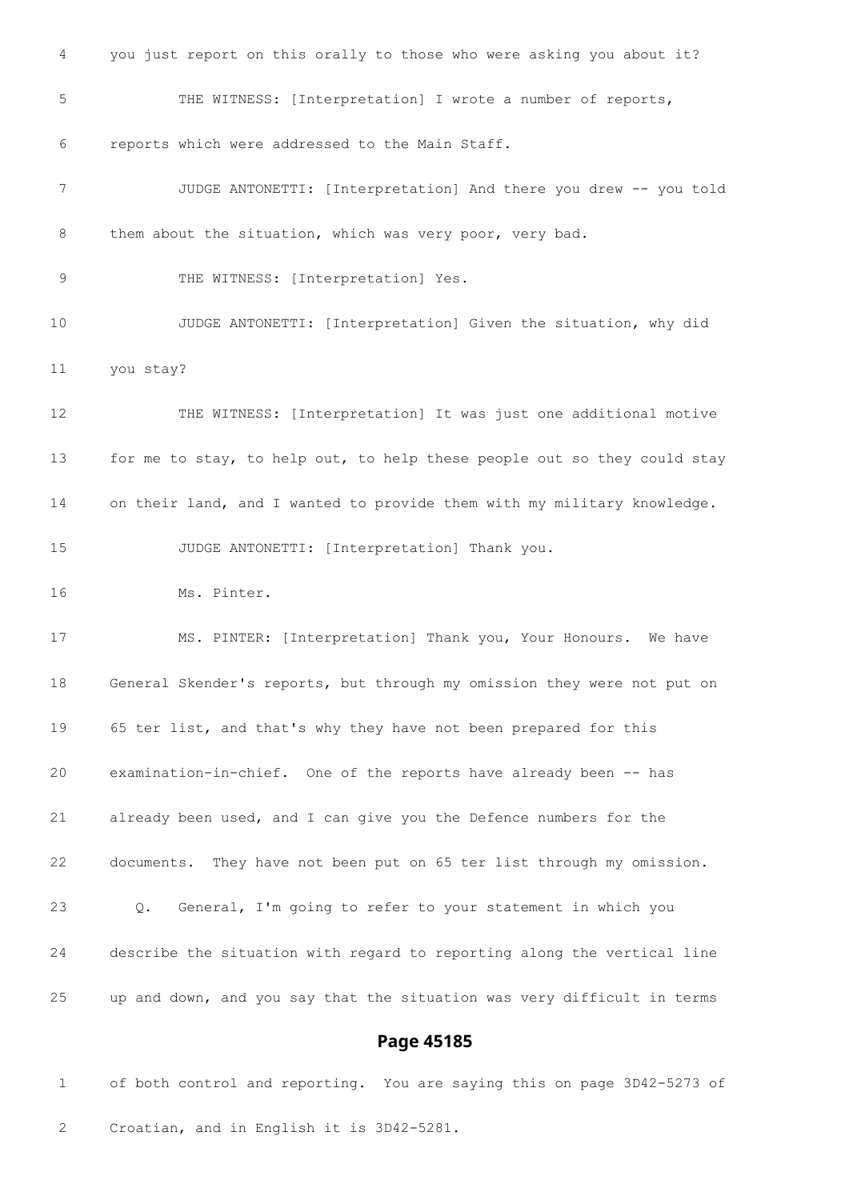4 you just report on this orally to those who were asking you about it?

5 THE WITNESS: [Interpretation] I wrote a number of reports,

6 reports which were addressed to the Main Staff.

7 JUDGE ANTONETTI: [Interpretation] And there you drew -- you told

8 them about the situation, which was very poor, very bad.

9 THE WITNESS: [Interpretation] Yes.

10 JUDGE ANTONETTI: [Interpretation] Given the situation, why did

11 you stay?

12 THE WITNESS: [Interpretation] It was just one additional motive

13 for me to stay, to help out, to help these people out so they could stay

14 on their land, and I wanted to provide them with my military knowledge.

15 JUDGE ANTONETTI: [Interpretation] Thank you.

16 Ms. Pinter.

17 MS. PINTER: [Interpretation] Thank you, Your Honours. We have

18 General Skender's reports, but through my omission they were not put on

19 65 ter list, and that's why they have not been prepared for this

20 examination-in-chief. One of the reports have already been -- has

21 already been used, and I can give you the Defence numbers for the

22 documents. They have not been put on 65 ter list through my omission.

23 Q. General, I'm going to refer to your statement in which you

24 describe the situation with regard to reporting along the vertical line

25 up and down, and you say that the situation was very difficult in terms

## Page 45185

1 of both control and reporting. You are saying this on page 3D42-5273 of

2 Croatian, and in English it is 3D42-5281.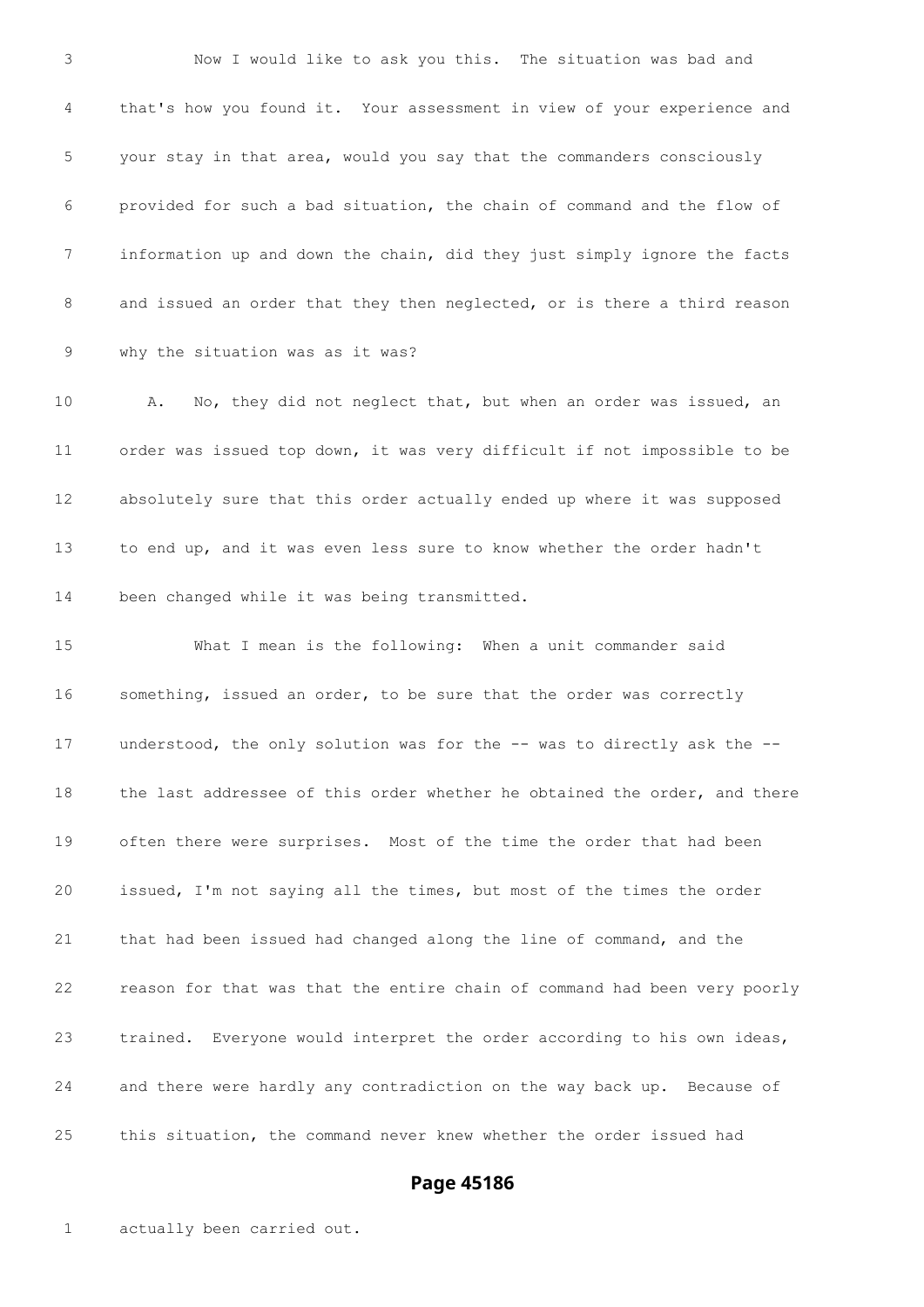Now I would like to ask you this. The situation was bad and that's how you found it. Your assessment in view of your experience and your stay in that area, would you say that the commanders consciously provided for such a bad situation, the chain of command and the flow of information up and down the chain, did they just simply ignore the facts and issued an order that they then neglected, or is there a third reason why the situation was as it was?

A. No, they did not neglect that, but when an order was issued, an order was issued top down, it was very difficult if not impossible to be absolutely sure that this order actually ended up where it was supposed to end up, and it was even less sure to know whether the order hadn't been changed while it was being transmitted.

What I mean is the following: When a unit commander said something, issued an order, to be sure that the order was correctly understood, the only solution was for the -- was to directly ask the -- the last addressee of this order whether he obtained the order, and there often there were surprises. Most of the time the order that had been issued, I'm not saying all the times, but most of the times the order that had been issued had changed along the line of command, and the reason for that was that the entire chain of command had been very poorly trained. Everyone would interpret the order according to his own ideas, and there were hardly any contradiction on the way back up. Because of this situation, the command never knew whether the order issued had

actually been carried out.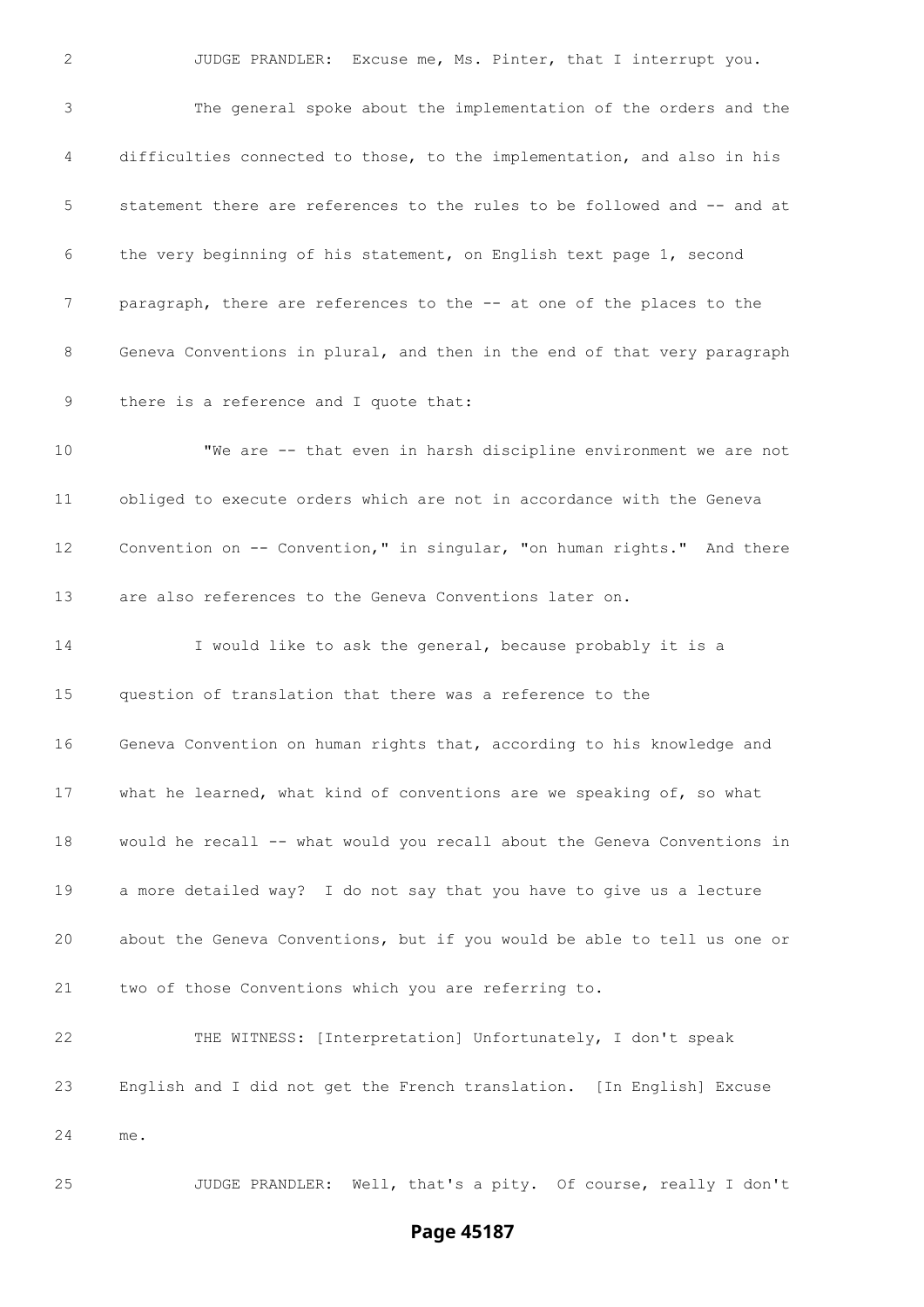JUDGE PRANDLER: Excuse me, Ms. Pinter, that I interrupt you.

The general spoke about the implementation of the orders and the difficulties connected to those, to the implementation, and also in his statement there are references to the rules to be followed and -- and at the very beginning of his statement, on English text page 1, second paragraph, there are references to the -- at one of the places to the Geneva Conventions in plural, and then in the end of that very paragraph there is a reference and I quote that:

"We are -- that even in harsh discipline environment we are not obliged to execute orders which are not in accordance with the Geneva Convention on -- Convention," in singular, "on human rights." And there are also references to the Geneva Conventions later on.

I would like to ask the general, because probably it is a question of translation that there was a reference to the Geneva Convention on human rights that, according to his knowledge and what he learned, what kind of conventions are we speaking of, so what would he recall -- what would you recall about the Geneva Conventions in a more detailed way? I do not say that you have to give us a lecture about the Geneva Conventions, but if you would be able to tell us one or two of those Conventions which you are referring to.

THE WITNESS: [Interpretation] Unfortunately, I don't speak English and I did not get the French translation. [In English] Excuse me.

JUDGE PRANDLER: Well, that's a pity. Of course, really I don't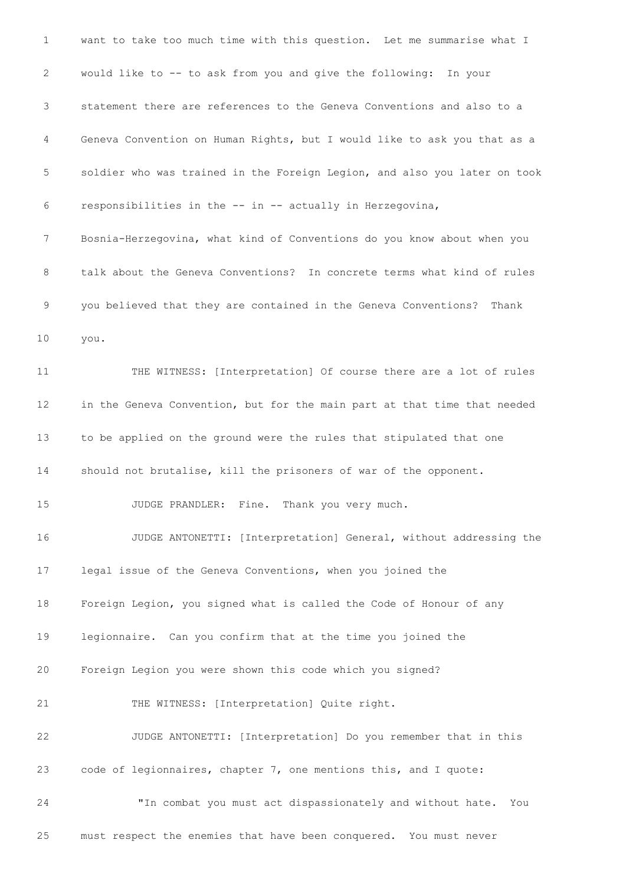want to take too much time with this question. Let me summarise what I would like to -- to ask from you and give the following: In your statement there are references to the Geneva Conventions and also to a Geneva Convention on Human Rights, but I would like to ask you that as a soldier who was trained in the Foreign Legion, and also you later on took responsibilities in the -- in -- actually in Herzegovina, Bosnia-Herzegovina, what kind of Conventions do you know about when you talk about the Geneva Conventions? In concrete terms what kind of rules you believed that they are contained in the Geneva Conventions? Thank you.

THE WITNESS: [Interpretation] Of course there are a lot of rules in the Geneva Convention, but for the main part at that time that needed to be applied on the ground were the rules that stipulated that one should not brutalise, kill the prisoners of war of the opponent.

JUDGE PRANDLER: Fine. Thank you very much.

JUDGE ANTONETTI: [Interpretation] General, without addressing the legal issue of the Geneva Conventions, when you joined the Foreign Legion, you signed what is called the Code of Honour of any legionnaire. Can you confirm that at the time you joined the Foreign Legion you were shown this code which you signed?

THE WITNESS: [Interpretation] Quite right.

JUDGE ANTONETTI: [Interpretation] Do you remember that in this code of legionnaires, chapter 7, one mentions this, and I quote:

"In combat you must act dispassionately and without hate. You must respect the enemies that have been conquered. You must never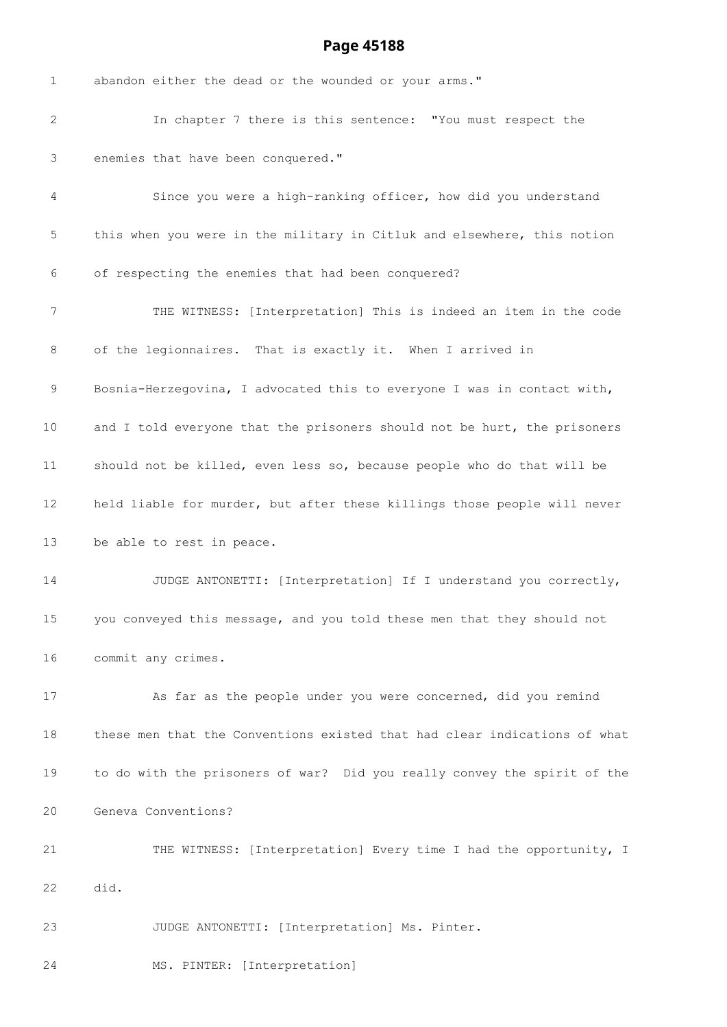abandon either the dead or the wounded or your arms."

In chapter 7 there is this sentence: "You must respect the enemies that have been conquered."

Since you were a high-ranking officer, how did you understand this when you were in the military in Citluk and elsewhere, this notion of respecting the enemies that had been conquered?

THE WITNESS: [Interpretation] This is indeed an item in the code of the legionnaires. That is exactly it. When I arrived in Bosnia-Herzegovina, I advocated this to everyone I was in contact with, and I told everyone that the prisoners should not be hurt, the prisoners should not be killed, even less so, because people who do that will be held liable for murder, but after these killings those people will never be able to rest in peace.

JUDGE ANTONETTI: [Interpretation] If I understand you correctly, you conveyed this message, and you told these men that they should not commit any crimes.

As far as the people under you were concerned, did you remind these men that the Conventions existed that had clear indications of what to do with the prisoners of war? Did you really convey the spirit of the Geneva Conventions?

THE WITNESS: [Interpretation] Every time I had the opportunity, I did.

JUDGE ANTONETTI: [Interpretation] Ms. Pinter.

MS. PINTER: [Interpretation]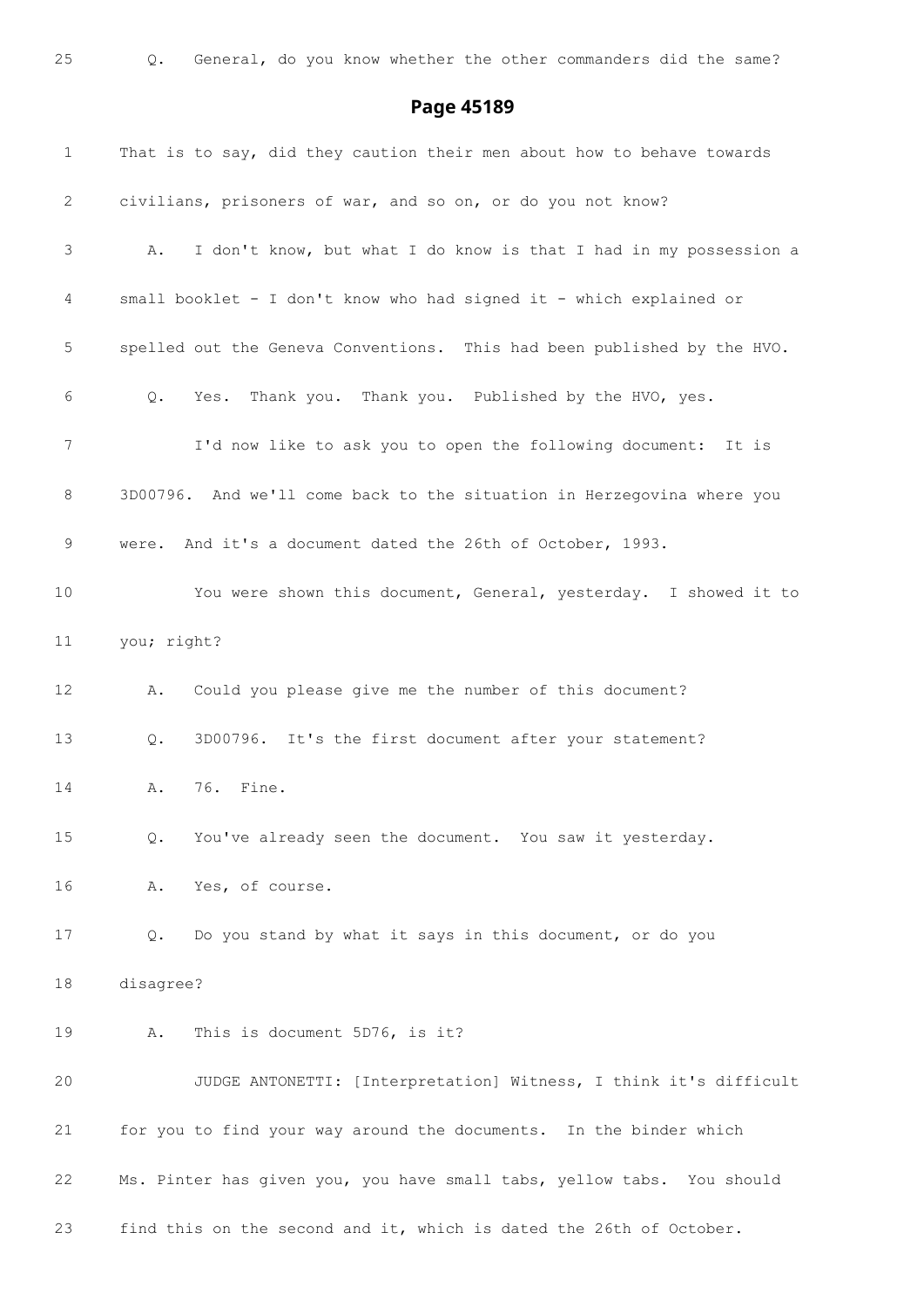25 Q. General, do you know whether the other commanders did the same?

## Page 45189

1 That is to say, did they caution their men about how to behave towards

2 civilians, prisoners of war, and so on, or do you not know?

3 A. I don't know, but what I do know is that I had in my possession a

4 small booklet - I don't know who had signed it - which explained or

5 spelled out the Geneva Conventions. This had been published by the HVO.

6 Q. Yes. Thank you. Thank you. Published by the HVO, yes.

7 I'd now like to ask you to open the following document: It is

8 3D00796. And we'll come back to the situation in Herzegovina where you

9 were. And it's a document dated the 26th of October, 1993.

10 You were shown this document, General, yesterday. I showed it to

11 you; right?

12 A. Could you please give me the number of this document?

13 Q. 3D00796. It's the first document after your statement?

14 A. 76. Fine.

15 Q. You've already seen the document. You saw it yesterday.

16 A. Yes, of course.

17 Q. Do you stand by what it says in this document, or do you

18 disagree?

19 A. This is document 5D76, is it?

20 JUDGE ANTONETTI: [Interpretation] Witness, I think it's difficult

21 for you to find your way around the documents. In the binder which

22 Ms. Pinter has given you, you have small tabs, yellow tabs. You should

23 find this on the second and it, which is dated the 26th of October.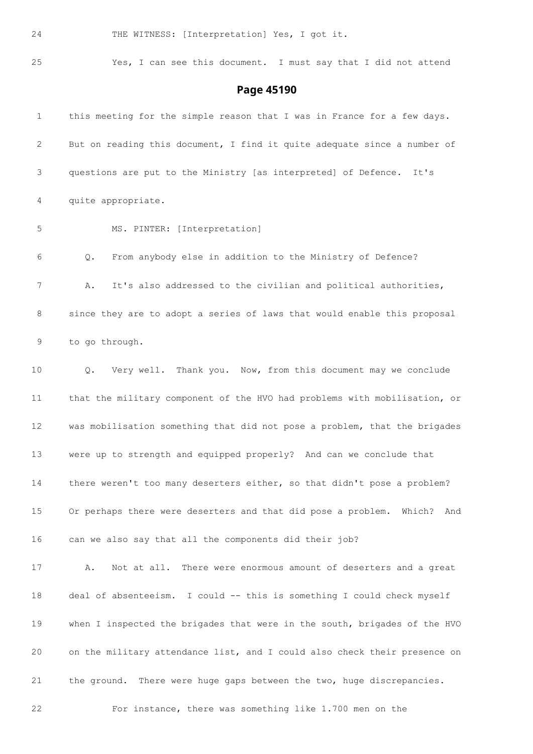24 THE WITNESS: [Interpretation] Yes, I got it.

25 Yes, I can see this document. I must say that I did not attend

## Page 45190

1 this meeting for the simple reason that I was in France for a few days.

2 But on reading this document, I find it quite adequate since a number of

3 questions are put to the Ministry [as interpreted] of Defence. It's

4 quite appropriate.

5 MS. PINTER: [Interpretation]

6 Q. From anybody else in addition to the Ministry of Defence?

7 A. It's also addressed to the civilian and political authorities,

8 since they are to adopt a series of laws that would enable this proposal

9 to go through.

10 Q. Very well. Thank you. Now, from this document may we conclude

11 that the military component of the HVO had problems with mobilisation, or

12 was mobilisation something that did not pose a problem, that the brigades

13 were up to strength and equipped properly? And can we conclude that

14 there weren't too many deserters either, so that didn't pose a problem?

15 Or perhaps there were deserters and that did pose a problem. Which? And

16 can we also say that all the components did their job?

17 A. Not at all. There were enormous amount of deserters and a great

18 deal of absenteeism. I could -- this is something I could check myself

19 when I inspected the brigades that were in the south, brigades of the HVO

20 on the military attendance list, and I could also check their presence on

21 the ground. There were huge gaps between the two, huge discrepancies.

22 For instance, there was something like 1.700 men on the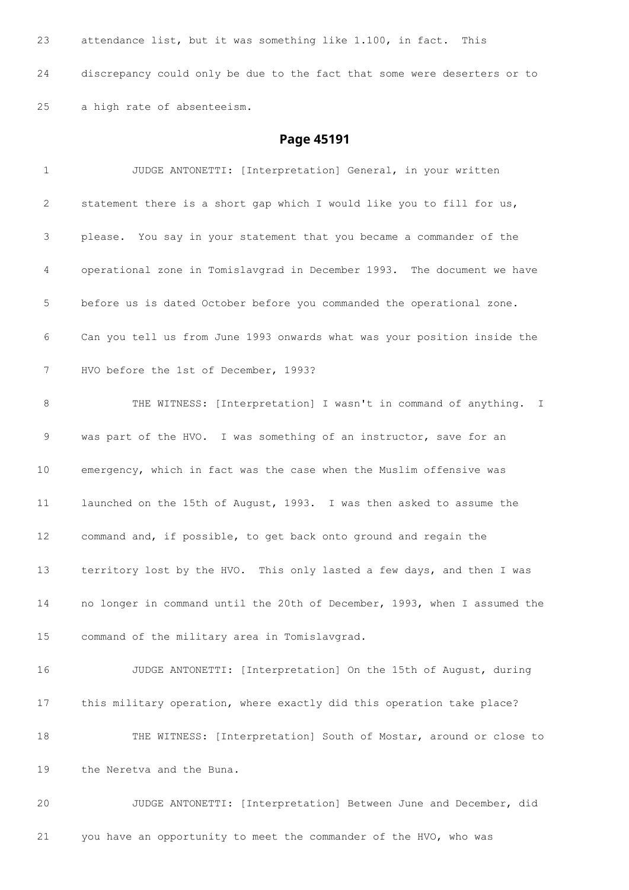23 attendance list, but it was something like 1.100, in fact. This

24 discrepancy could only be due to the fact that some were deserters or to

25 a high rate of absenteeism.

## Page 45191

1 JUDGE ANTONETTI: [Interpretation] General, in your written

2 statement there is a short gap which I would like you to fill for us,

3 please. You say in your statement that you became a commander of the

4 operational zone in Tomislavgrad in December 1993. The document we have

5 before us is dated October before you commanded the operational zone.

6 Can you tell us from June 1993 onwards what was your position inside the

7 HVO before the 1st of December, 1993?

8 THE WITNESS: [Interpretation] I wasn't in command of anything. I

9 was part of the HVO. I was something of an instructor, save for an

10 emergency, which in fact was the case when the Muslim offensive was

11 launched on the 15th of August, 1993. I was then asked to assume the

12 command and, if possible, to get back onto ground and regain the

13 territory lost by the HVO. This only lasted a few days, and then I was

14 no longer in command until the 20th of December, 1993, when I assumed the

15 command of the military area in Tomislavgrad.

16 JUDGE ANTONETTI: [Interpretation] On the 15th of August, during

17 this military operation, where exactly did this operation take place?

18 THE WITNESS: [Interpretation] South of Mostar, around or close to

19 the Neretva and the Buna.

20 JUDGE ANTONETTI: [Interpretation] Between June and December, did

21 you have an opportunity to meet the commander of the HVO, who was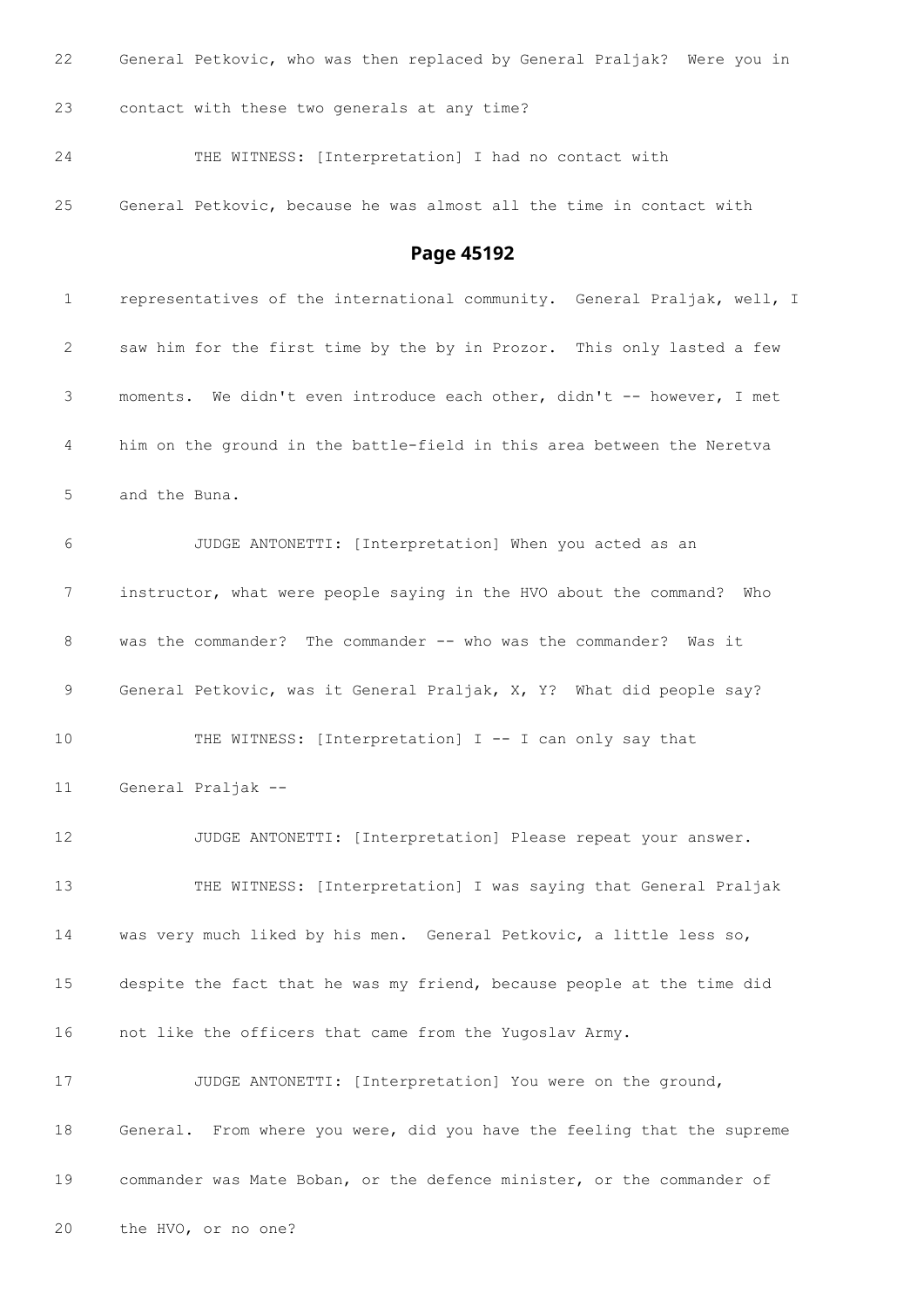22 General Petkovic, who was then replaced by General Praljak? Were you in

23 contact with these two generals at any time?

24 THE WITNESS: [Interpretation] I had no contact with

25 General Petkovic, because he was almost all the time in contact with

## Page 45192

1 representatives of the international community. General Praljak, well, I

2 saw him for the first time by the by in Prozor. This only lasted a few

3 moments. We didn't even introduce each other, didn't -- however, I met

4 him on the ground in the battle-field in this area between the Neretva

5 and the Buna.

6 JUDGE ANTONETTI: [Interpretation] When you acted as an

7 instructor, what were people saying in the HVO about the command? Who

8 was the commander? The commander -- who was the commander? Was it

9 General Petkovic, was it General Praljak, X, Y? What did people say?

10 THE WITNESS: [Interpretation] I -- I can only say that

11 General Praljak --

12 JUDGE ANTONETTI: [Interpretation] Please repeat your answer.

13 THE WITNESS: [Interpretation] I was saying that General Praljak

14 was very much liked by his men. General Petkovic, a little less so,

15 despite the fact that he was my friend, because people at the time did

16 not like the officers that came from the Yugoslav Army.

17 JUDGE ANTONETTI: [Interpretation] You were on the ground,

18 General. From where you were, did you have the feeling that the supreme

19 commander was Mate Boban, or the defence minister, or the commander of

20 the HVO, or no one?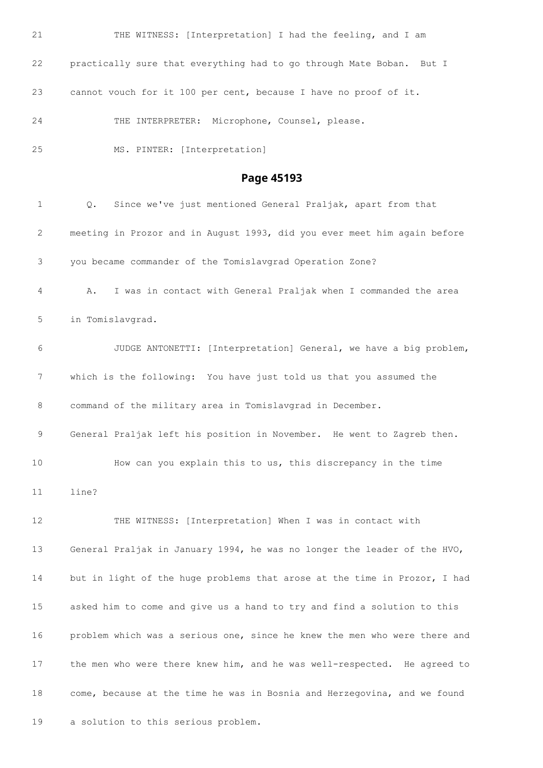21 THE WITNESS: [Interpretation] I had the feeling, and I am

22 practically sure that everything had to go through Mate Boban. But I

23 cannot vouch for it 100 per cent, because I have no proof of it.

24 THE INTERPRETER: Microphone, Counsel, please.

25 MS. PINTER: [Interpretation]

## Page 45193

1 Q. Since we've just mentioned General Praljak, apart from that

2 meeting in Prozor and in August 1993, did you ever meet him again before

3 you became commander of the Tomislavgrad Operation Zone?

4 A. I was in contact with General Praljak when I commanded the area

5 in Tomislavgrad.

6 JUDGE ANTONETTI: [Interpretation] General, we have a big problem,

7 which is the following: You have just told us that you assumed the

8 command of the military area in Tomislavgrad in December.

9 General Praljak left his position in November. He went to Zagreb then.

10 How can you explain this to us, this discrepancy in the time

11 line?

12 THE WITNESS: [Interpretation] When I was in contact with

13 General Praljak in January 1994, he was no longer the leader of the HVO,

14 but in light of the huge problems that arose at the time in Prozor, I had

15 asked him to come and give us a hand to try and find a solution to this

16 problem which was a serious one, since he knew the men who were there and

17 the men who were there knew him, and he was well-respected. He agreed to

18 come, because at the time he was in Bosnia and Herzegovina, and we found

19 a solution to this serious problem.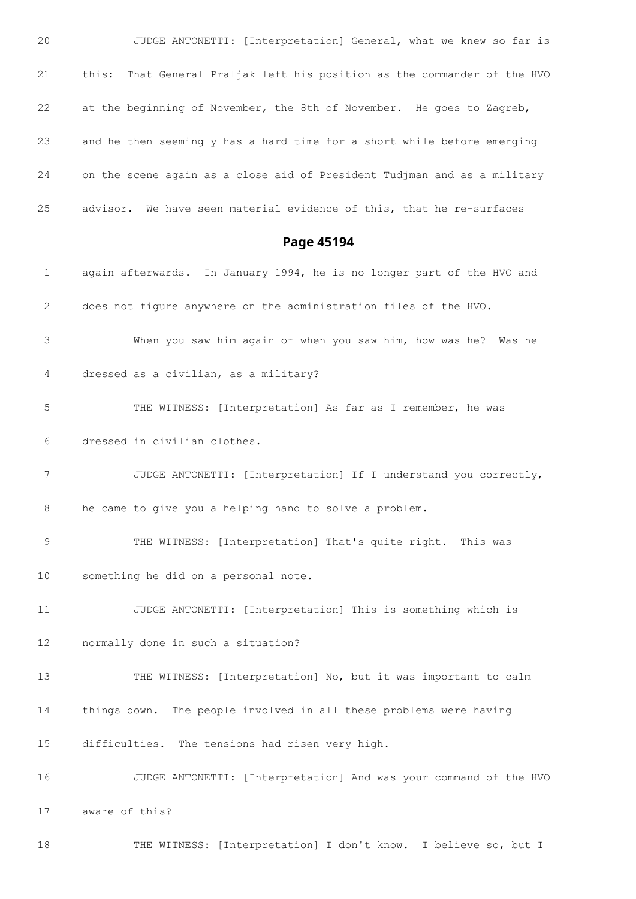20 JUDGE ANTONETTI: [Interpretation] General, what we knew so far is

21 this: That General Praljak left his position as the commander of the HVO

22 at the beginning of November, the 8th of November. He goes to Zagreb,

23 and he then seemingly has a hard time for a short while before emerging

24 on the scene again as a close aid of President Tudjman and as a military

25 advisor. We have seen material evidence of this, that he re-surfaces

## Page 45194

1 again afterwards. In January 1994, he is no longer part of the HVO and

2 does not figure anywhere on the administration files of the HVO.

3 When you saw him again or when you saw him, how was he? Was he

4 dressed as a civilian, as a military?

5 THE WITNESS: [Interpretation] As far as I remember, he was

6 dressed in civilian clothes.

7 JUDGE ANTONETTI: [Interpretation] If I understand you correctly,

8 he came to give you a helping hand to solve a problem.

9 THE WITNESS: [Interpretation] That's quite right. This was

10 something he did on a personal note.

11 JUDGE ANTONETTI: [Interpretation] This is something which is

12 normally done in such a situation?

13 THE WITNESS: [Interpretation] No, but it was important to calm

14 things down. The people involved in all these problems were having

15 difficulties. The tensions had risen very high.

16 JUDGE ANTONETTI: [Interpretation] And was your command of the HVO

17 aware of this?

18 THE WITNESS: [Interpretation] I don't know. I believe so, but I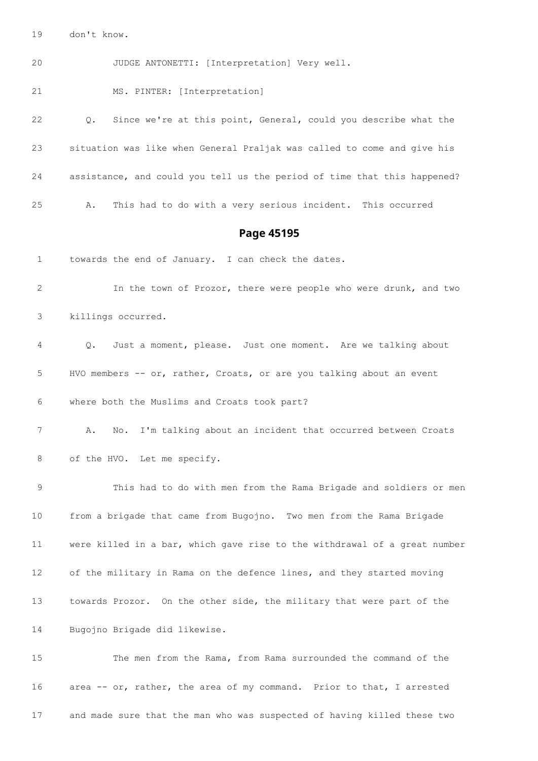19 don't know.

20 JUDGE ANTONETTI: [Interpretation] Very well.

21 MS. PINTER: [Interpretation]

22 Q. Since we're at this point, General, could you describe what the

23 situation was like when General Praljak was called to come and give his

24 assistance, and could you tell us the period of time that this happened?

25 A. This had to do with a very serious incident. This occurred

## Page 45195

1 towards the end of January. I can check the dates.

2 In the town of Prozor, there were people who were drunk, and two

3 killings occurred.

4 Q. Just a moment, please. Just one moment. Are we talking about

5 HVO members -- or, rather, Croats, or are you talking about an event

6 where both the Muslims and Croats took part?

7 A. No. I'm talking about an incident that occurred between Croats

8 of the HVO. Let me specify.

9 This had to do with men from the Rama Brigade and soldiers or men

10 from a brigade that came from Bugojno. Two men from the Rama Brigade

11 were killed in a bar, which gave rise to the withdrawal of a great number

12 of the military in Rama on the defence lines, and they started moving

13 towards Prozor. On the other side, the military that were part of the

14 Bugojno Brigade did likewise.

15 The men from the Rama, from Rama surrounded the command of the

16 area -- or, rather, the area of my command. Prior to that, I arrested

17 and made sure that the man who was suspected of having killed these two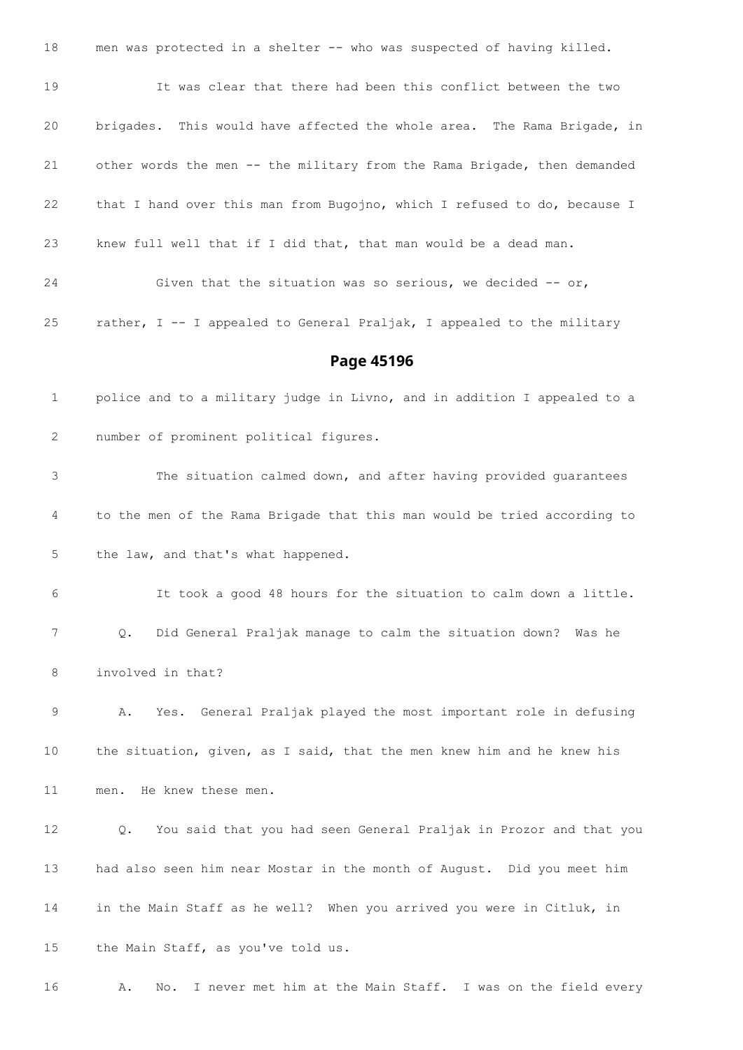18 men was protected in a shelter -- who was suspected of having killed.

19 It was clear that there had been this conflict between the two

20 brigades. This would have affected the whole area. The Rama Brigade, in

21 other words the men -- the military from the Rama Brigade, then demanded

22 that I hand over this man from Bugojno, which I refused to do, because I

23 knew full well that if I did that, that man would be a dead man.

24 Given that the situation was so serious, we decided -- or,

25 rather, I -- I appealed to General Praljak, I appealed to the military

## Page 45196

1 police and to a military judge in Livno, and in addition I appealed to a

2 number of prominent political figures.

3 The situation calmed down, and after having provided guarantees

4 to the men of the Rama Brigade that this man would be tried according to

5 the law, and that's what happened.

6 It took a good 48 hours for the situation to calm down a little.

7 Q. Did General Praljak manage to calm the situation down? Was he

8 involved in that?

9 A. Yes. General Praljak played the most important role in defusing

10 the situation, given, as I said, that the men knew him and he knew his

11 men. He knew these men.

12 Q. You said that you had seen General Praljak in Prozor and that you

13 had also seen him near Mostar in the month of August. Did you meet him

14 in the Main Staff as he well? When you arrived you were in Citluk, in

15 the Main Staff, as you've told us.

16 A. No. I never met him at the Main Staff. I was on the field every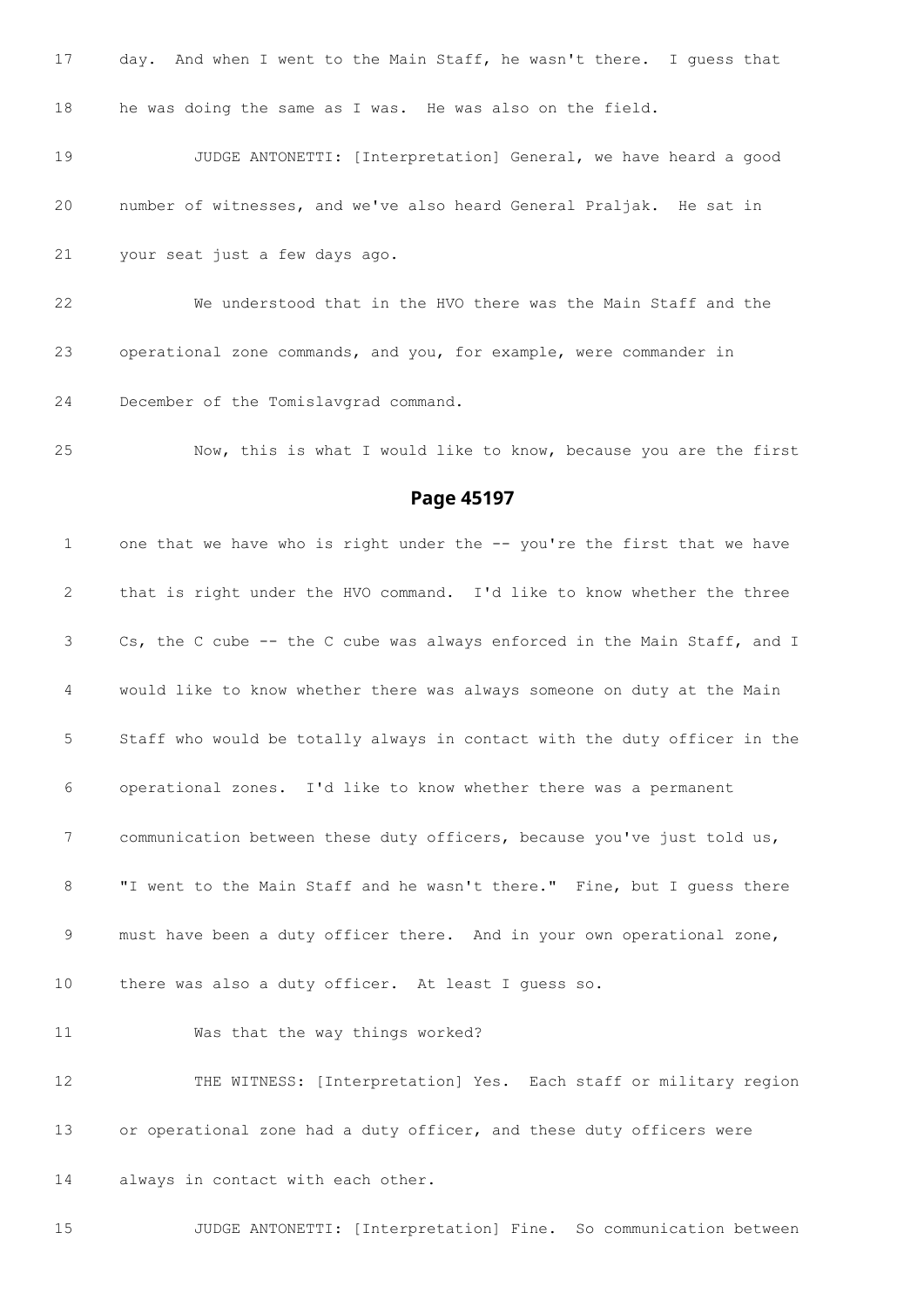17 day. And when I went to the Main Staff, he wasn't there. I guess that

18 he was doing the same as I was. He was also on the field.

19 JUDGE ANTONETTI: [Interpretation] General, we have heard a good

20 number of witnesses, and we've also heard General Praljak. He sat in

21 your seat just a few days ago.

22 We understood that in the HVO there was the Main Staff and the

23 operational zone commands, and you, for example, were commander in

24 December of the Tomislavgrad command.

25 Now, this is what I would like to know, because you are the first

## Page 45197

1 one that we have who is right under the -- you're the first that we have

2 that is right under the HVO command. I'd like to know whether the three

3 Cs, the C cube -- the C cube was always enforced in the Main Staff, and I

4 would like to know whether there was always someone on duty at the Main

5 Staff who would be totally always in contact with the duty officer in the

6 operational zones. I'd like to know whether there was a permanent

7 communication between these duty officers, because you've just told us,

8 "I went to the Main Staff and he wasn't there." Fine, but I guess there

9 must have been a duty officer there. And in your own operational zone,

10 there was also a duty officer. At least I guess so.

11 Was that the way things worked?

12 THE WITNESS: [Interpretation] Yes. Each staff or military region

13 or operational zone had a duty officer, and these duty officers were

14 always in contact with each other.

15 JUDGE ANTONETTI: [Interpretation] Fine. So communication between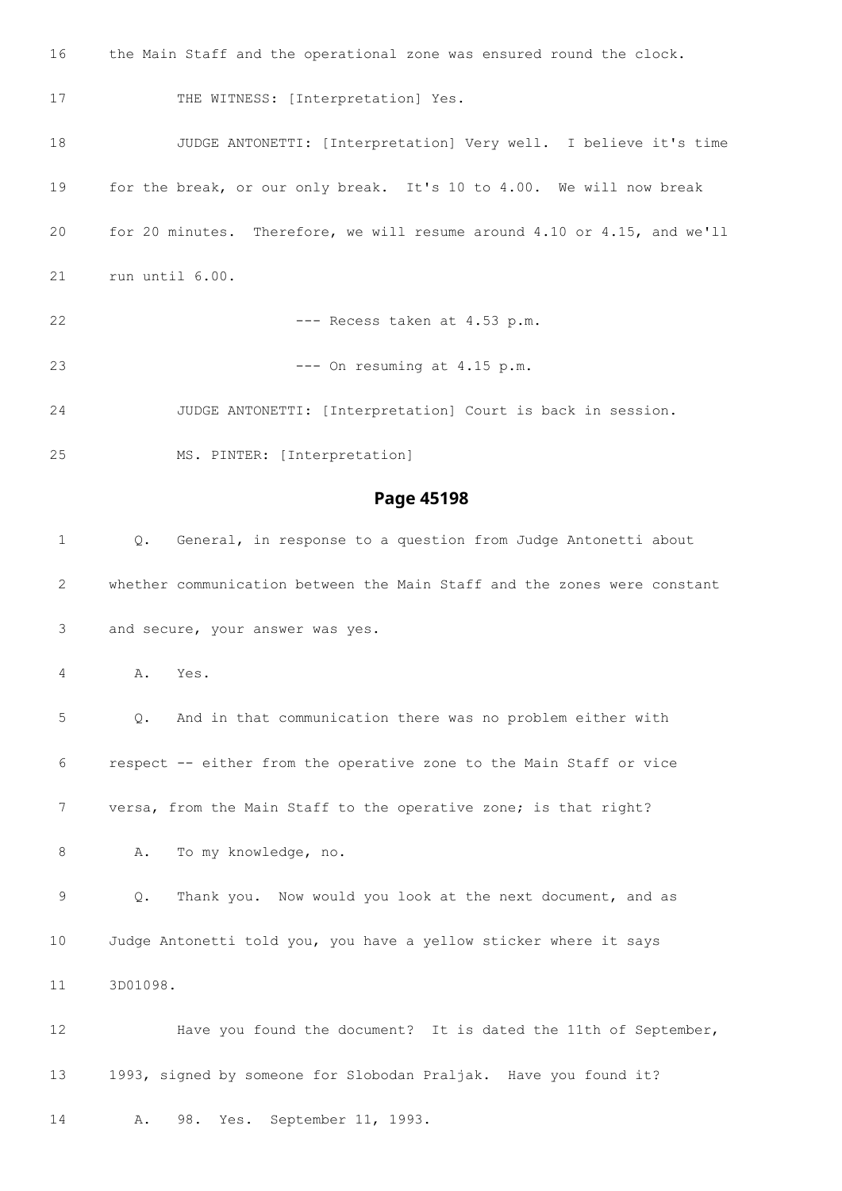16 the Main Staff and the operational zone was ensured round the clock.

17 THE WITNESS: [Interpretation] Yes.

18 JUDGE ANTONETTI: [Interpretation] Very well. I believe it's time

19 for the break, or our only break. It's 10 to 4.00. We will now break

20 for 20 minutes. Therefore, we will resume around 4.10 or 4.15, and we'll

21 run until 6.00.

22 --- Recess taken at 4.53 p.m.

23 --- On resuming at 4.15 p.m.

24 JUDGE ANTONETTI: [Interpretation] Court is back in session.

25 MS. PINTER: [Interpretation]

## Page 45198

1 Q. General, in response to a question from Judge Antonetti about

2 whether communication between the Main Staff and the zones were constant

3 and secure, your answer was yes.

4 A. Yes.

5 Q. And in that communication there was no problem either with

6 respect -- either from the operative zone to the Main Staff or vice

7 versa, from the Main Staff to the operative zone; is that right?

8 A. To my knowledge, no.

9 Q. Thank you. Now would you look at the next document, and as

10 Judge Antonetti told you, you have a yellow sticker where it says

11 3D01098.

12 Have you found the document? It is dated the 11th of September,

13 1993, signed by someone for Slobodan Praljak. Have you found it?

14 A. 98. Yes. September 11, 1993.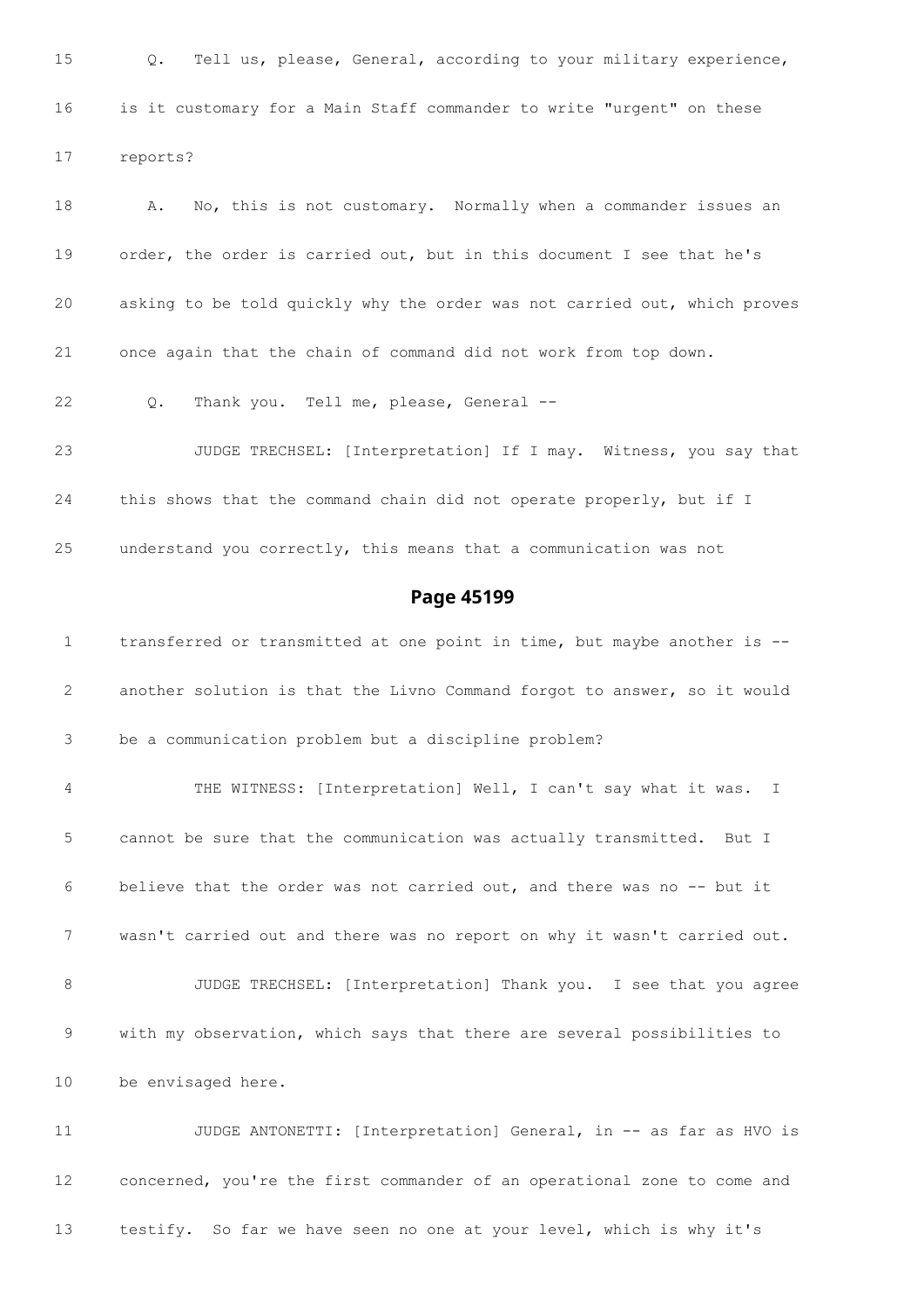15 Q. Tell us, please, General, according to your military experience,

16 is it customary for a Main Staff commander to write "urgent" on these

17 reports?

18 A. No, this is not customary. Normally when a commander issues an

19 order, the order is carried out, but in this document I see that he's

20 asking to be told quickly why the order was not carried out, which proves

21 once again that the chain of command did not work from top down.

22 Q. Thank you. Tell me, please, General --

23 JUDGE TRECHSEL: [Interpretation] If I may. Witness, you say that

24 this shows that the command chain did not operate properly, but if I

25 understand you correctly, this means that a communication was not

## Page 45199

1 transferred or transmitted at one point in time, but maybe another is --

2 another solution is that the Livno Command forgot to answer, so it would

3 be a communication problem but a discipline problem?

4 THE WITNESS: [Interpretation] Well, I can't say what it was. I

5 cannot be sure that the communication was actually transmitted. But I

6 believe that the order was not carried out, and there was no -- but it

7 wasn't carried out and there was no report on why it wasn't carried out.

8 JUDGE TRECHSEL: [Interpretation] Thank you. I see that you agree

9 with my observation, which says that there are several possibilities to

10 be envisaged here.

11 JUDGE ANTONETTI: [Interpretation] General, in -- as far as HVO is

12 concerned, you're the first commander of an operational zone to come and

13 testify. So far we have seen no one at your level, which is why it's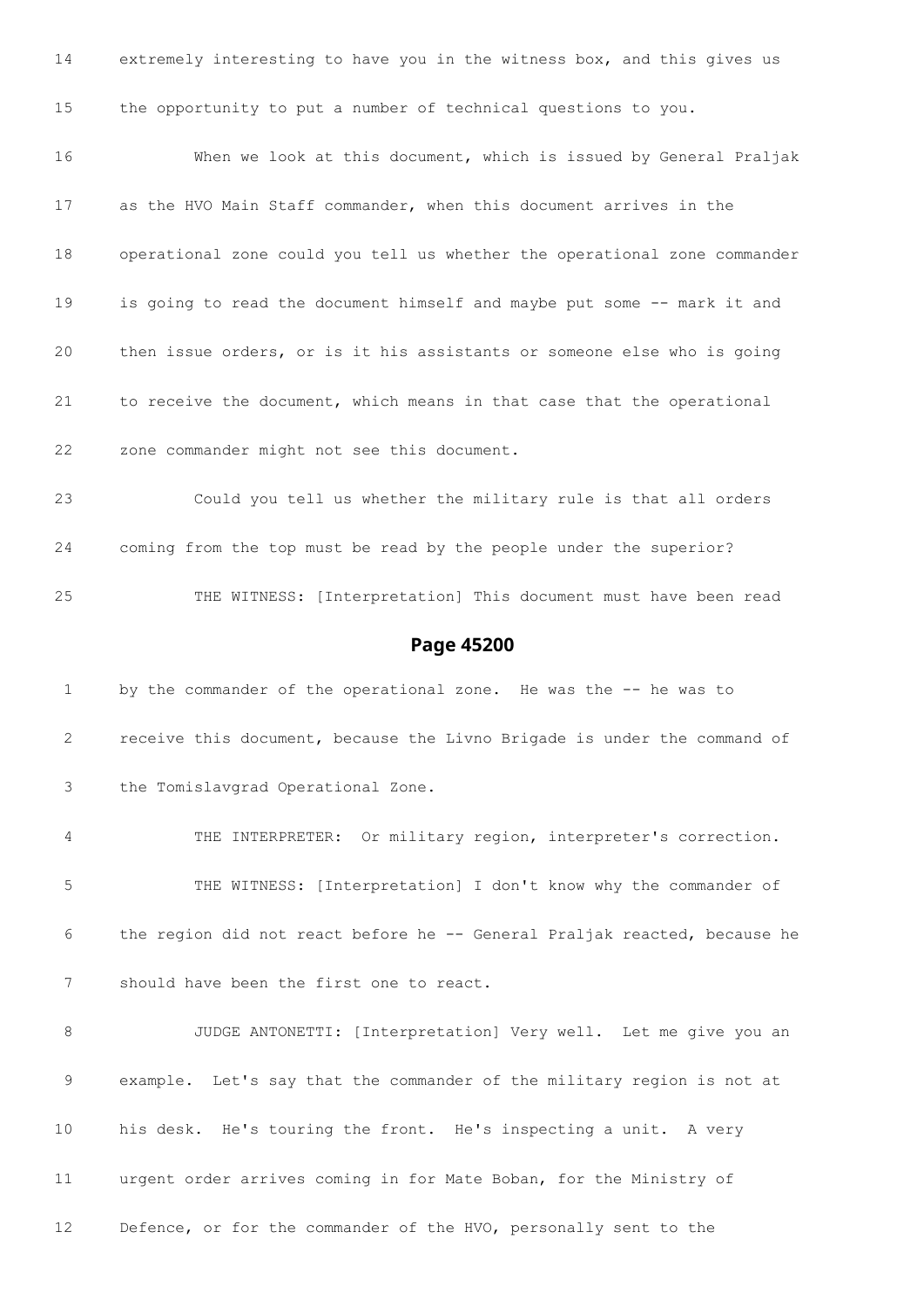14 extremely interesting to have you in the witness box, and this gives us

15 the opportunity to put a number of technical questions to you.

16 When we look at this document, which is issued by General Praljak

17 as the HVO Main Staff commander, when this document arrives in the

18 operational zone could you tell us whether the operational zone commander

19 is going to read the document himself and maybe put some -- mark it and

20 then issue orders, or is it his assistants or someone else who is going

21 to receive the document, which means in that case that the operational

22 zone commander might not see this document.

23 Could you tell us whether the military rule is that all orders

24 coming from the top must be read by the people under the superior?

25 THE WITNESS: [Interpretation] This document must have been read

## Page 45200

1 by the commander of the operational zone. He was the -- he was to

2 receive this document, because the Livno Brigade is under the command of

3 the Tomislavgrad Operational Zone.

4 THE INTERPRETER: Or military region, interpreter's correction.

5 THE WITNESS: [Interpretation] I don't know why the commander of

6 the region did not react before he -- General Praljak reacted, because he

7 should have been the first one to react.

8 JUDGE ANTONETTI: [Interpretation] Very well. Let me give you an

9 example. Let's say that the commander of the military region is not at

10 his desk. He's touring the front. He's inspecting a unit. A very

11 urgent order arrives coming in for Mate Boban, for the Ministry of

12 Defence, or for the commander of the HVO, personally sent to the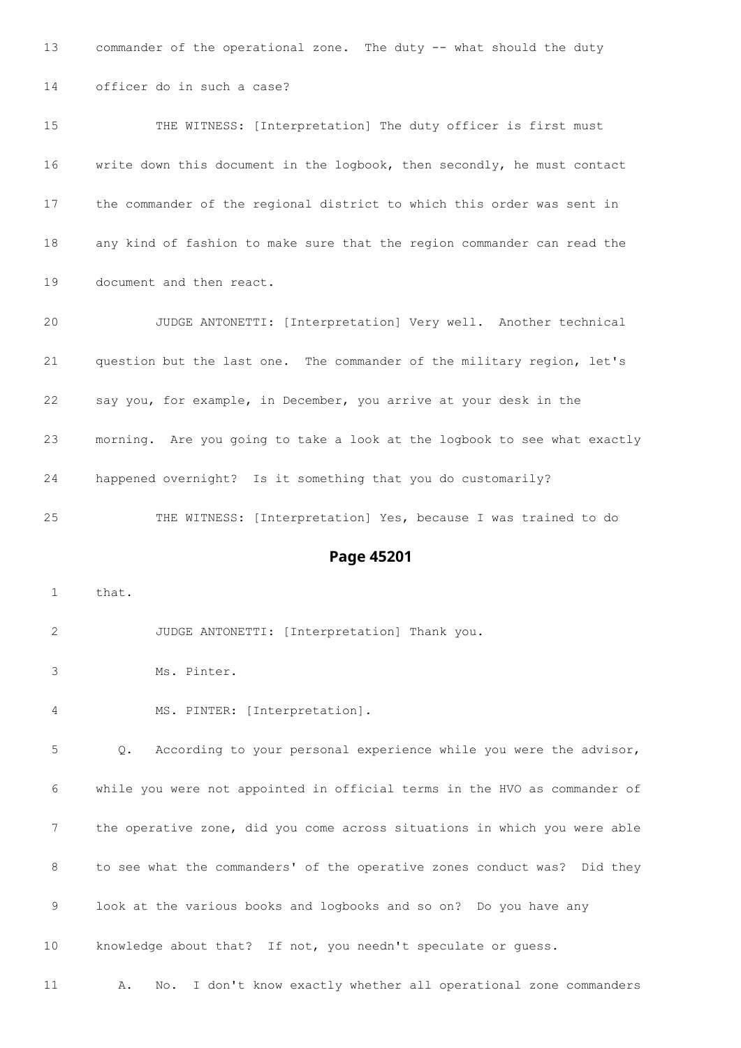13 commander of the operational zone. The duty -- what should the duty

14 officer do in such a case?

15 THE WITNESS: [Interpretation] The duty officer is first must

16 write down this document in the logbook, then secondly, he must contact

17 the commander of the regional district to which this order was sent in

18 any kind of fashion to make sure that the region commander can read the

19 document and then react.

20 JUDGE ANTONETTI: [Interpretation] Very well. Another technical

21 question but the last one. The commander of the military region, let's

22 say you, for example, in December, you arrive at your desk in the

23 morning. Are you going to take a look at the logbook to see what exactly

24 happened overnight? Is it something that you do customarily?

25 THE WITNESS: [Interpretation] Yes, because I was trained to do

## Page 45201

1 that.

2 JUDGE ANTONETTI: [Interpretation] Thank you.

3 Ms. Pinter.

4 MS. PINTER: [Interpretation].

5 Q. According to your personal experience while you were the advisor,

6 while you were not appointed in official terms in the HVO as commander of

7 the operative zone, did you come across situations in which you were able

8 to see what the commanders' of the operative zones conduct was? Did they

9 look at the various books and logbooks and so on? Do you have any

10 knowledge about that? If not, you needn't speculate or guess.

11 A. No. I don't know exactly whether all operational zone commanders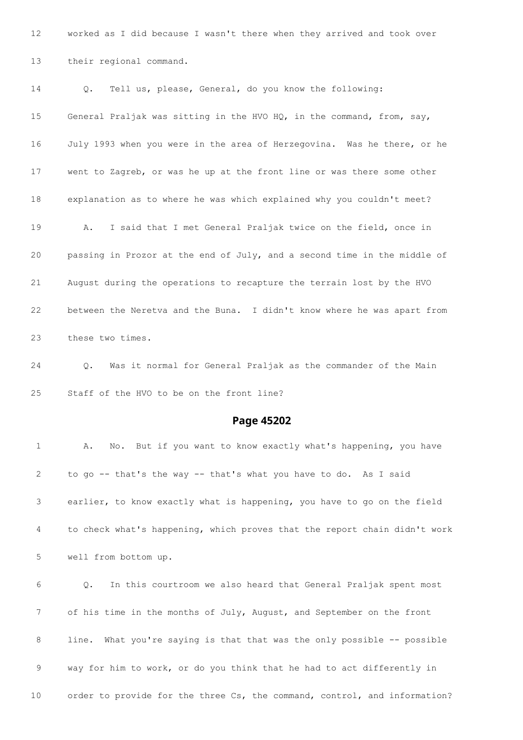12 worked as I did because I wasn't there when they arrived and took over

13 their regional command.

14 Q. Tell us, please, General, do you know the following:

15 General Praljak was sitting in the HVO HQ, in the command, from, say,

16 July 1993 when you were in the area of Herzegovina. Was he there, or he

17 went to Zagreb, or was he up at the front line or was there some other

18 explanation as to where he was which explained why you couldn't meet?

19 A. I said that I met General Praljak twice on the field, once in

20 passing in Prozor at the end of July, and a second time in the middle of

21 August during the operations to recapture the terrain lost by the HVO

22 between the Neretva and the Buna. I didn't know where he was apart from

23 these two times.

24 Q. Was it normal for General Praljak as the commander of the Main

25 Staff of the HVO to be on the front line?

## Page 45202

1 A. No. But if you want to know exactly what's happening, you have

2 to go -- that's the way -- that's what you have to do. As I said

3 earlier, to know exactly what is happening, you have to go on the field

4 to check what's happening, which proves that the report chain didn't work

5 well from bottom up.

6 Q. In this courtroom we also heard that General Praljak spent most

7 of his time in the months of July, August, and September on the front

8 line. What you're saying is that that was the only possible -- possible

9 way for him to work, or do you think that he had to act differently in

10 order to provide for the three Cs, the command, control, and information?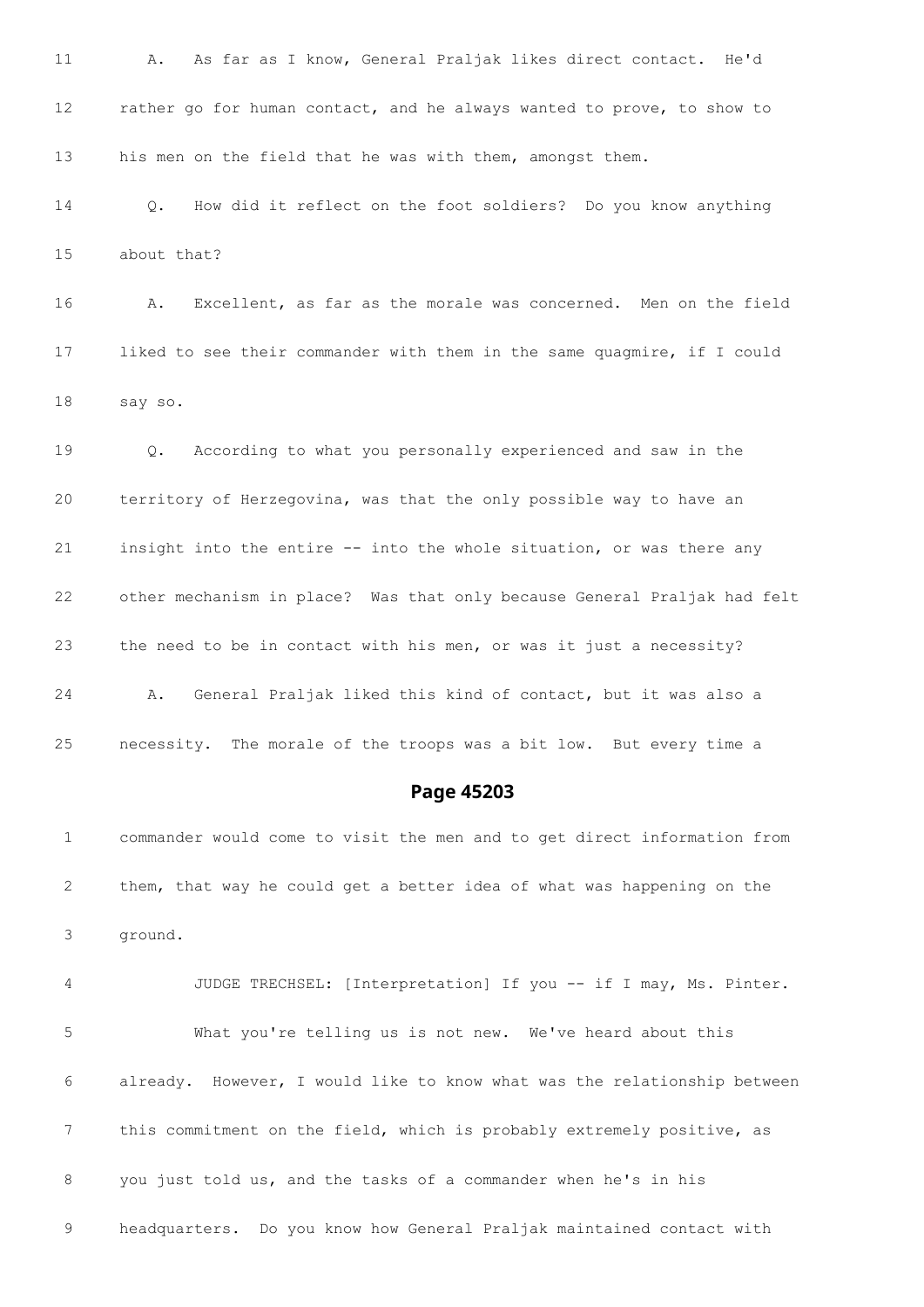11 A. As far as I know, General Praljak likes direct contact. He'd

12 rather go for human contact, and he always wanted to prove, to show to

13 his men on the field that he was with them, amongst them.

14 Q. How did it reflect on the foot soldiers? Do you know anything

15 about that?

16 A. Excellent, as far as the morale was concerned. Men on the field

17 liked to see their commander with them in the same quagmire, if I could

18 say so.

19 Q. According to what you personally experienced and saw in the

20 territory of Herzegovina, was that the only possible way to have an

21 insight into the entire -- into the whole situation, or was there any

22 other mechanism in place? Was that only because General Praljak had felt

23 the need to be in contact with his men, or was it just a necessity?

24 A. General Praljak liked this kind of contact, but it was also a

25 necessity. The morale of the troops was a bit low. But every time a

## Page 45203

1 commander would come to visit the men and to get direct information from

2 them, that way he could get a better idea of what was happening on the

3 ground.

4 JUDGE TRECHSEL: [Interpretation] If you -- if I may, Ms. Pinter.

5 What you're telling us is not new. We've heard about this

6 already. However, I would like to know what was the relationship between

7 this commitment on the field, which is probably extremely positive, as

8 you just told us, and the tasks of a commander when he's in his

9 headquarters. Do you know how General Praljak maintained contact with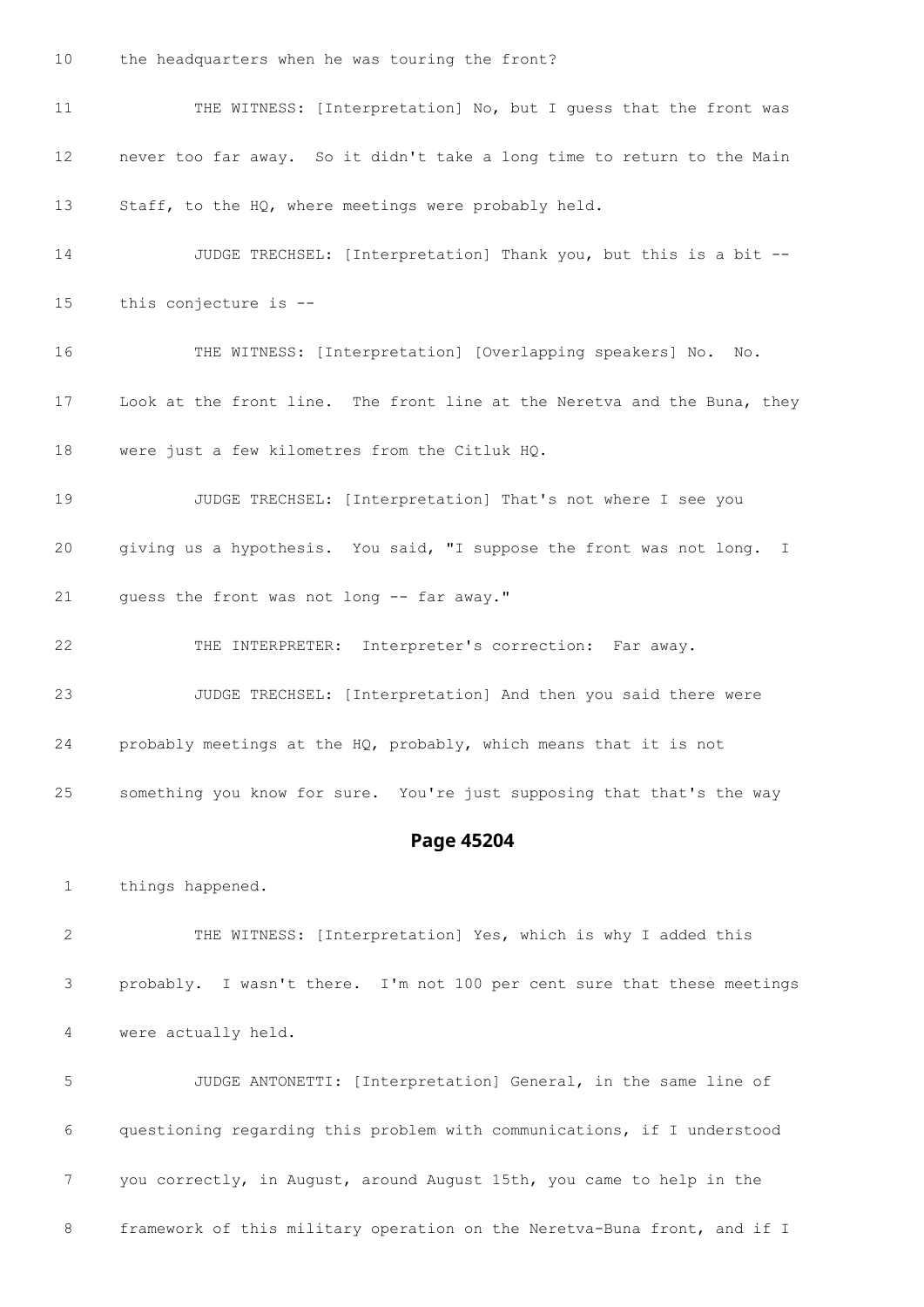10 the headquarters when he was touring the front?

11 THE WITNESS: [Interpretation] No, but I guess that the front was

12 never too far away. So it didn't take a long time to return to the Main

13 Staff, to the HQ, where meetings were probably held.

14 JUDGE TRECHSEL: [Interpretation] Thank you, but this is a bit --

15 this conjecture is --

16 THE WITNESS: [Interpretation] [Overlapping speakers] No. No.

17 Look at the front line. The front line at the Neretva and the Buna, they

18 were just a few kilometres from the Citluk HQ.

19 JUDGE TRECHSEL: [Interpretation] That's not where I see you

20 giving us a hypothesis. You said, "I suppose the front was not long. I

21 guess the front was not long -- far away."

22 THE INTERPRETER: Interpreter's correction: Far away.

23 JUDGE TRECHSEL: [Interpretation] And then you said there were

24 probably meetings at the HQ, probably, which means that it is not

25 something you know for sure. You're just supposing that that's the way

## Page 45204

1 things happened.

2 THE WITNESS: [Interpretation] Yes, which is why I added this

3 probably. I wasn't there. I'm not 100 per cent sure that these meetings

4 were actually held.

5 JUDGE ANTONETTI: [Interpretation] General, in the same line of

6 questioning regarding this problem with communications, if I understood

7 you correctly, in August, around August 15th, you came to help in the

8 framework of this military operation on the Neretva-Buna front, and if I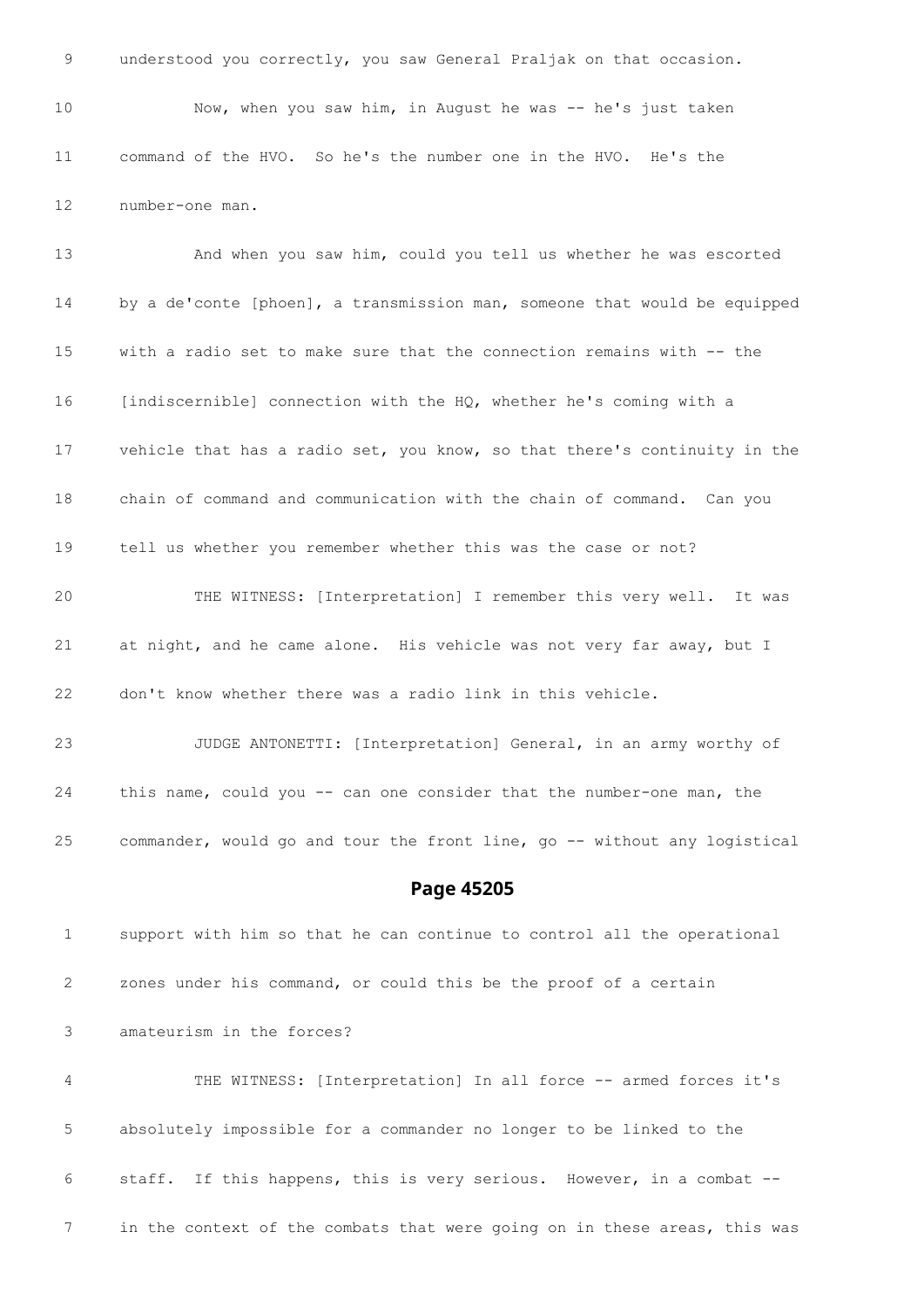9 understood you correctly, you saw General Praljak on that occasion.

10 Now, when you saw him, in August he was -- he's just taken

11 command of the HVO. So he's the number one in the HVO. He's the

12 number-one man.

13 And when you saw him, could you tell us whether he was escorted

14 by a de'conte [phoen], a transmission man, someone that would be equipped

15 with a radio set to make sure that the connection remains with -- the

16 [indiscernible] connection with the HQ, whether he's coming with a

17 vehicle that has a radio set, you know, so that there's continuity in the

18 chain of command and communication with the chain of command. Can you

19 tell us whether you remember whether this was the case or not?

20 THE WITNESS: [Interpretation] I remember this very well. It was

21 at night, and he came alone. His vehicle was not very far away, but I

22 don't know whether there was a radio link in this vehicle.

23 JUDGE ANTONETTI: [Interpretation] General, in an army worthy of

24 this name, could you -- can one consider that the number-one man, the

25 commander, would go and tour the front line, go -- without any logistical

## Page 45205

1 support with him so that he can continue to control all the operational

2 zones under his command, or could this be the proof of a certain

3 amateurism in the forces?

4 THE WITNESS: [Interpretation] In all force -- armed forces it's

5 absolutely impossible for a commander no longer to be linked to the

6 staff. If this happens, this is very serious. However, in a combat --

7 in the context of the combats that were going on in these areas, this was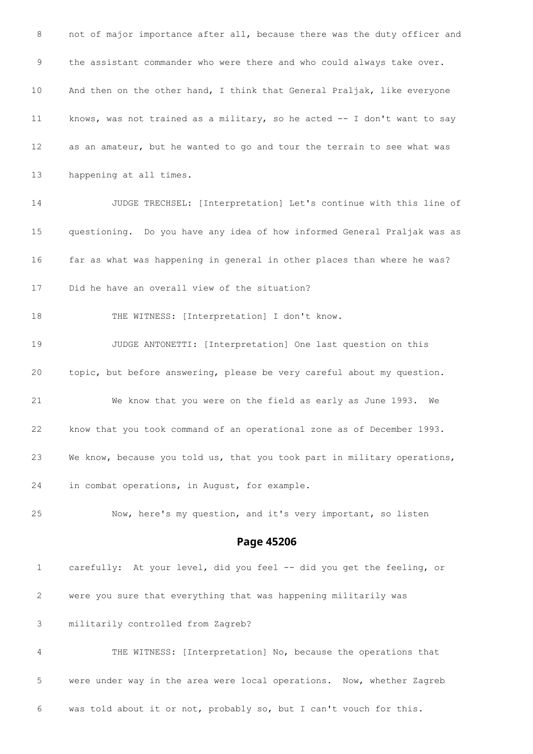8 not of major importance after all, because there was the duty officer and

9 the assistant commander who were there and who could always take over.

10 And then on the other hand, I think that General Praljak, like everyone

11 knows, was not trained as a military, so he acted -- I don't want to say

12 as an amateur, but he wanted to go and tour the terrain to see what was

13 happening at all times.

14 JUDGE TRECHSEL: [Interpretation] Let's continue with this line of

15 questioning. Do you have any idea of how informed General Praljak was as

16 far as what was happening in general in other places than where he was?

17 Did he have an overall view of the situation?

18 THE WITNESS: [Interpretation] I don't know.

19 JUDGE ANTONETTI: [Interpretation] One last question on this

20 topic, but before answering, please be very careful about my question.

21 We know that you were on the field as early as June 1993. We

22 know that you took command of an operational zone as of December 1993.

23 We know, because you told us, that you took part in military operations,

24 in combat operations, in August, for example.

25 Now, here's my question, and it's very important, so listen

## Page 45206

1 carefully: At your level, did you feel -- did you get the feeling, or

2 were you sure that everything that was happening militarily was

3 militarily controlled from Zagreb?

4 THE WITNESS: [Interpretation] No, because the operations that

5 were under way in the area were local operations. Now, whether Zagreb

6 was told about it or not, probably so, but I can't vouch for this.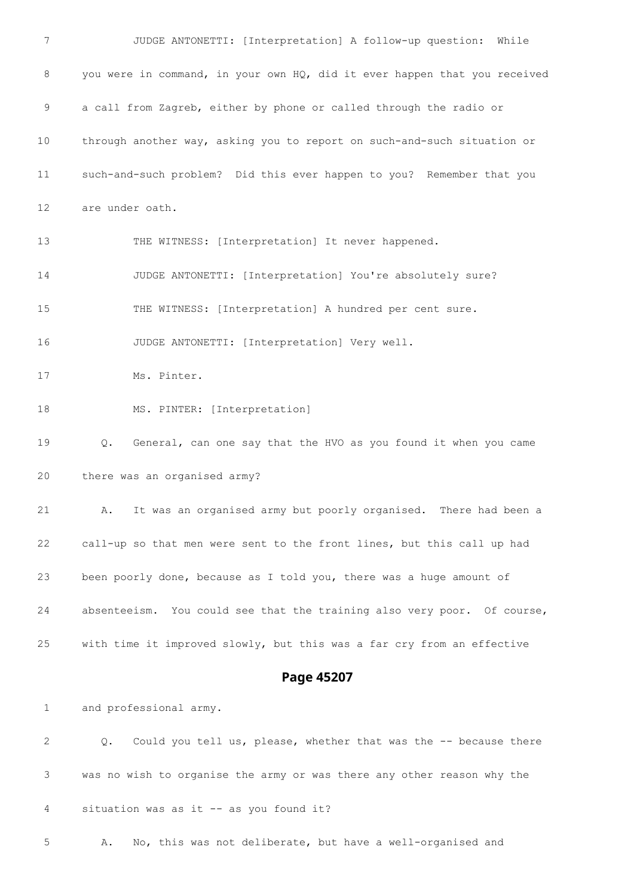7 JUDGE ANTONETTI: [Interpretation] A follow-up question: While

8 you were in command, in your own HQ, did it ever happen that you received

9 a call from Zagreb, either by phone or called through the radio or

10 through another way, asking you to report on such-and-such situation or

11 such-and-such problem? Did this ever happen to you? Remember that you

12 are under oath.

13 THE WITNESS: [Interpretation] It never happened.

14 JUDGE ANTONETTI: [Interpretation] You're absolutely sure?

15 THE WITNESS: [Interpretation] A hundred per cent sure.

16 JUDGE ANTONETTI: [Interpretation] Very well.

17 Ms. Pinter.

18 MS. PINTER: [Interpretation]

19 Q. General, can one say that the HVO as you found it when you came

20 there was an organised army?

21 A. It was an organised army but poorly organised. There had been a

22 call-up so that men were sent to the front lines, but this call up had

23 been poorly done, because as I told you, there was a huge amount of

24 absenteeism. You could see that the training also very poor. Of course,

25 with time it improved slowly, but this was a far cry from an effective

**Page 45207**

1 and professional army.

2 Q. Could you tell us, please, whether that was the -- because there

3 was no wish to organise the army or was there any other reason why the

4 situation was as it -- as you found it?

5 A. No, this was not deliberate, but have a well-organised and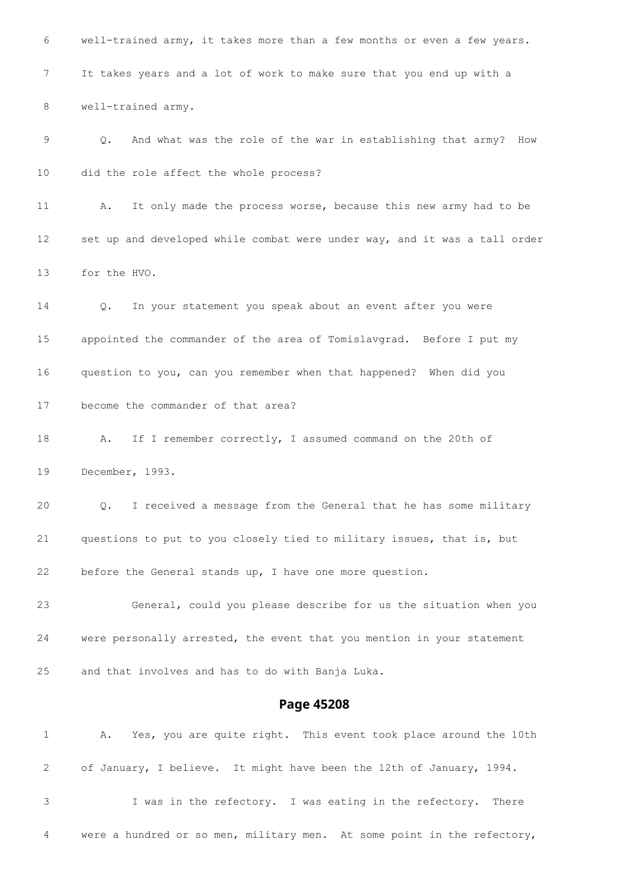6 well-trained army, it takes more than a few months or even a few years.

7 It takes years and a lot of work to make sure that you end up with a

8 well-trained army.

9 Q. And what was the role of the war in establishing that army? How

10 did the role affect the whole process?

11 A. It only made the process worse, because this new army had to be

12 set up and developed while combat were under way, and it was a tall order

13 for the HVO.

14 Q. In your statement you speak about an event after you were

15 appointed the commander of the area of Tomislavgrad. Before I put my

16 question to you, can you remember when that happened? When did you

17 become the commander of that area?

18 A. If I remember correctly, I assumed command on the 20th of

19 December, 1993.

20 Q. I received a message from the General that he has some military

21 questions to put to you closely tied to military issues, that is, but

22 before the General stands up, I have one more question.

23 General, could you please describe for us the situation when you

24 were personally arrested, the event that you mention in your statement

25 and that involves and has to do with Banja Luka.

## Page 45208

1 A. Yes, you are quite right. This event took place around the 10th

2 of January, I believe. It might have been the 12th of January, 1994.

3 I was in the refectory. I was eating in the refectory. There

4 were a hundred or so men, military men. At some point in the refectory,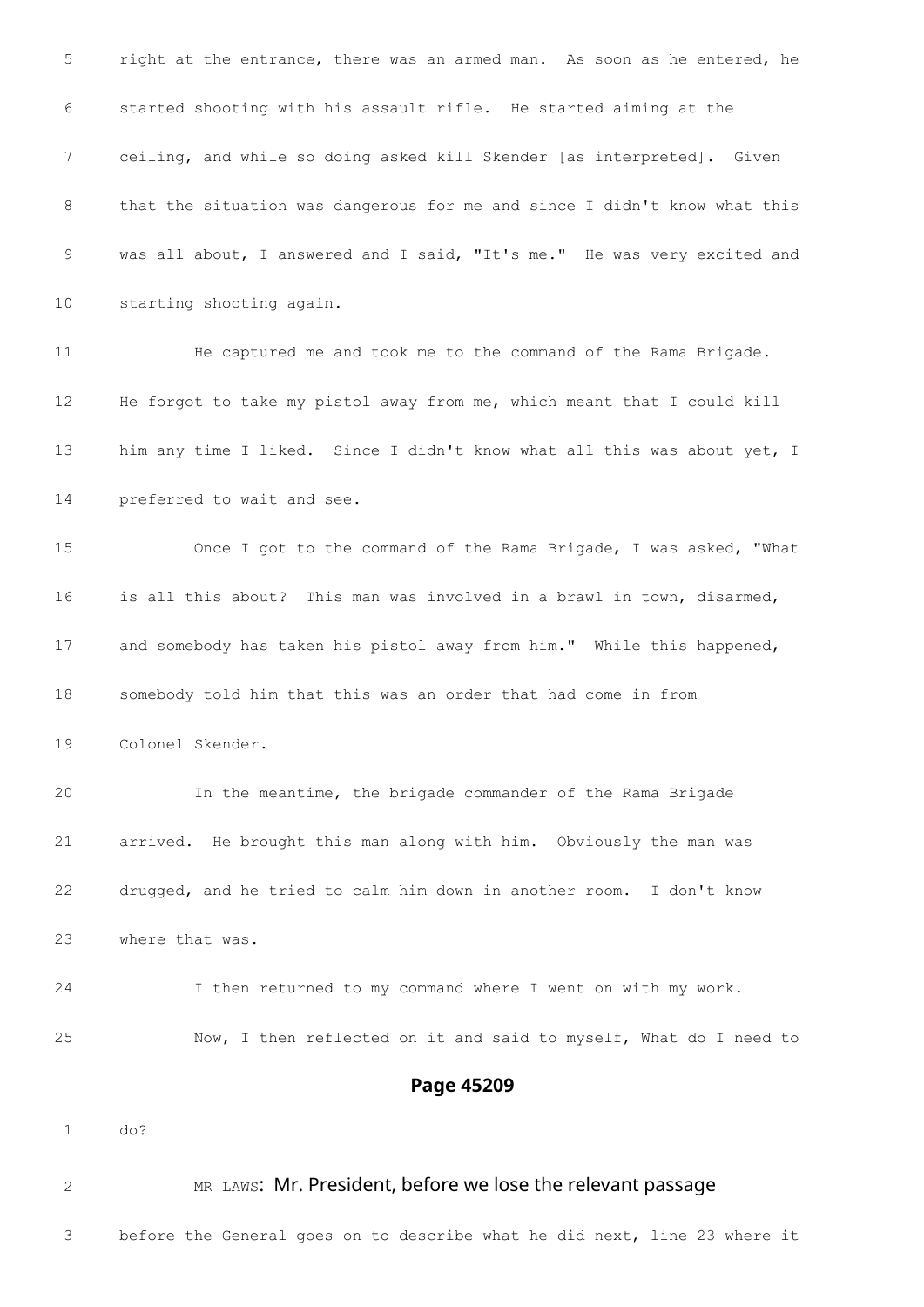5 right at the entrance, there was an armed man. As soon as he entered, he

6 started shooting with his assault rifle. He started aiming at the

7 ceiling, and while so doing asked kill Skender [as interpreted]. Given

8 that the situation was dangerous for me and since I didn't know what this

9 was all about, I answered and I said, "It's me." He was very excited and

10 starting shooting again.

11 He captured me and took me to the command of the Rama Brigade.

12 He forgot to take my pistol away from me, which meant that I could kill

13 him any time I liked. Since I didn't know what all this was about yet, I

14 preferred to wait and see.

15 Once I got to the command of the Rama Brigade, I was asked, "What

16 is all this about? This man was involved in a brawl in town, disarmed,

17 and somebody has taken his pistol away from him." While this happened,

18 somebody told him that this was an order that had come in from

19 Colonel Skender.

20 In the meantime, the brigade commander of the Rama Brigade

21 arrived. He brought this man along with him. Obviously the man was

22 drugged, and he tried to calm him down in another room. I don't know

23 where that was.

24 I then returned to my command where I went on with my work.

25 Now, I then reflected on it and said to myself, What do I need to

**Page 45209**

1 do?

2 MR LAWS: Mr. President, before we lose the relevant passage

3 before the General goes on to describe what he did next, line 23 where it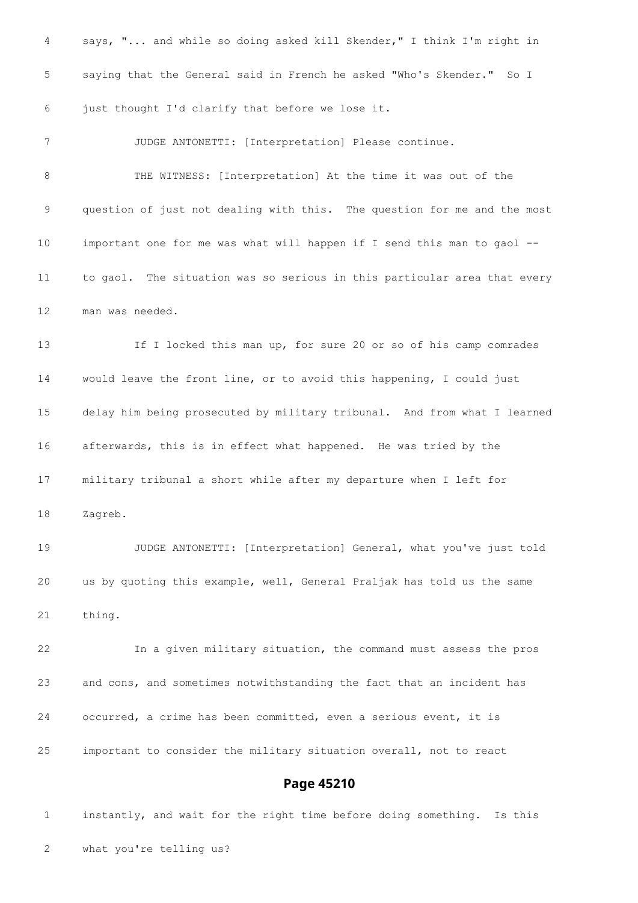4 says, "... and while so doing asked kill Skender," I think I'm right in

5 saying that the General said in French he asked "Who's Skender." So I

6 just thought I'd clarify that before we lose it.

7 JUDGE ANTONETTI: [Interpretation] Please continue.

8 THE WITNESS: [Interpretation] At the time it was out of the

9 question of just not dealing with this. The question for me and the most

10 important one for me was what will happen if I send this man to gaol --

11 to gaol. The situation was so serious in this particular area that every

12 man was needed.

13 If I locked this man up, for sure 20 or so of his camp comrades

14 would leave the front line, or to avoid this happening, I could just

15 delay him being prosecuted by military tribunal. And from what I learned

16 afterwards, this is in effect what happened. He was tried by the

17 military tribunal a short while after my departure when I left for

18 Zagreb.

19 JUDGE ANTONETTI: [Interpretation] General, what you've just told

20 us by quoting this example, well, General Praljak has told us the same

21 thing.

22 In a given military situation, the command must assess the pros

23 and cons, and sometimes notwithstanding the fact that an incident has

24 occurred, a crime has been committed, even a serious event, it is

25 important to consider the military situation overall, not to react

**Page 45210**

1 instantly, and wait for the right time before doing something. Is this

2 what you're telling us?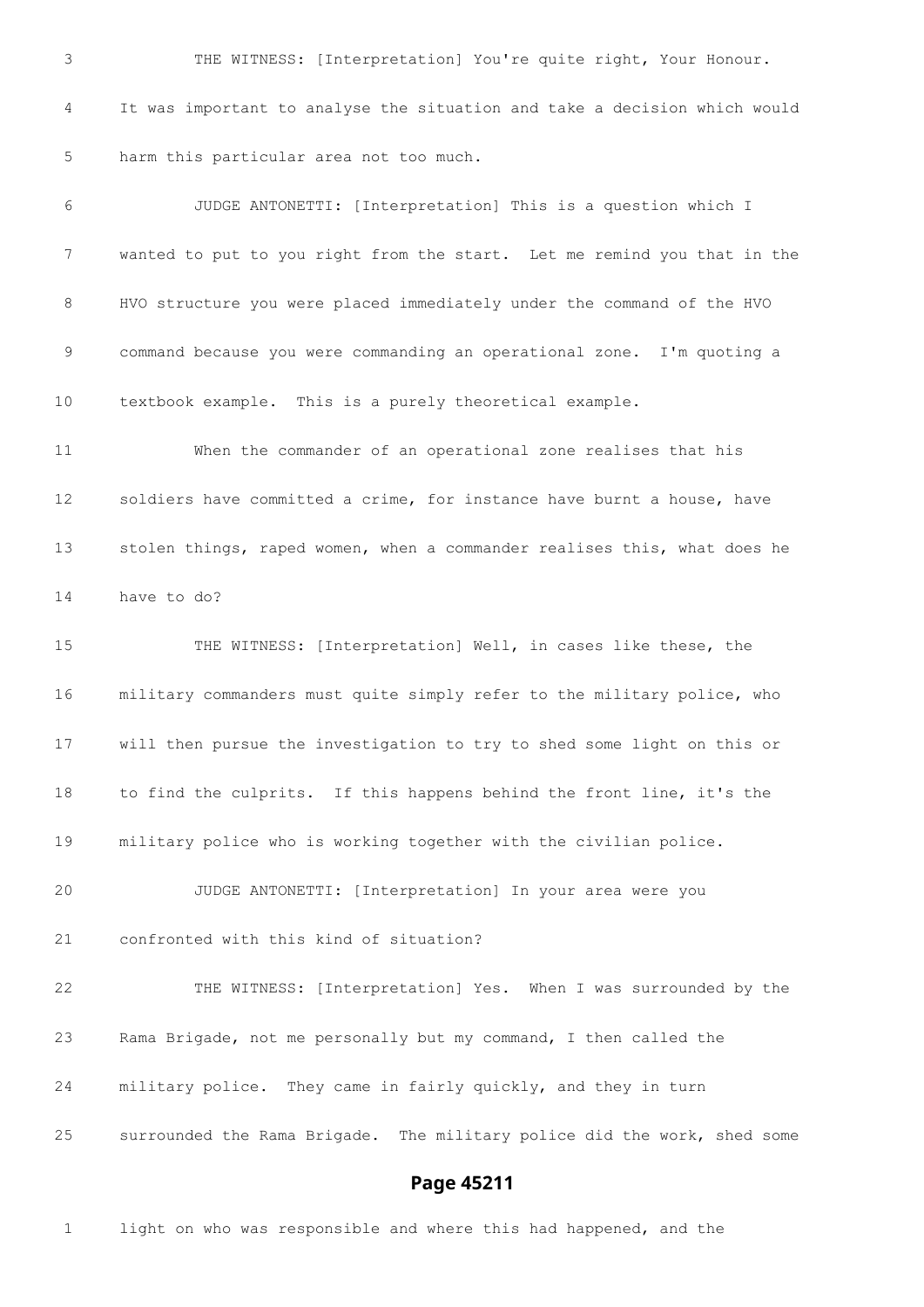THE WITNESS: [Interpretation] You're quite right, Your Honour. It was important to analyse the situation and take a decision which would harm this particular area not too much.

JUDGE ANTONETTI: [Interpretation] This is a question which I wanted to put to you right from the start. Let me remind you that in the HVO structure you were placed immediately under the command of the HVO command because you were commanding an operational zone. I'm quoting a textbook example. This is a purely theoretical example.

When the commander of an operational zone realises that his soldiers have committed a crime, for instance have burnt a house, have stolen things, raped women, when a commander realises this, what does he have to do?

THE WITNESS: [Interpretation] Well, in cases like these, the military commanders must quite simply refer to the military police, who will then pursue the investigation to try to shed some light on this or to find the culprits. If this happens behind the front line, it's the military police who is working together with the civilian police.

JUDGE ANTONETTI: [Interpretation] In your area were you confronted with this kind of situation?

THE WITNESS: [Interpretation] Yes. When I was surrounded by the Rama Brigade, not me personally but my command, I then called the military police. They came in fairly quickly, and they in turn surrounded the Rama Brigade. The military police did the work, shed some

light on who was responsible and where this had happened, and the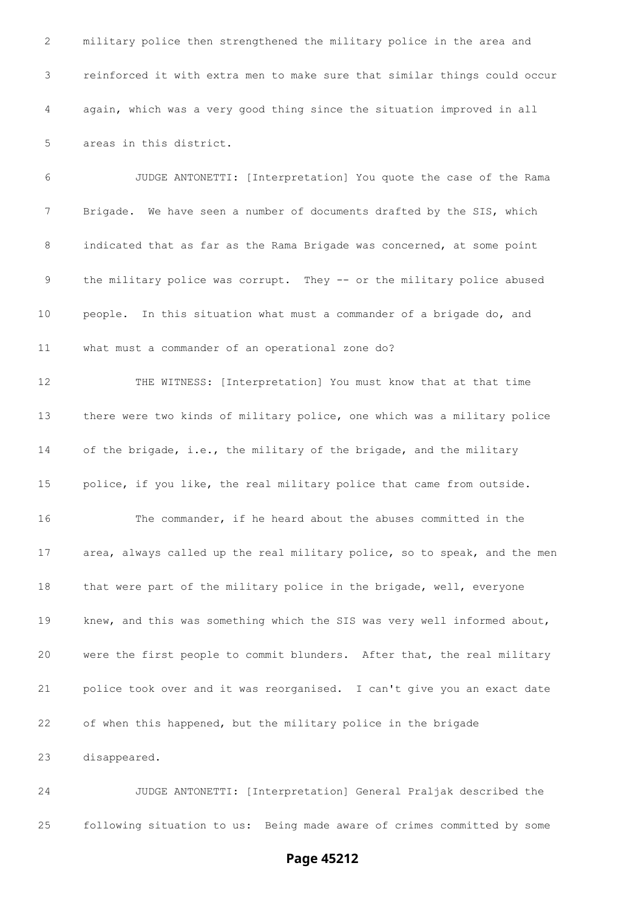military police then strengthened the military police in the area and reinforced it with extra men to make sure that similar things could occur again, which was a very good thing since the situation improved in all areas in this district.

JUDGE ANTONETTI: [Interpretation] You quote the case of the Rama Brigade. We have seen a number of documents drafted by the SIS, which indicated that as far as the Rama Brigade was concerned, at some point the military police was corrupt. They -- or the military police abused people. In this situation what must a commander of a brigade do, and what must a commander of an operational zone do?

THE WITNESS: [Interpretation] You must know that at that time there were two kinds of military police, one which was a military police of the brigade, i.e., the military of the brigade, and the military police, if you like, the real military police that came from outside.

The commander, if he heard about the abuses committed in the area, always called up the real military police, so to speak, and the men that were part of the military police in the brigade, well, everyone knew, and this was something which the SIS was very well informed about, were the first people to commit blunders. After that, the real military police took over and it was reorganised. I can't give you an exact date of when this happened, but the military police in the brigade disappeared.

JUDGE ANTONETTI: [Interpretation] General Praljak described the following situation to us: Being made aware of crimes committed by some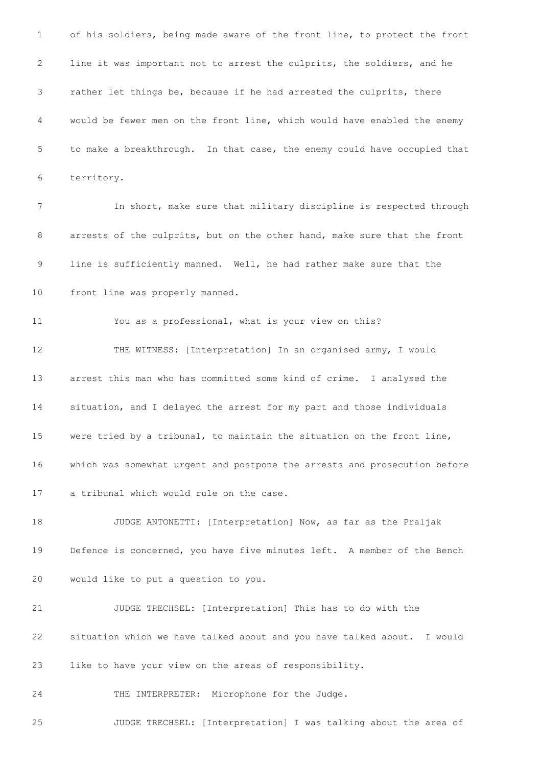1 of his soldiers, being made aware of the front line, to protect the front

2 line it was important not to arrest the culprits, the soldiers, and he

3 rather let things be, because if he had arrested the culprits, there

4 would be fewer men on the front line, which would have enabled the enemy

5 to make a breakthrough. In that case, the enemy could have occupied that

6 territory.

7 In short, make sure that military discipline is respected through

8 arrests of the culprits, but on the other hand, make sure that the front

9 line is sufficiently manned. Well, he had rather make sure that the

10 front line was properly manned.

11 You as a professional, what is your view on this?

12 THE WITNESS: [Interpretation] In an organised army, I would

13 arrest this man who has committed some kind of crime. I analysed the

14 situation, and I delayed the arrest for my part and those individuals

15 were tried by a tribunal, to maintain the situation on the front line,

16 which was somewhat urgent and postpone the arrests and prosecution before

17 a tribunal which would rule on the case.

18 JUDGE ANTONETTI: [Interpretation] Now, as far as the Praljak

19 Defence is concerned, you have five minutes left. A member of the Bench

20 would like to put a question to you.

21 JUDGE TRECHSEL: [Interpretation] This has to do with the

22 situation which we have talked about and you have talked about. I would

23 like to have your view on the areas of responsibility.

24 THE INTERPRETER: Microphone for the Judge.

25 JUDGE TRECHSEL: [Interpretation] I was talking about the area of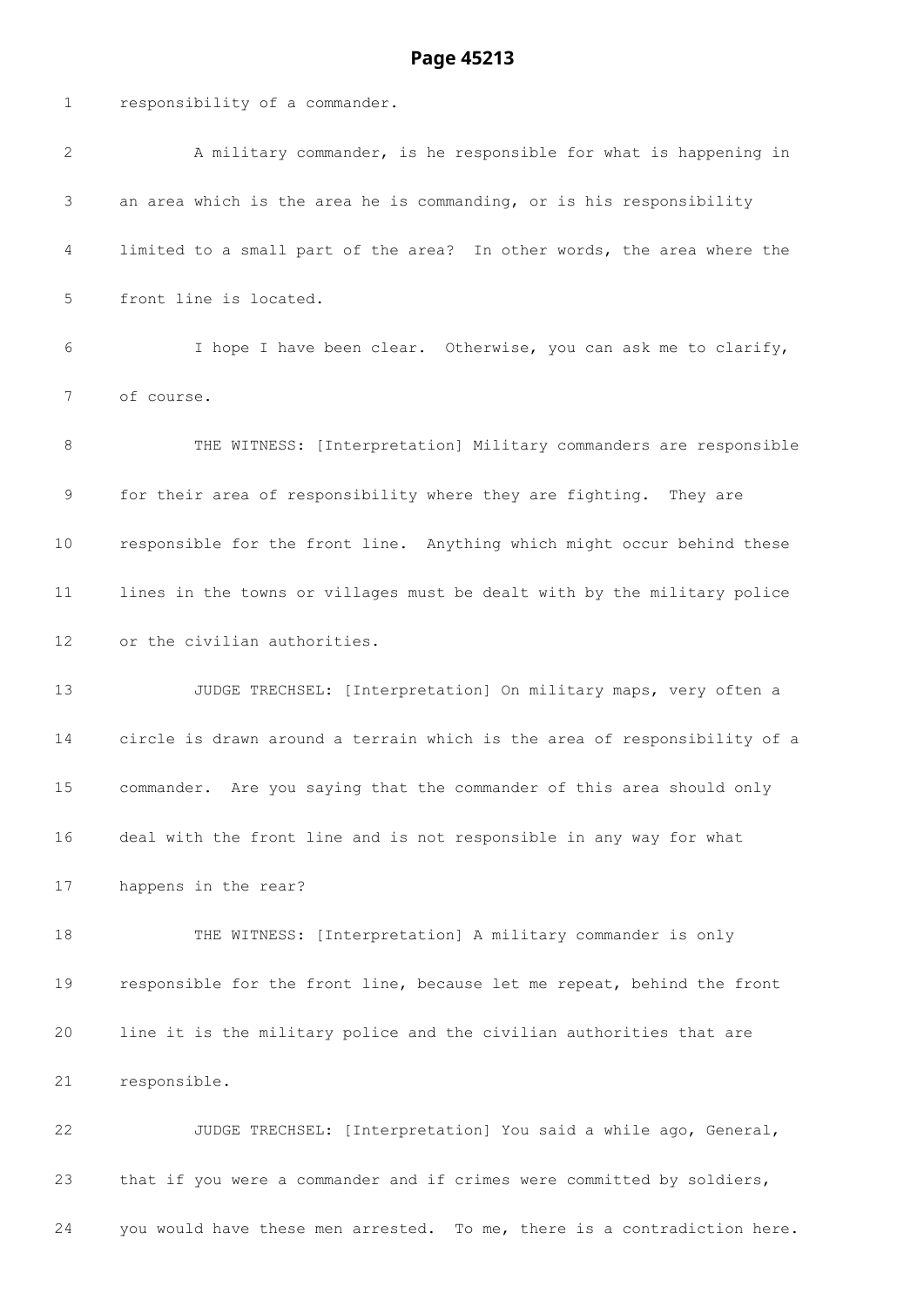responsibility of a commander.

A military commander, is he responsible for what is happening in an area which is the area he is commanding, or is his responsibility limited to a small part of the area? In other words, the area where the front line is located.

I hope I have been clear. Otherwise, you can ask me to clarify, of course.

THE WITNESS: [Interpretation] Military commanders are responsible for their area of responsibility where they are fighting. They are responsible for the front line. Anything which might occur behind these lines in the towns or villages must be dealt with by the military police or the civilian authorities.

JUDGE TRECHSEL: [Interpretation] On military maps, very often a circle is drawn around a terrain which is the area of responsibility of a commander. Are you saying that the commander of this area should only deal with the front line and is not responsible in any way for what happens in the rear?

THE WITNESS: [Interpretation] A military commander is only responsible for the front line, because let me repeat, behind the front line it is the military police and the civilian authorities that are responsible.

JUDGE TRECHSEL: [Interpretation] You said a while ago, General, that if you were a commander and if crimes were committed by soldiers, you would have these men arrested. To me, there is a contradiction here.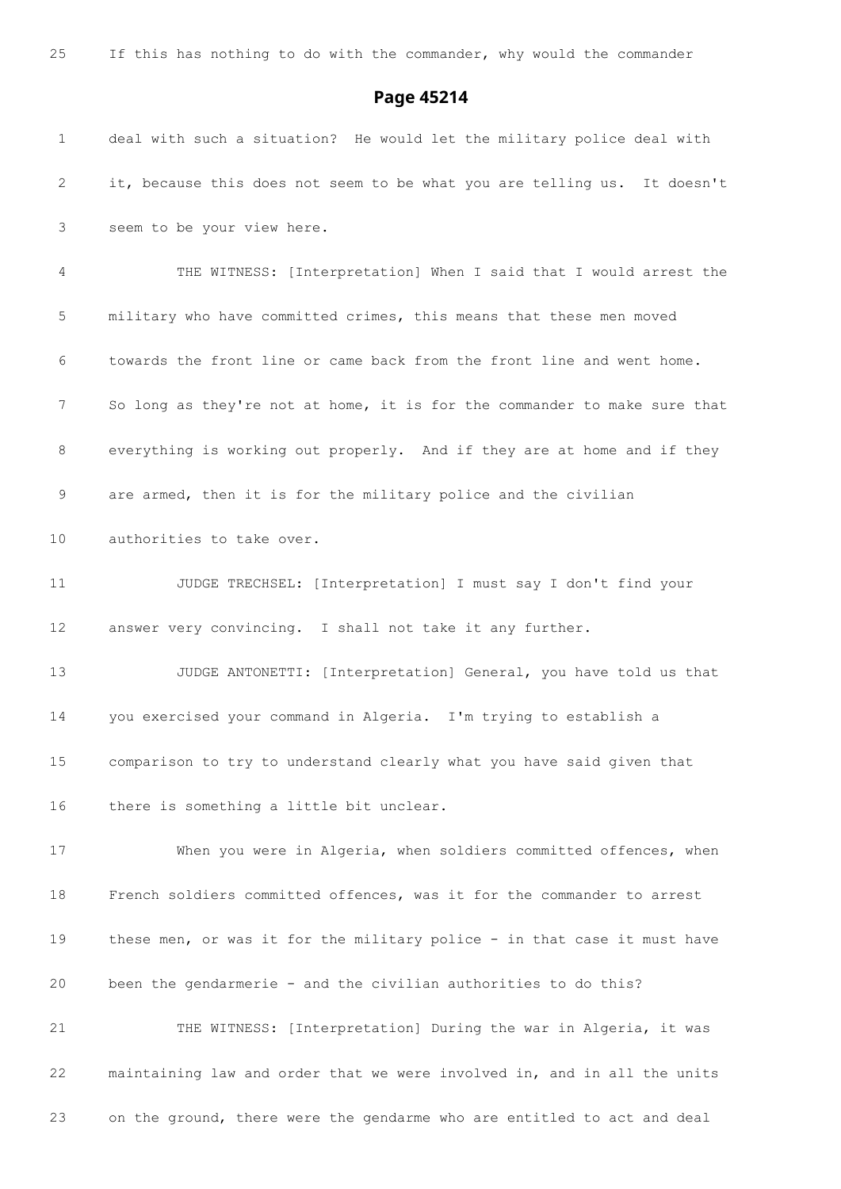25 If this has nothing to do with the commander, why would the commander

## Page 45214

1 deal with such a situation? He would let the military police deal with

2 it, because this does not seem to be what you are telling us. It doesn't

3 seem to be your view here.

4 THE WITNESS: [Interpretation] When I said that I would arrest the

5 military who have committed crimes, this means that these men moved

6 towards the front line or came back from the front line and went home.

7 So long as they're not at home, it is for the commander to make sure that

8 everything is working out properly. And if they are at home and if they

9 are armed, then it is for the military police and the civilian

10 authorities to take over.

11 JUDGE TRECHSEL: [Interpretation] I must say I don't find your

12 answer very convincing. I shall not take it any further.

13 JUDGE ANTONETTI: [Interpretation] General, you have told us that

14 you exercised your command in Algeria. I'm trying to establish a

15 comparison to try to understand clearly what you have said given that

16 there is something a little bit unclear.

17 When you were in Algeria, when soldiers committed offences, when

18 French soldiers committed offences, was it for the commander to arrest

19 these men, or was it for the military police - in that case it must have

20 been the gendarmerie - and the civilian authorities to do this?

21 THE WITNESS: [Interpretation] During the war in Algeria, it was

22 maintaining law and order that we were involved in, and in all the units

23 on the ground, there were the gendarme who are entitled to act and deal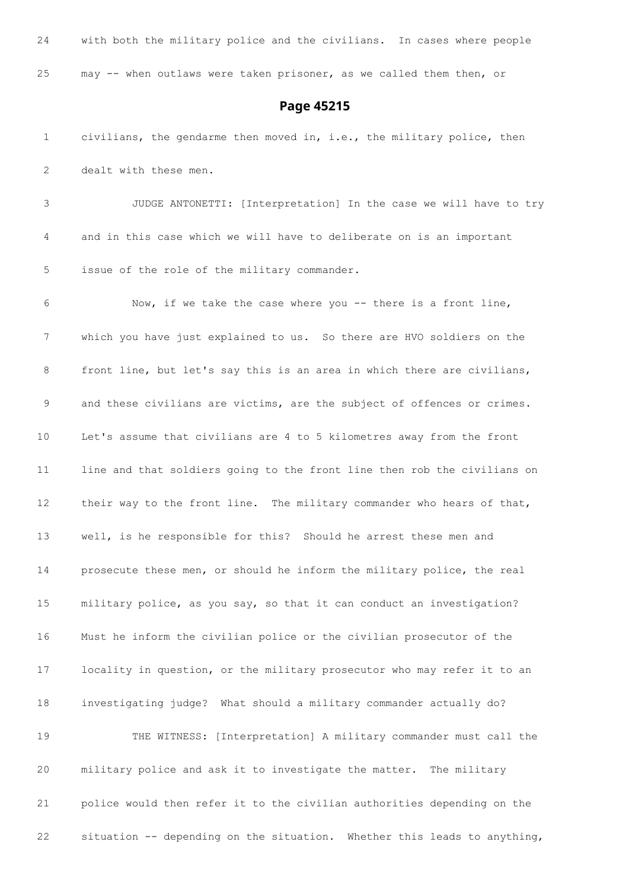24 with both the military police and the civilians. In cases where people

25 may -- when outlaws were taken prisoner, as we called them then, or

## Page 45215

1 civilians, the gendarme then moved in, i.e., the military police, then

2 dealt with these men.

3 JUDGE ANTONETTI: [Interpretation] In the case we will have to try

4 and in this case which we will have to deliberate on is an important

5 issue of the role of the military commander.

6 Now, if we take the case where you -- there is a front line,

7 which you have just explained to us. So there are HVO soldiers on the

8 front line, but let's say this is an area in which there are civilians,

9 and these civilians are victims, are the subject of offences or crimes.

10 Let's assume that civilians are 4 to 5 kilometres away from the front

11 line and that soldiers going to the front line then rob the civilians on

12 their way to the front line. The military commander who hears of that,

13 well, is he responsible for this? Should he arrest these men and

14 prosecute these men, or should he inform the military police, the real

15 military police, as you say, so that it can conduct an investigation?

16 Must he inform the civilian police or the civilian prosecutor of the

17 locality in question, or the military prosecutor who may refer it to an

18 investigating judge? What should a military commander actually do?

19 THE WITNESS: [Interpretation] A military commander must call the

20 military police and ask it to investigate the matter. The military

21 police would then refer it to the civilian authorities depending on the

22 situation -- depending on the situation. Whether this leads to anything,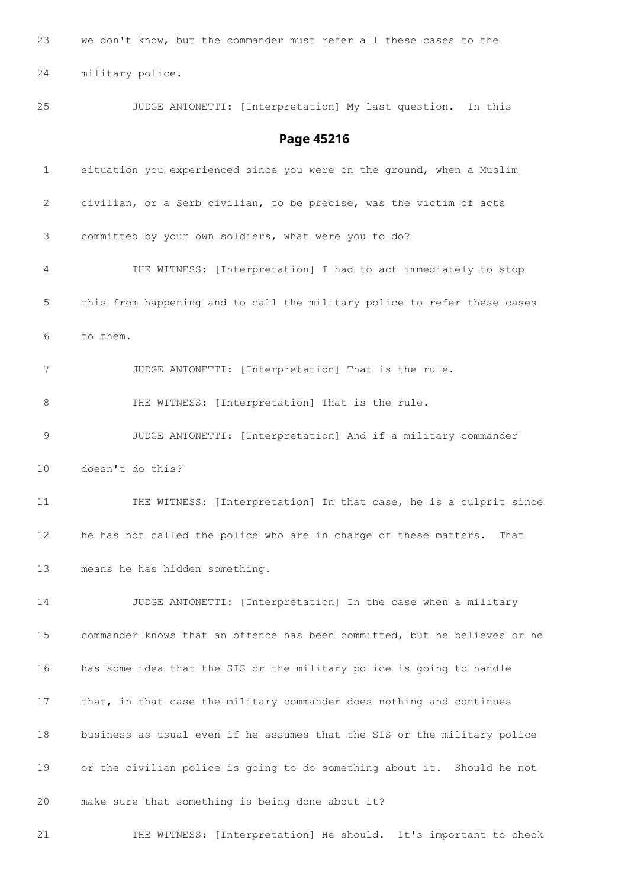23 we don't know, but the commander must refer all these cases to the

24 military police.

25 JUDGE ANTONETTI: [Interpretation] My last question. In this

## Page 45216

1 situation you experienced since you were on the ground, when a Muslim

2 civilian, or a Serb civilian, to be precise, was the victim of acts

3 committed by your own soldiers, what were you to do?

4 THE WITNESS: [Interpretation] I had to act immediately to stop

5 this from happening and to call the military police to refer these cases

6 to them.

7 JUDGE ANTONETTI: [Interpretation] That is the rule.

8 THE WITNESS: [Interpretation] That is the rule.

9 JUDGE ANTONETTI: [Interpretation] And if a military commander

10 doesn't do this?

11 THE WITNESS: [Interpretation] In that case, he is a culprit since

12 he has not called the police who are in charge of these matters. That

13 means he has hidden something.

14 JUDGE ANTONETTI: [Interpretation] In the case when a military

15 commander knows that an offence has been committed, but he believes or he

16 has some idea that the SIS or the military police is going to handle

17 that, in that case the military commander does nothing and continues

18 business as usual even if he assumes that the SIS or the military police

19 or the civilian police is going to do something about it. Should he not

20 make sure that something is being done about it?

21 THE WITNESS: [Interpretation] He should. It's important to check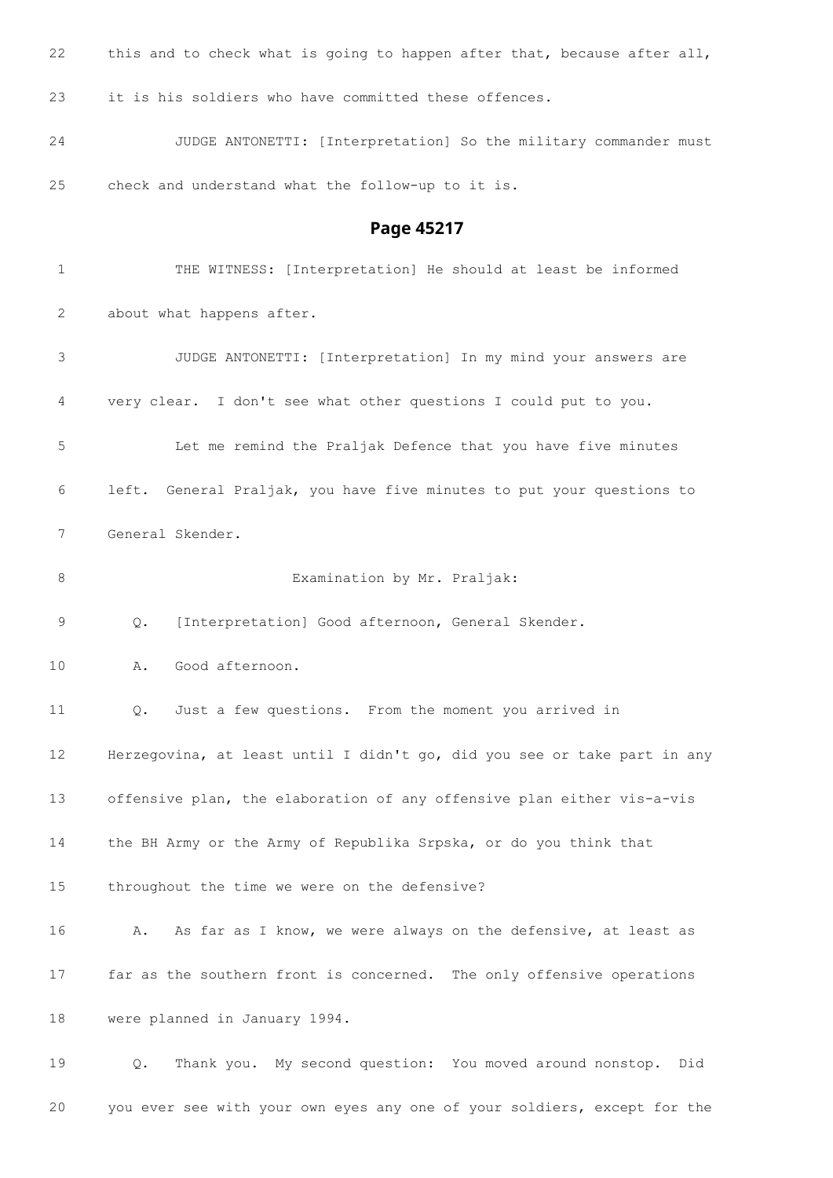22 this and to check what is going to happen after that, because after all,

23 it is his soldiers who have committed these offences.

24 JUDGE ANTONETTI: [Interpretation] So the military commander must

25 check and understand what the follow-up to it is.

## Page 45217

1 THE WITNESS: [Interpretation] He should at least be informed

2 about what happens after.

3 JUDGE ANTONETTI: [Interpretation] In my mind your answers are

4 very clear. I don't see what other questions I could put to you.

5 Let me remind the Praljak Defence that you have five minutes

6 left. General Praljak, you have five minutes to put your questions to

7 General Skender.

8 Examination by Mr. Praljak:

9 Q. [Interpretation] Good afternoon, General Skender.

10 A. Good afternoon.

11 Q. Just a few questions. From the moment you arrived in

12 Herzegovina, at least until I didn't go, did you see or take part in any

13 offensive plan, the elaboration of any offensive plan either vis-a-vis

14 the BH Army or the Army of Republika Srpska, or do you think that

15 throughout the time we were on the defensive?

16 A. As far as I know, we were always on the defensive, at least as

17 far as the southern front is concerned. The only offensive operations

18 were planned in January 1994.

19 Q. Thank you. My second question: You moved around nonstop. Did

20 you ever see with your own eyes any one of your soldiers, except for the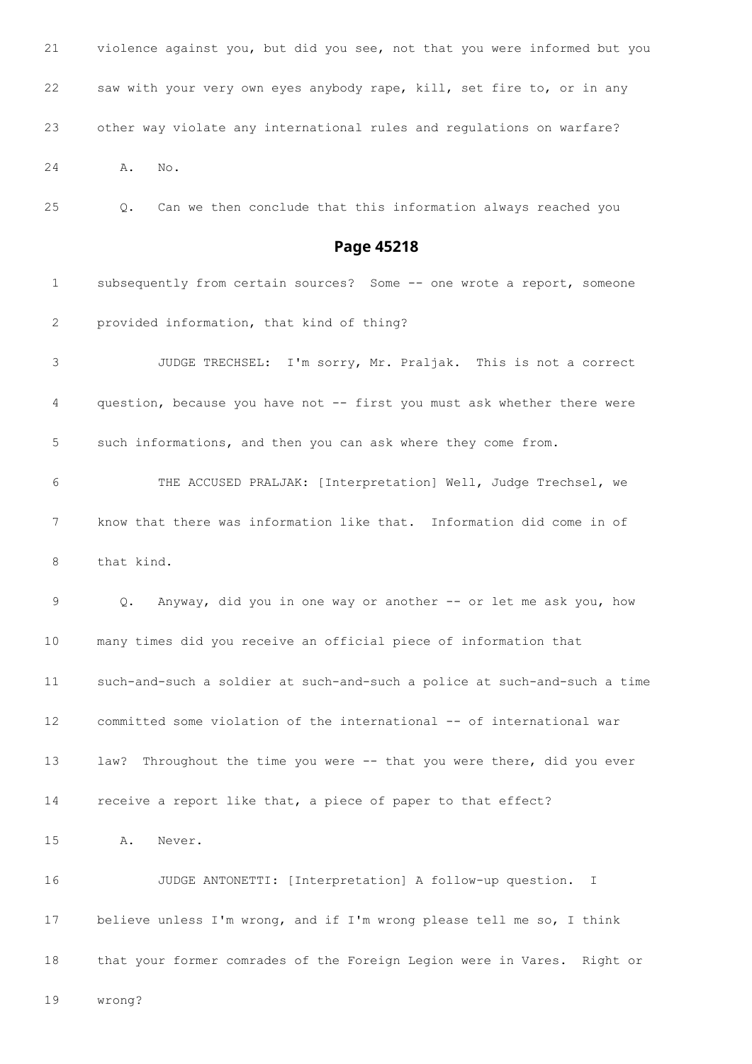21 violence against you, but did you see, not that you were informed but you

22 saw with your very own eyes anybody rape, kill, set fire to, or in any

23 other way violate any international rules and regulations on warfare?

24 A. No.

25 Q. Can we then conclude that this information always reached you

## Page 45218

1 subsequently from certain sources? Some -- one wrote a report, someone

2 provided information, that kind of thing?

3 JUDGE TRECHSEL: I'm sorry, Mr. Praljak. This is not a correct

4 question, because you have not -- first you must ask whether there were

5 such informations, and then you can ask where they come from.

6 THE ACCUSED PRALJAK: [Interpretation] Well, Judge Trechsel, we

7 know that there was information like that. Information did come in of

8 that kind.

9 Q. Anyway, did you in one way or another -- or let me ask you, how

10 many times did you receive an official piece of information that

11 such-and-such a soldier at such-and-such a police at such-and-such a time

12 committed some violation of the international -- of international war

13 law? Throughout the time you were -- that you were there, did you ever

14 receive a report like that, a piece of paper to that effect?

15 A. Never.

16 JUDGE ANTONETTI: [Interpretation] A follow-up question. I

17 believe unless I'm wrong, and if I'm wrong please tell me so, I think

18 that your former comrades of the Foreign Legion were in Vares. Right or

19 wrong?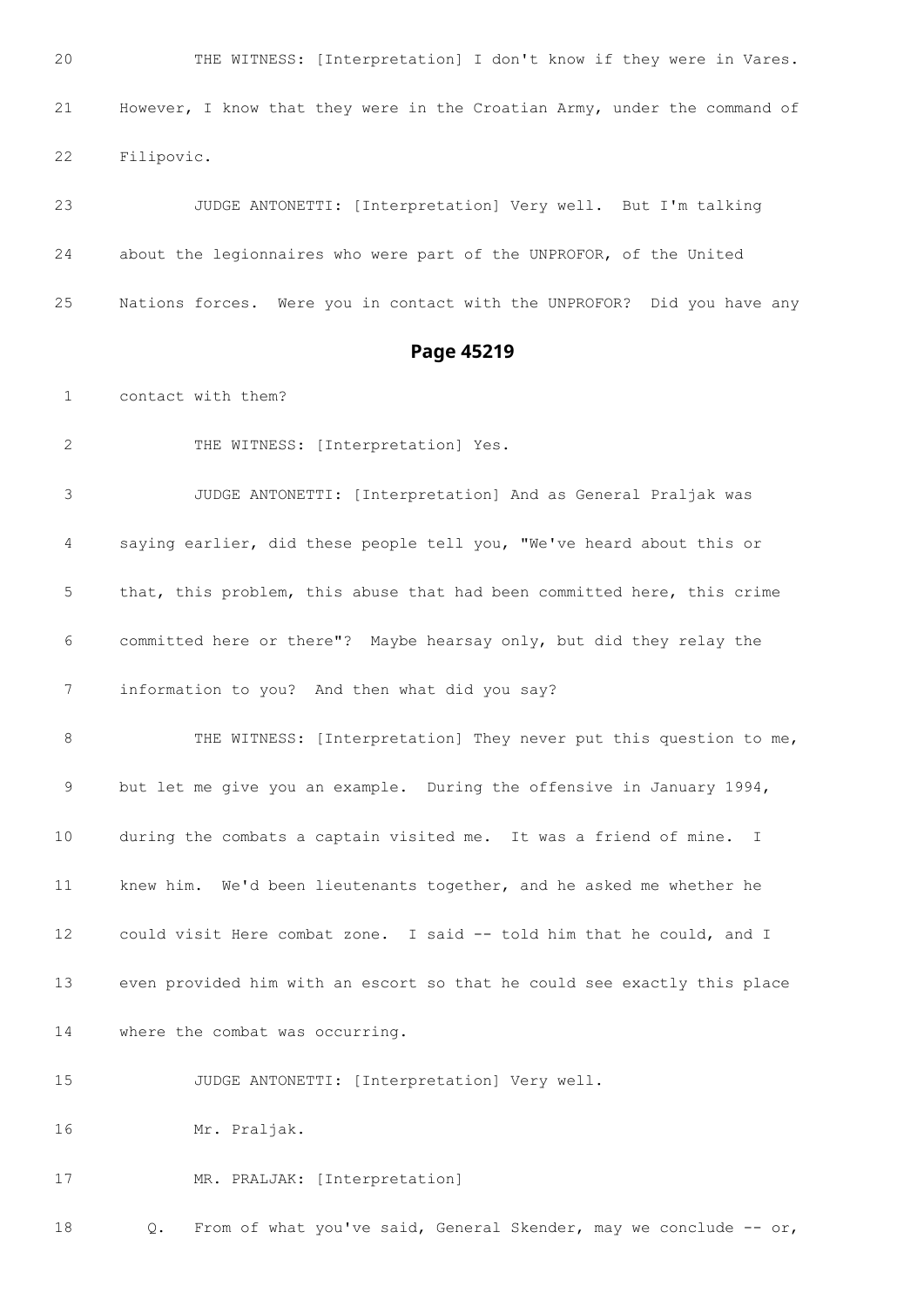20 THE WITNESS: [Interpretation] I don't know if they were in Vares.

21 However, I know that they were in the Croatian Army, under the command of

22 Filipovic.

23 JUDGE ANTONETTI: [Interpretation] Very well. But I'm talking

24 about the legionnaires who were part of the UNPROFOR, of the United

25 Nations forces. Were you in contact with the UNPROFOR? Did you have any

## Page 45219

1 contact with them?

2 THE WITNESS: [Interpretation] Yes.

3 JUDGE ANTONETTI: [Interpretation] And as General Praljak was

4 saying earlier, did these people tell you, "We've heard about this or

5 that, this problem, this abuse that had been committed here, this crime

6 committed here or there"? Maybe hearsay only, but did they relay the

7 information to you? And then what did you say?

8 THE WITNESS: [Interpretation] They never put this question to me,

9 but let me give you an example. During the offensive in January 1994,

10 during the combats a captain visited me. It was a friend of mine. I

11 knew him. We'd been lieutenants together, and he asked me whether he

12 could visit Here combat zone. I said -- told him that he could, and I

13 even provided him with an escort so that he could see exactly this place

14 where the combat was occurring.

15 JUDGE ANTONETTI: [Interpretation] Very well.

16 Mr. Praljak.

17 MR. PRALJAK: [Interpretation]

18 Q. From of what you've said, General Skender, may we conclude -- or,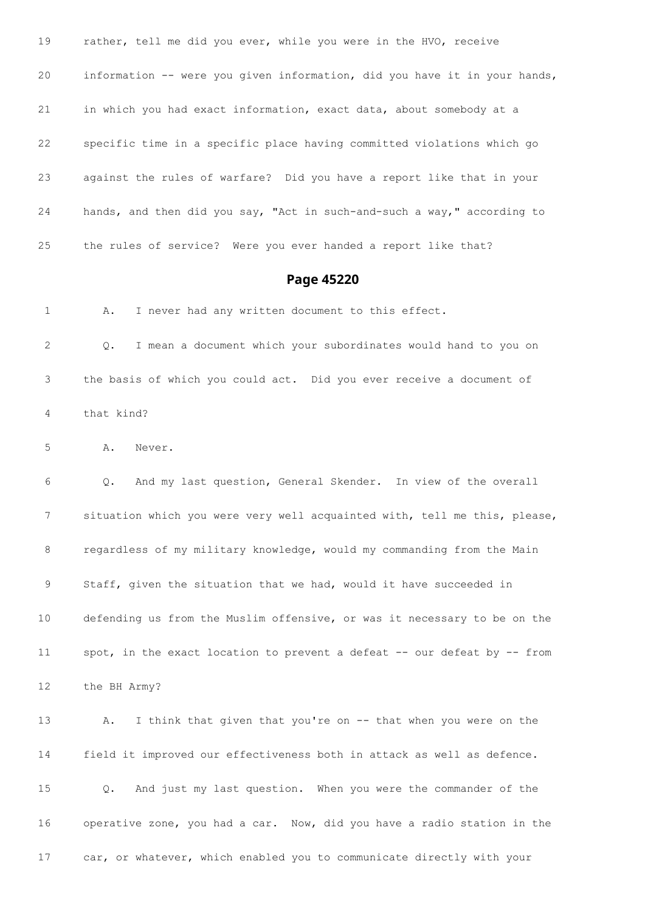19 rather, tell me did you ever, while you were in the HVO, receive

20 information -- were you given information, did you have it in your hands,

21 in which you had exact information, exact data, about somebody at a

22 specific time in a specific place having committed violations which go

23 against the rules of warfare? Did you have a report like that in your

24 hands, and then did you say, "Act in such-and-such a way," according to

25 the rules of service? Were you ever handed a report like that?

## Page 45220

1 A. I never had any written document to this effect.

2 Q. I mean a document which your subordinates would hand to you on

3 the basis of which you could act. Did you ever receive a document of

4 that kind?

5 A. Never.

6 Q. And my last question, General Skender. In view of the overall

7 situation which you were very well acquainted with, tell me this, please,

8 regardless of my military knowledge, would my commanding from the Main

9 Staff, given the situation that we had, would it have succeeded in

10 defending us from the Muslim offensive, or was it necessary to be on the

11 spot, in the exact location to prevent a defeat -- our defeat by -- from

12 the BH Army?

13 A. I think that given that you're on -- that when you were on the

14 field it improved our effectiveness both in attack as well as defence.

15 Q. And just my last question. When you were the commander of the

16 operative zone, you had a car. Now, did you have a radio station in the

17 car, or whatever, which enabled you to communicate directly with your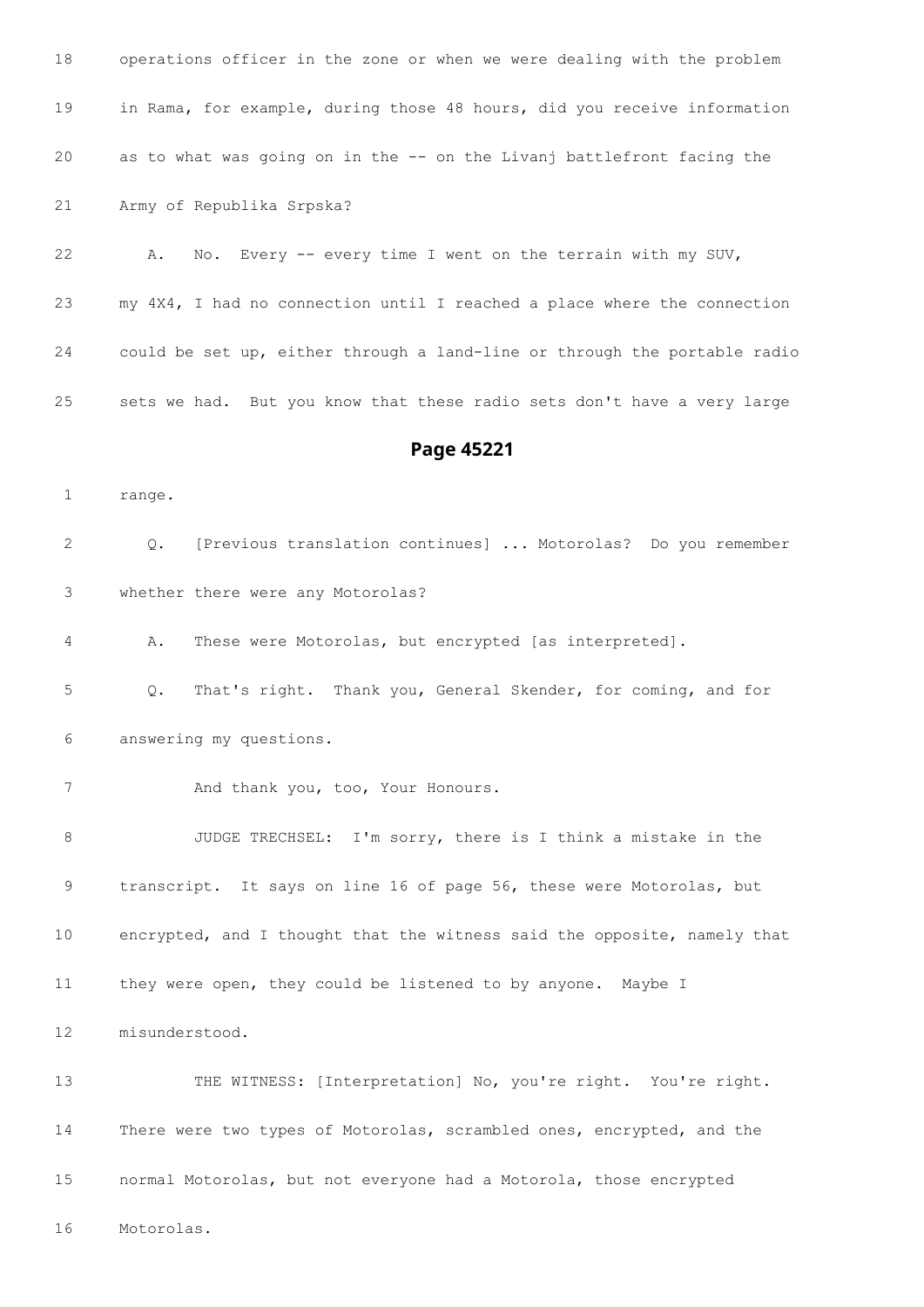18 operations officer in the zone or when we were dealing with the problem

19 in Rama, for example, during those 48 hours, did you receive information

20 as to what was going on in the -- on the Livanj battlefront facing the

21 Army of Republika Srpska?

22 A. No. Every -- every time I went on the terrain with my SUV,

23 my 4X4, I had no connection until I reached a place where the connection

24 could be set up, either through a land-line or through the portable radio

25 sets we had. But you know that these radio sets don't have a very large

## Page 45221

1 range.

2 Q. [Previous translation continues] ... Motorolas? Do you remember

3 whether there were any Motorolas?

4 A. These were Motorolas, but encrypted [as interpreted].

5 Q. That's right. Thank you, General Skender, for coming, and for

6 answering my questions.

7 And thank you, too, Your Honours.

8 JUDGE TRECHSEL: I'm sorry, there is I think a mistake in the

9 transcript. It says on line 16 of page 56, these were Motorolas, but

10 encrypted, and I thought that the witness said the opposite, namely that

11 they were open, they could be listened to by anyone. Maybe I

12 misunderstood.

13 THE WITNESS: [Interpretation] No, you're right. You're right.

14 There were two types of Motorolas, scrambled ones, encrypted, and the

15 normal Motorolas, but not everyone had a Motorola, those encrypted

16 Motorolas.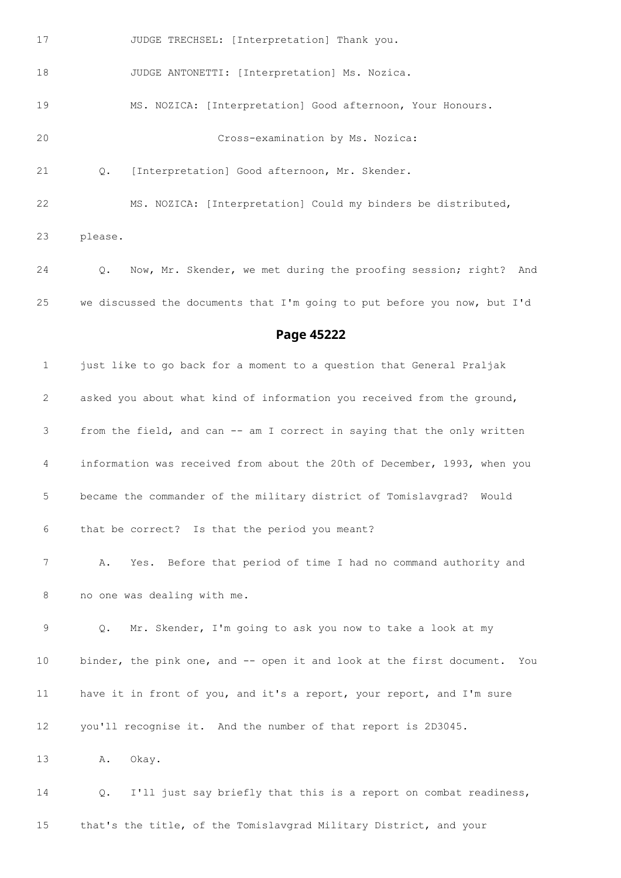17 JUDGE TRECHSEL: [Interpretation] Thank you.

18 JUDGE ANTONETTI: [Interpretation] Ms. Nozica.

19 MS. NOZICA: [Interpretation] Good afternoon, Your Honours.

20 Cross-examination by Ms. Nozica:

21 Q. [Interpretation] Good afternoon, Mr. Skender.

22 MS. NOZICA: [Interpretation] Could my binders be distributed,

23 please.

24 Q. Now, Mr. Skender, we met during the proofing session; right? And

25 we discussed the documents that I'm going to put before you now, but I'd

## Page 45222

1 just like to go back for a moment to a question that General Praljak

2 asked you about what kind of information you received from the ground,

3 from the field, and can -- am I correct in saying that the only written

4 information was received from about the 20th of December, 1993, when you

5 became the commander of the military district of Tomislavgrad? Would

6 that be correct? Is that the period you meant?

7 A. Yes. Before that period of time I had no command authority and

8 no one was dealing with me.

9 Q. Mr. Skender, I'm going to ask you now to take a look at my

10 binder, the pink one, and -- open it and look at the first document. You

11 have it in front of you, and it's a report, your report, and I'm sure

12 you'll recognise it. And the number of that report is 2D3045.

13 A. Okay.

14 Q. I'll just say briefly that this is a report on combat readiness,

15 that's the title, of the Tomislavgrad Military District, and your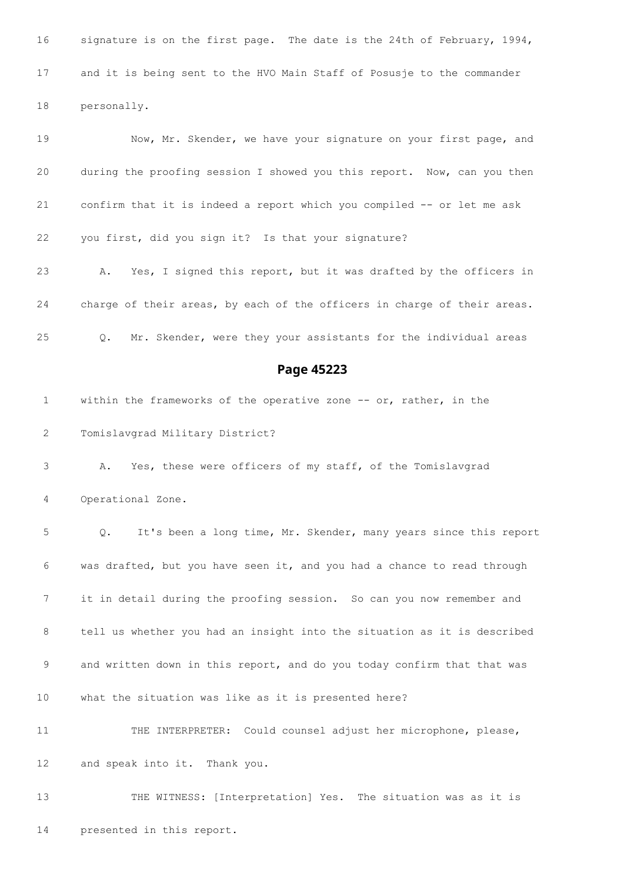16 signature is on the first page. The date is the 24th of February, 1994,

17 and it is being sent to the HVO Main Staff of Posusje to the commander

18 personally.

19 Now, Mr. Skender, we have your signature on your first page, and

20 during the proofing session I showed you this report. Now, can you then

21 confirm that it is indeed a report which you compiled -- or let me ask

22 you first, did you sign it? Is that your signature?

23 A. Yes, I signed this report, but it was drafted by the officers in

24 charge of their areas, by each of the officers in charge of their areas.

25 Q. Mr. Skender, were they your assistants for the individual areas

## Page 45223

1 within the frameworks of the operative zone -- or, rather, in the

2 Tomislavgrad Military District?

3 A. Yes, these were officers of my staff, of the Tomislavgrad

4 Operational Zone.

5 Q. It's been a long time, Mr. Skender, many years since this report

6 was drafted, but you have seen it, and you had a chance to read through

7 it in detail during the proofing session. So can you now remember and

8 tell us whether you had an insight into the situation as it is described

9 and written down in this report, and do you today confirm that that was

10 what the situation was like as it is presented here?

11 THE INTERPRETER: Could counsel adjust her microphone, please,

12 and speak into it. Thank you.

13 THE WITNESS: [Interpretation] Yes. The situation was as it is

14 presented in this report.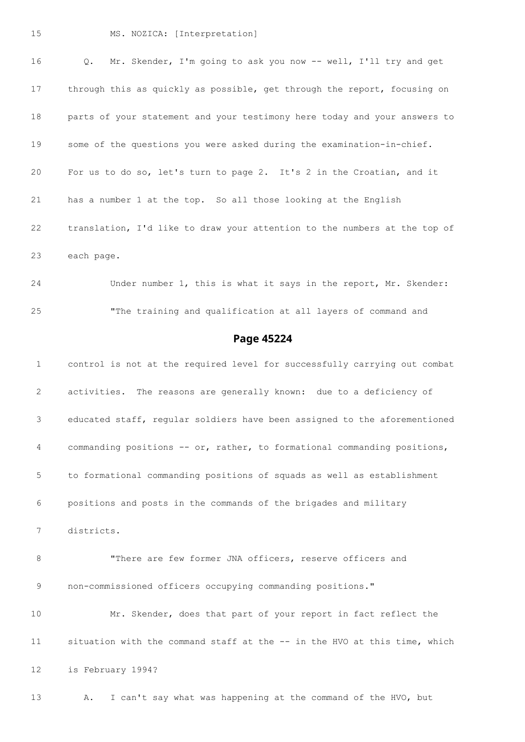15 MS. NOZICA: [Interpretation]

16 Q. Mr. Skender, I'm going to ask you now -- well, I'll try and get

17 through this as quickly as possible, get through the report, focusing on

18 parts of your statement and your testimony here today and your answers to

19 some of the questions you were asked during the examination-in-chief.

20 For us to do so, let's turn to page 2. It's 2 in the Croatian, and it

21 has a number 1 at the top. So all those looking at the English

22 translation, I'd like to draw your attention to the numbers at the top of

23 each page.

24 Under number 1, this is what it says in the report, Mr. Skender:

25 "The training and qualification at all layers of command and

## Page 45224

1 control is not at the required level for successfully carrying out combat

2 activities. The reasons are generally known: due to a deficiency of

3 educated staff, regular soldiers have been assigned to the aforementioned

4 commanding positions -- or, rather, to formational commanding positions,

5 to formational commanding positions of squads as well as establishment

6 positions and posts in the commands of the brigades and military

7 districts.

8 "There are few former JNA officers, reserve officers and

9 non-commissioned officers occupying commanding positions."

10 Mr. Skender, does that part of your report in fact reflect the

11 situation with the command staff at the -- in the HVO at this time, which

12 is February 1994?

13 A. I can't say what was happening at the command of the HVO, but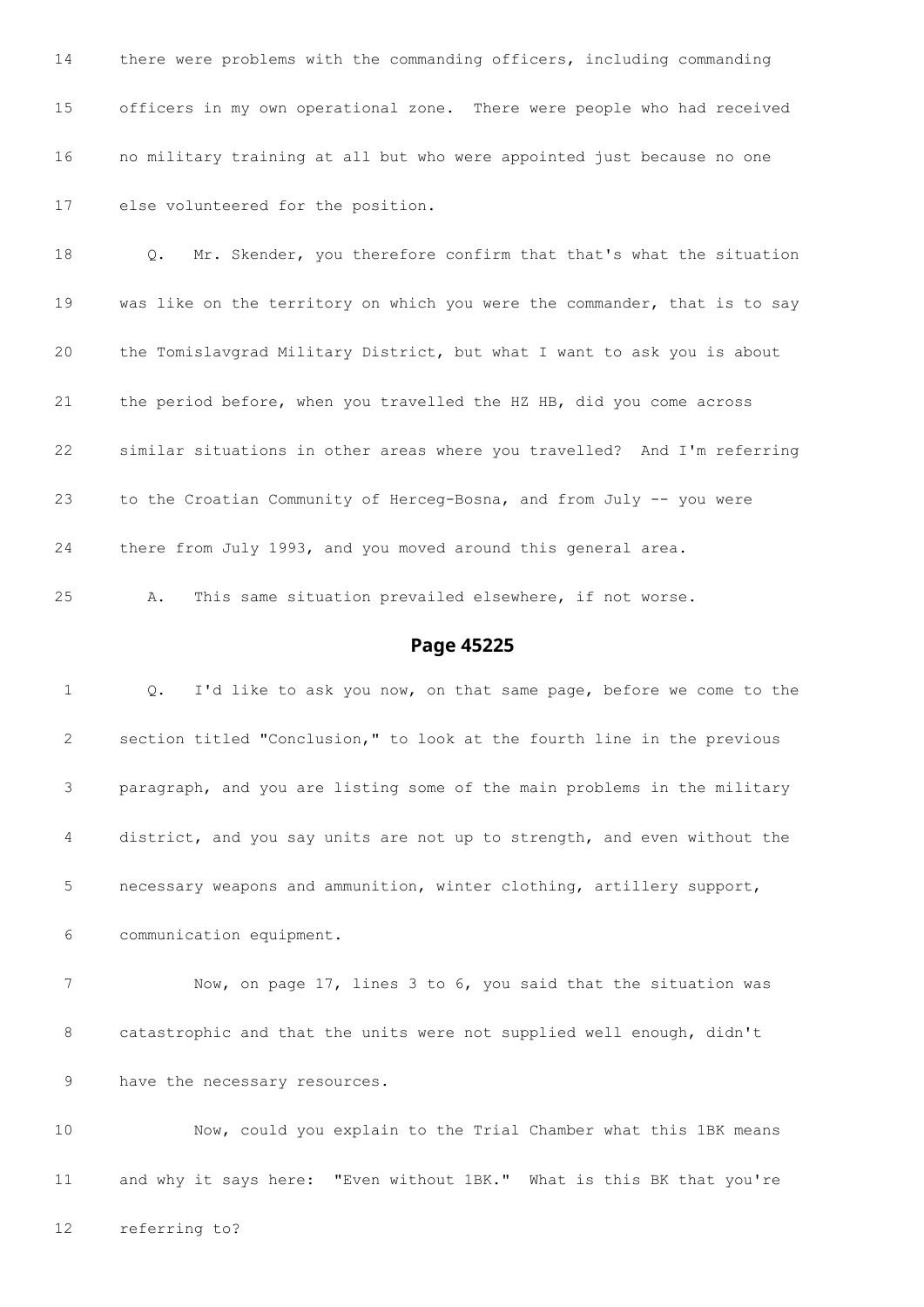14 there were problems with the commanding officers, including commanding

15 officers in my own operational zone. There were people who had received

16 no military training at all but who were appointed just because no one

17 else volunteered for the position.

18 Q. Mr. Skender, you therefore confirm that that's what the situation

19 was like on the territory on which you were the commander, that is to say

20 the Tomislavgrad Military District, but what I want to ask you is about

21 the period before, when you travelled the HZ HB, did you come across

22 similar situations in other areas where you travelled? And I'm referring

23 to the Croatian Community of Herceg-Bosna, and from July -- you were

24 there from July 1993, and you moved around this general area.

25 A. This same situation prevailed elsewhere, if not worse.

## Page 45225

1 Q. I'd like to ask you now, on that same page, before we come to the

2 section titled "Conclusion," to look at the fourth line in the previous

3 paragraph, and you are listing some of the main problems in the military

4 district, and you say units are not up to strength, and even without the

5 necessary weapons and ammunition, winter clothing, artillery support,

6 communication equipment.

7 Now, on page 17, lines 3 to 6, you said that the situation was

8 catastrophic and that the units were not supplied well enough, didn't

9 have the necessary resources.

10 Now, could you explain to the Trial Chamber what this 1BK means

11 and why it says here: "Even without 1BK." What is this BK that you're

12 referring to?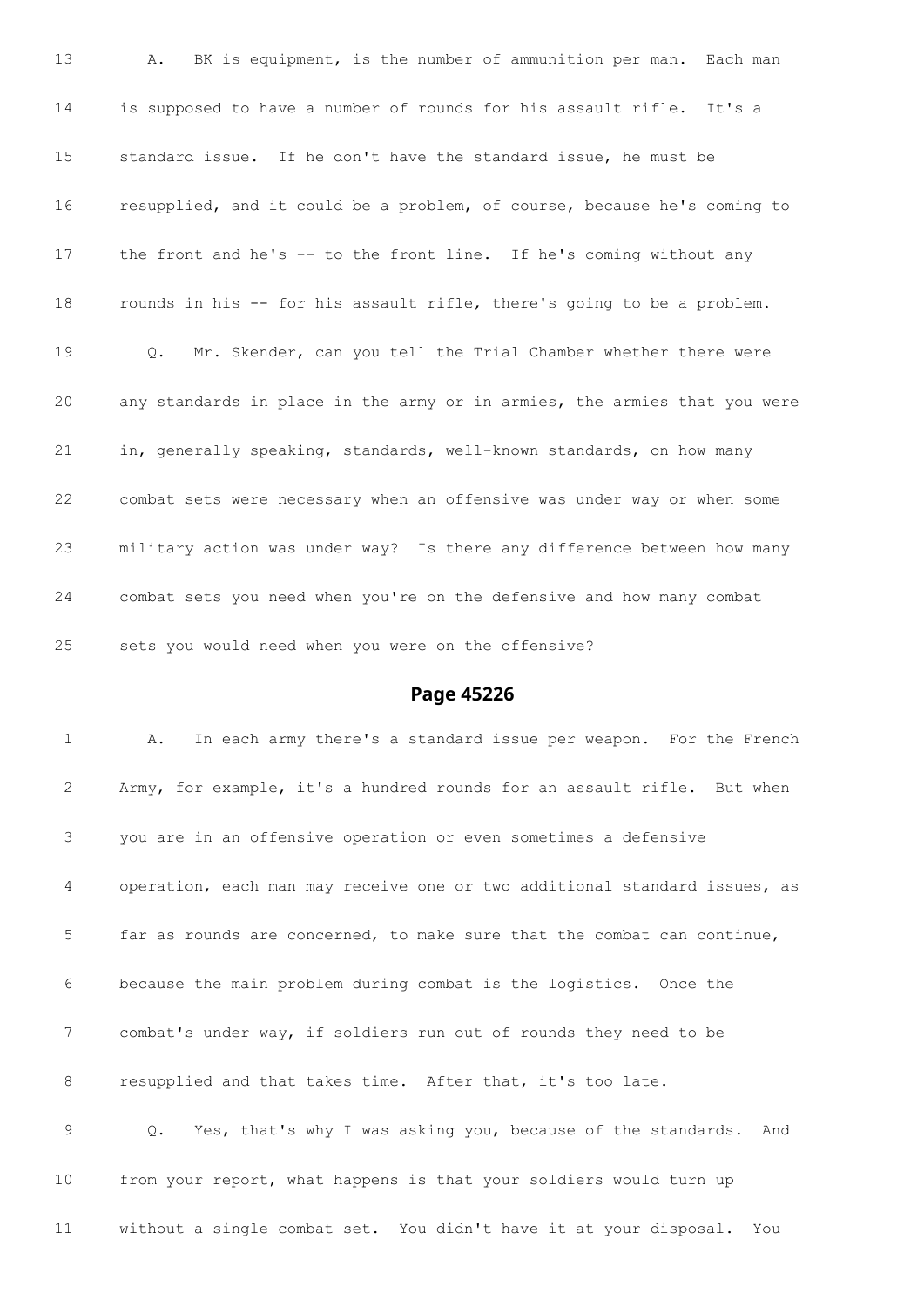13 A. BK is equipment, is the number of ammunition per man. Each man

14 is supposed to have a number of rounds for his assault rifle. It's a

15 standard issue. If he don't have the standard issue, he must be

16 resupplied, and it could be a problem, of course, because he's coming to

17 the front and he's -- to the front line. If he's coming without any

18 rounds in his -- for his assault rifle, there's going to be a problem.

19 Q. Mr. Skender, can you tell the Trial Chamber whether there were

20 any standards in place in the army or in armies, the armies that you were

21 in, generally speaking, standards, well-known standards, on how many

22 combat sets were necessary when an offensive was under way or when some

23 military action was under way? Is there any difference between how many

24 combat sets you need when you're on the defensive and how many combat

25 sets you would need when you were on the offensive?

## Page 45226

1 A. In each army there's a standard issue per weapon. For the French

2 Army, for example, it's a hundred rounds for an assault rifle. But when

3 you are in an offensive operation or even sometimes a defensive

4 operation, each man may receive one or two additional standard issues, as

5 far as rounds are concerned, to make sure that the combat can continue,

6 because the main problem during combat is the logistics. Once the

7 combat's under way, if soldiers run out of rounds they need to be

8 resupplied and that takes time. After that, it's too late.

9 Q. Yes, that's why I was asking you, because of the standards. And

10 from your report, what happens is that your soldiers would turn up

11 without a single combat set. You didn't have it at your disposal. You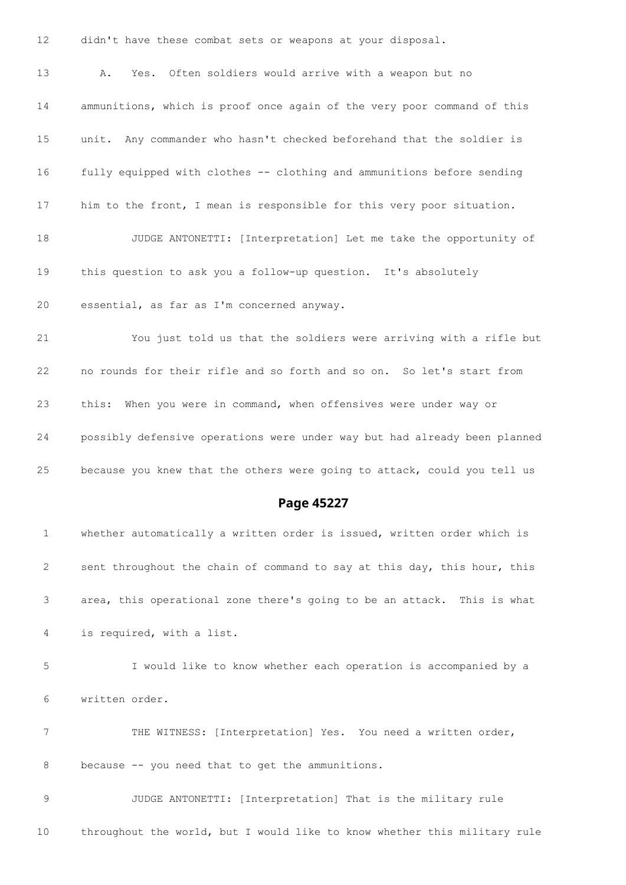12 didn't have these combat sets or weapons at your disposal.

13 A. Yes. Often soldiers would arrive with a weapon but no

14 ammunitions, which is proof once again of the very poor command of this

15 unit. Any commander who hasn't checked beforehand that the soldier is

16 fully equipped with clothes -- clothing and ammunitions before sending

17 him to the front, I mean is responsible for this very poor situation.

18 JUDGE ANTONETTI: [Interpretation] Let me take the opportunity of

19 this question to ask you a follow-up question. It's absolutely

20 essential, as far as I'm concerned anyway.

21 You just told us that the soldiers were arriving with a rifle but

22 no rounds for their rifle and so forth and so on. So let's start from

23 this: When you were in command, when offensives were under way or

24 possibly defensive operations were under way but had already been planned

25 because you knew that the others were going to attack, could you tell us

## Page 45227

1 whether automatically a written order is issued, written order which is

2 sent throughout the chain of command to say at this day, this hour, this

3 area, this operational zone there's going to be an attack. This is what

4 is required, with a list.

5 I would like to know whether each operation is accompanied by a

6 written order.

7 THE WITNESS: [Interpretation] Yes. You need a written order,

8 because -- you need that to get the ammunitions.

9 JUDGE ANTONETTI: [Interpretation] That is the military rule

10 throughout the world, but I would like to know whether this military rule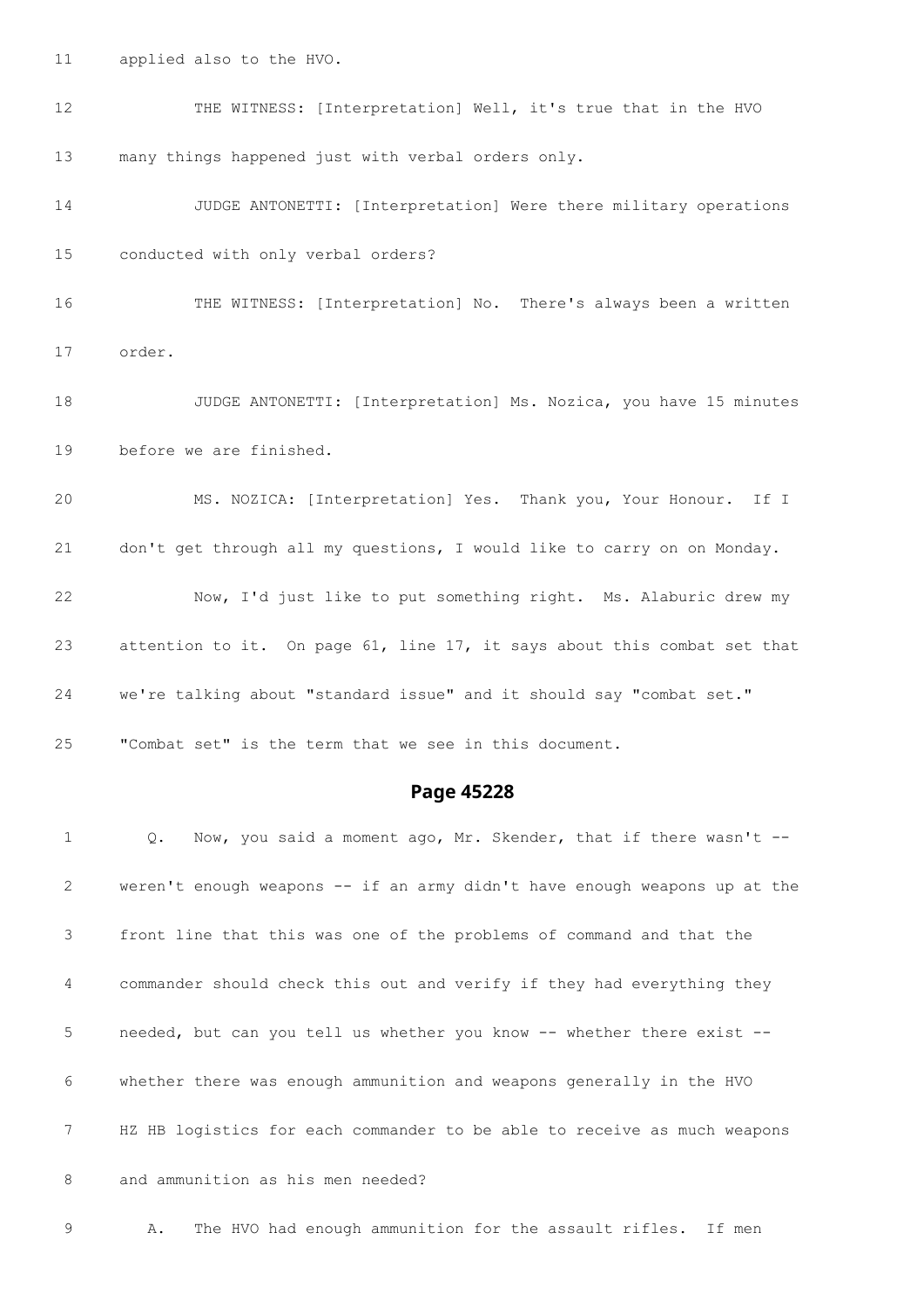11 applied also to the HVO.

12 THE WITNESS: [Interpretation] Well, it's true that in the HVO

13 many things happened just with verbal orders only.

14 JUDGE ANTONETTI: [Interpretation] Were there military operations

15 conducted with only verbal orders?

16 THE WITNESS: [Interpretation] No. There's always been a written

17 order.

18 JUDGE ANTONETTI: [Interpretation] Ms. Nozica, you have 15 minutes

19 before we are finished.

20 MS. NOZICA: [Interpretation] Yes. Thank you, Your Honour. If I

21 don't get through all my questions, I would like to carry on on Monday.

22 Now, I'd just like to put something right. Ms. Alaburic drew my

23 attention to it. On page 61, line 17, it says about this combat set that

24 we're talking about "standard issue" and it should say "combat set."

25 "Combat set" is the term that we see in this document.

## Page 45228

1 Q. Now, you said a moment ago, Mr. Skender, that if there wasn't --

2 weren't enough weapons -- if an army didn't have enough weapons up at the

3 front line that this was one of the problems of command and that the

4 commander should check this out and verify if they had everything they

5 needed, but can you tell us whether you know -- whether there exist --

6 whether there was enough ammunition and weapons generally in the HVO

7 HZ HB logistics for each commander to be able to receive as much weapons

8 and ammunition as his men needed?

9 A. The HVO had enough ammunition for the assault rifles. If men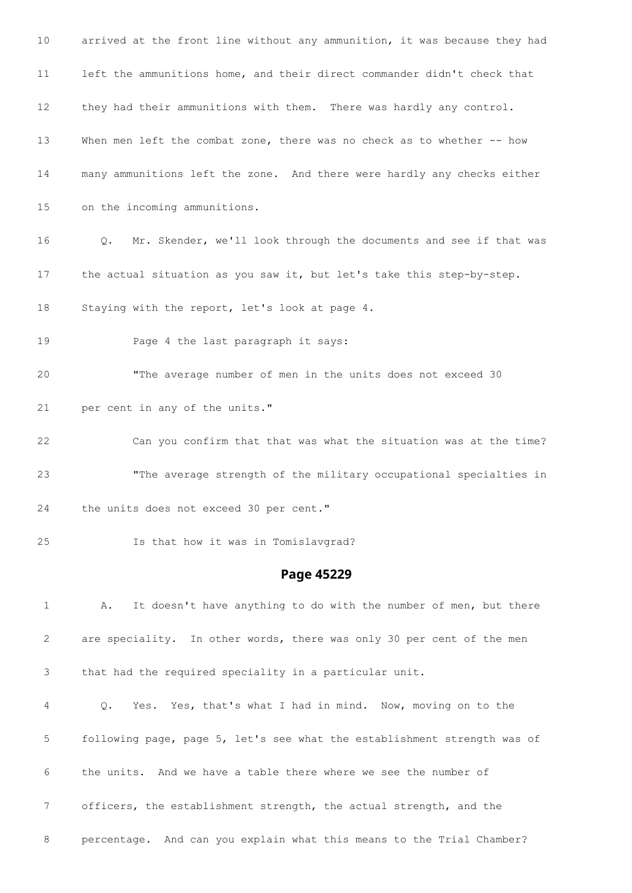10 arrived at the front line without any ammunition, it was because they had

11 left the ammunitions home, and their direct commander didn't check that

12 they had their ammunitions with them. There was hardly any control.

13 When men left the combat zone, there was no check as to whether -- how

14 many ammunitions left the zone. And there were hardly any checks either

15 on the incoming ammunitions.

16 Q. Mr. Skender, we'll look through the documents and see if that was

17 the actual situation as you saw it, but let's take this step-by-step.

18 Staying with the report, let's look at page 4.

19 Page 4 the last paragraph it says:

20 "The average number of men in the units does not exceed 30

21 per cent in any of the units."

22 Can you confirm that that was what the situation was at the time?

23 "The average strength of the military occupational specialties in

24 the units does not exceed 30 per cent."

25 Is that how it was in Tomislavgrad?

## Page 45229

1 A. It doesn't have anything to do with the number of men, but there

2 are speciality. In other words, there was only 30 per cent of the men

3 that had the required speciality in a particular unit.

4 Q. Yes. Yes, that's what I had in mind. Now, moving on to the

5 following page, page 5, let's see what the establishment strength was of

6 the units. And we have a table there where we see the number of

7 officers, the establishment strength, the actual strength, and the

8 percentage. And can you explain what this means to the Trial Chamber?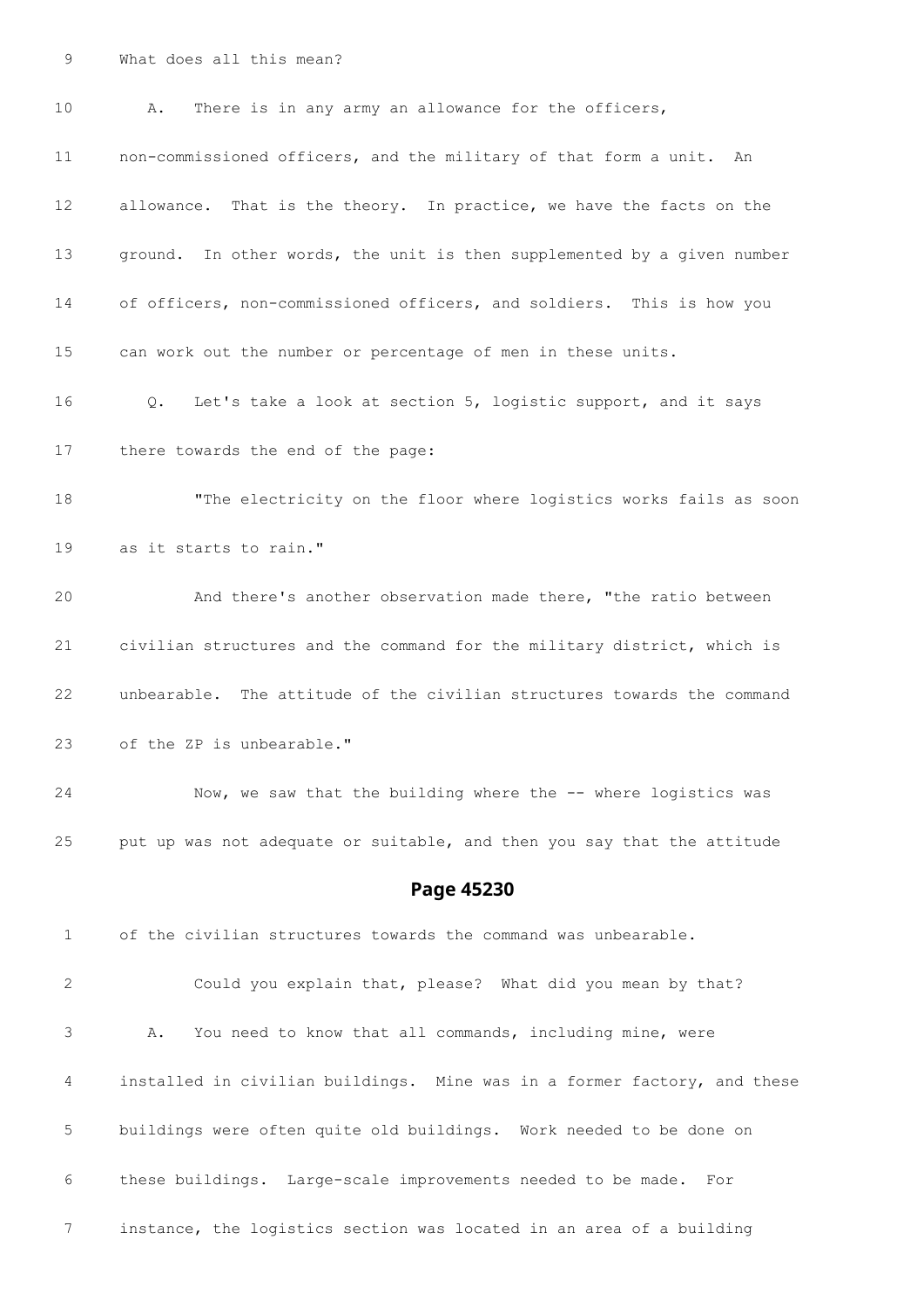9 What does all this mean?

10 A. There is in any army an allowance for the officers,

11 non-commissioned officers, and the military of that form a unit. An

12 allowance. That is the theory. In practice, we have the facts on the

13 ground. In other words, the unit is then supplemented by a given number

14 of officers, non-commissioned officers, and soldiers. This is how you

15 can work out the number or percentage of men in these units.

16 Q. Let's take a look at section 5, logistic support, and it says

17 there towards the end of the page:

18 "The electricity on the floor where logistics works fails as soon

19 as it starts to rain."

20 And there's another observation made there, "the ratio between

21 civilian structures and the command for the military district, which is

22 unbearable. The attitude of the civilian structures towards the command

23 of the ZP is unbearable."

24 Now, we saw that the building where the -- where logistics was

25 put up was not adequate or suitable, and then you say that the attitude

## Page 45230

1 of the civilian structures towards the command was unbearable.

2 Could you explain that, please? What did you mean by that?

3 A. You need to know that all commands, including mine, were

4 installed in civilian buildings. Mine was in a former factory, and these

5 buildings were often quite old buildings. Work needed to be done on

6 these buildings. Large-scale improvements needed to be made. For

7 instance, the logistics section was located in an area of a building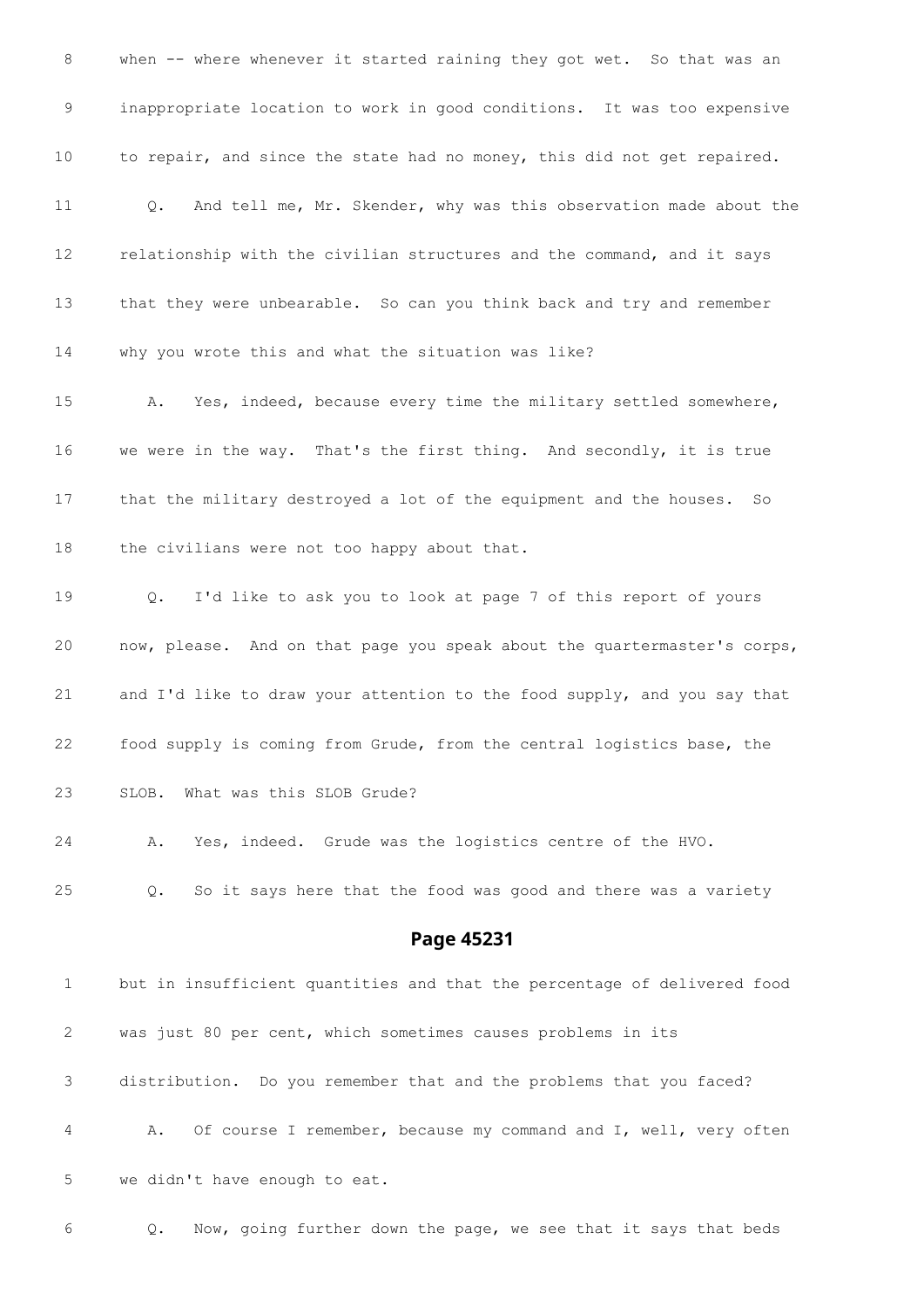8 when -- where whenever it started raining they got wet. So that was an

9 inappropriate location to work in good conditions. It was too expensive

10 to repair, and since the state had no money, this did not get repaired.

11 Q. And tell me, Mr. Skender, why was this observation made about the

12 relationship with the civilian structures and the command, and it says

13 that they were unbearable. So can you think back and try and remember

14 why you wrote this and what the situation was like?

15 A. Yes, indeed, because every time the military settled somewhere,

16 we were in the way. That's the first thing. And secondly, it is true

17 that the military destroyed a lot of the equipment and the houses. So

18 the civilians were not too happy about that.

19 Q. I'd like to ask you to look at page 7 of this report of yours

20 now, please. And on that page you speak about the quartermaster's corps,

21 and I'd like to draw your attention to the food supply, and you say that

22 food supply is coming from Grude, from the central logistics base, the

23 SLOB. What was this SLOB Grude?

24 A. Yes, indeed. Grude was the logistics centre of the HVO.

25 Q. So it says here that the food was good and there was a variety

## Page 45231

1 but in insufficient quantities and that the percentage of delivered food

2 was just 80 per cent, which sometimes causes problems in its

3 distribution. Do you remember that and the problems that you faced?

4 A. Of course I remember, because my command and I, well, very often

5 we didn't have enough to eat.

6 Q. Now, going further down the page, we see that it says that beds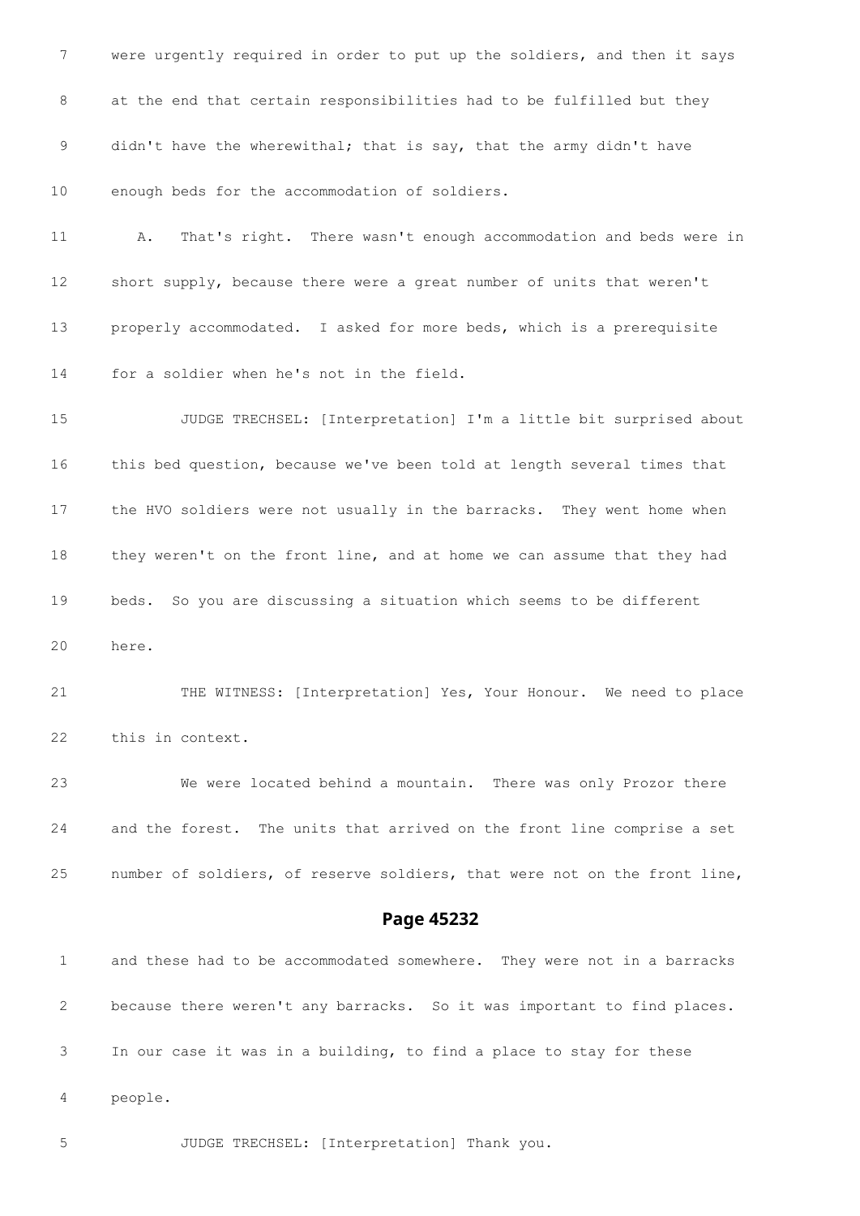were urgently required in order to put up the soldiers, and then it says at the end that certain responsibilities had to be fulfilled but they didn't have the wherewithal; that is say, that the army didn't have enough beds for the accommodation of soldiers.

A. That's right. There wasn't enough accommodation and beds were in short supply, because there were a great number of units that weren't properly accommodated. I asked for more beds, which is a prerequisite for a soldier when he's not in the field.

JUDGE TRECHSEL: [Interpretation] I'm a little bit surprised about this bed question, because we've been told at length several times that the HVO soldiers were not usually in the barracks. They went home when they weren't on the front line, and at home we can assume that they had beds. So you are discussing a situation which seems to be different here.

THE WITNESS: [Interpretation] Yes, Your Honour. We need to place this in context.

We were located behind a mountain. There was only Prozor there and the forest. The units that arrived on the front line comprise a set number of soldiers, of reserve soldiers, that were not on the front line,

## Page 45232

and these had to be accommodated somewhere. They were not in a barracks because there weren't any barracks. So it was important to find places. In our case it was in a building, to find a place to stay for these people.

JUDGE TRECHSEL: [Interpretation] Thank you.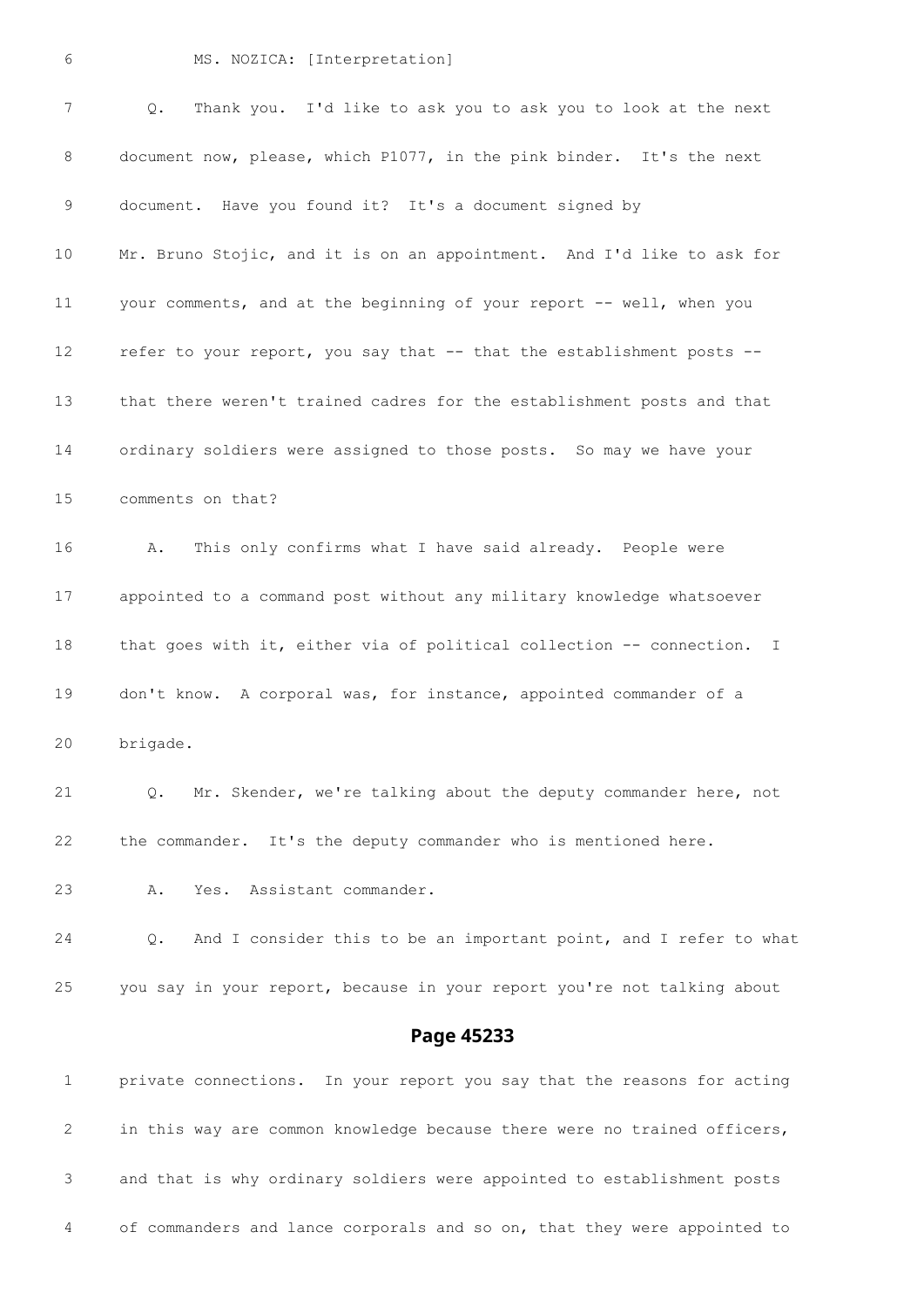6 MS. NOZICA: [Interpretation]

7 Q. Thank you. I'd like to ask you to ask you to look at the next

8 document now, please, which P1077, in the pink binder. It's the next

9 document. Have you found it? It's a document signed by

10 Mr. Bruno Stojic, and it is on an appointment. And I'd like to ask for

11 your comments, and at the beginning of your report -- well, when you

12 refer to your report, you say that -- that the establishment posts --

13 that there weren't trained cadres for the establishment posts and that

14 ordinary soldiers were assigned to those posts. So may we have your

15 comments on that?

16 A. This only confirms what I have said already. People were

17 appointed to a command post without any military knowledge whatsoever

18 that goes with it, either via of political collection -- connection. I

19 don't know. A corporal was, for instance, appointed commander of a

20 brigade.

21 Q. Mr. Skender, we're talking about the deputy commander here, not

22 the commander. It's the deputy commander who is mentioned here.

23 A. Yes. Assistant commander.

24 Q. And I consider this to be an important point, and I refer to what

25 you say in your report, because in your report you're not talking about

## Page 45233

1 private connections. In your report you say that the reasons for acting

2 in this way are common knowledge because there were no trained officers,

3 and that is why ordinary soldiers were appointed to establishment posts

4 of commanders and lance corporals and so on, that they were appointed to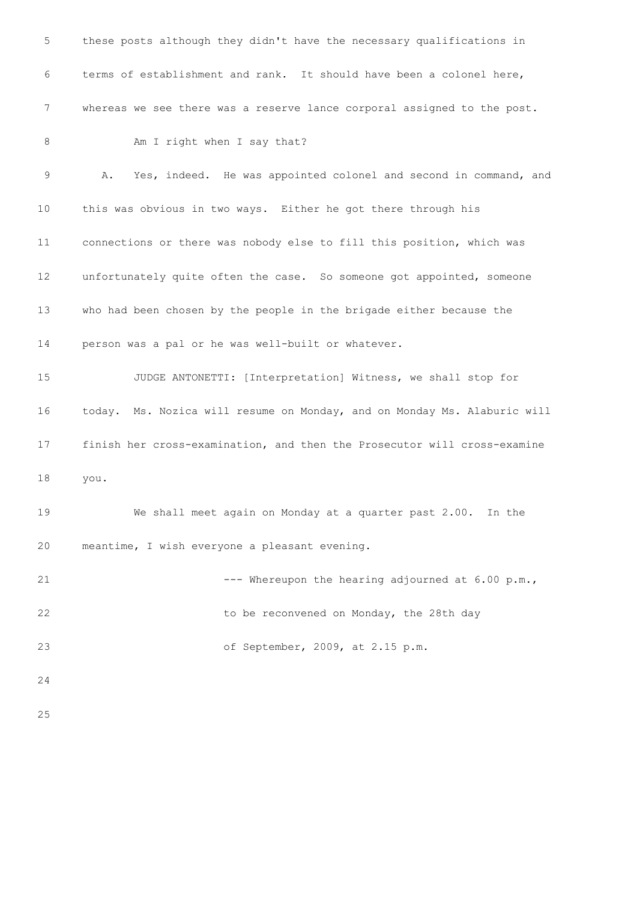these posts although they didn't have the necessary qualifications in terms of establishment and rank. It should have been a colonel here, whereas we see there was a reserve lance corporal assigned to the post.

Am I right when I say that?

A. Yes, indeed. He was appointed colonel and second in command, and this was obvious in two ways. Either he got there through his connections or there was nobody else to fill this position, which was unfortunately quite often the case. So someone got appointed, someone who had been chosen by the people in the brigade either because the person was a pal or he was well-built or whatever.

JUDGE ANTONETTI: [Interpretation] Witness, we shall stop for today. Ms. Nozica will resume on Monday, and on Monday Ms. Alaburic will finish her cross-examination, and then the Prosecutor will cross-examine you.

We shall meet again on Monday at a quarter past 2.00. In the meantime, I wish everyone a pleasant evening.

--- Whereupon the hearing adjourned at 6.00 p.m., to be reconvened on Monday, the 28th day of September, 2009, at 2.15 p.m.